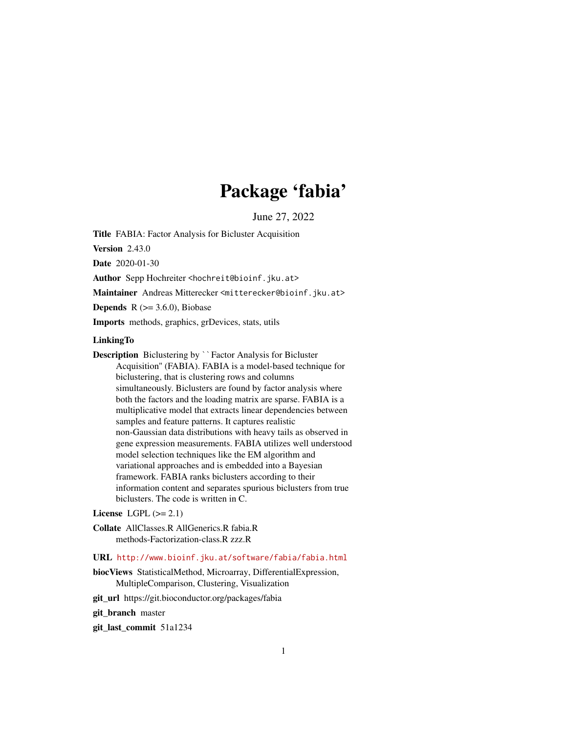# Package 'fabia'

June 27, 2022

**Title** FABIA: Factor Analysis for Bicluster Acquisition

**Version** 2.43.0

**Date** 2020-01-30

**Author** Sepp Hochreiter <hochreit@bioinf.jku.at>

**Maintainer** Andreas Mitterecker <mitterecker@bioinf.jku.at>

**Depends** R (>= 3.6.0), Biobase

**Imports** methods, graphics, grDevices, stats, utils

**LinkingTo**

**Description** Biclustering by ``Factor Analysis for Bicluster Acquisition'' (FABIA). FABIA is a model-based technique for biclustering, that is clustering rows and columns simultaneously. Biclusters are found by factor analysis where both the factors and the loading matrix are sparse. FABIA is a multiplicative model that extracts linear dependencies between samples and feature patterns. It captures realistic non-Gaussian data distributions with heavy tails as observed in gene expression measurements. FABIA utilizes well understood model selection techniques like the EM algorithm and variational approaches and is embedded into a Bayesian framework. FABIA ranks biclusters according to their information content and separates spurious biclusters from true biclusters. The code is written in C.

**License** LGPL (>= 2.1)

**Collate** AllClasses.R AllGenerics.R fabia.R methods-Factorization-class.R zzz.R

**URL** http://www.bioinf.jku.at/software/fabia/fabia.html

**biocViews** StatisticalMethod, Microarray, DifferentialExpression, MultipleComparison, Clustering, Visualization

**git_url** https://git.bioconductor.org/packages/fabia

**git_branch** master

**git_last_commit** 51a1234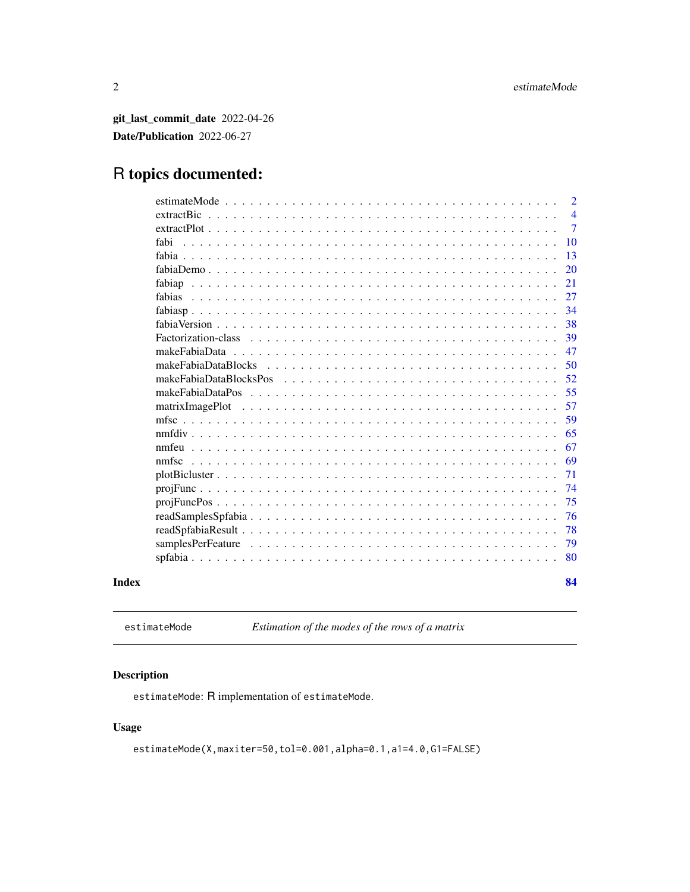**git_last_commit_date** 2022-04-26

**Date/Publication** 2022-06-27

# R topics documented:

| | |
|---|---|
| estimateMode | 2 |
| extractBic | 4 |
| extractPlot | 7 |
| fabi | 10 |
| fabia | 13 |
| fabiaDemo | 20 |
| fabiap | 21 |
| fabias | 27 |
| fabiasp | 34 |
| fabiaVersion | 38 |
| Factorization-class | 39 |
| makeFabiaData | 47 |
| makeFabiaDataBlocks | 50 |
| makeFabiaDataBlocksPos | 52 |
| makeFabiaDataPos | 55 |
| matrixImagePlot | 57 |
| mfsc | 59 |
| nmfdiv | 65 |
| nmfeu | 67 |
| nmfsc | 69 |
| plotBicluster | 71 |
| projFunc | 74 |
| projFuncPos | 75 |
| readSamplesSpfabia | 76 |
| readSpfabiaResult | 78 |
| samplesPerFeature | 79 |
| spfabia | 80 |
| **Index** | **84** |

---

`estimateMode` *Estimation of the modes of the rows of a matrix*

## Description

`estimateMode`: R implementation of `estimateMode`.

## Usage

```
estimateMode(X,maxiter=50,tol=0.001,alpha=0.1,a1=4.0,G1=FALSE)
```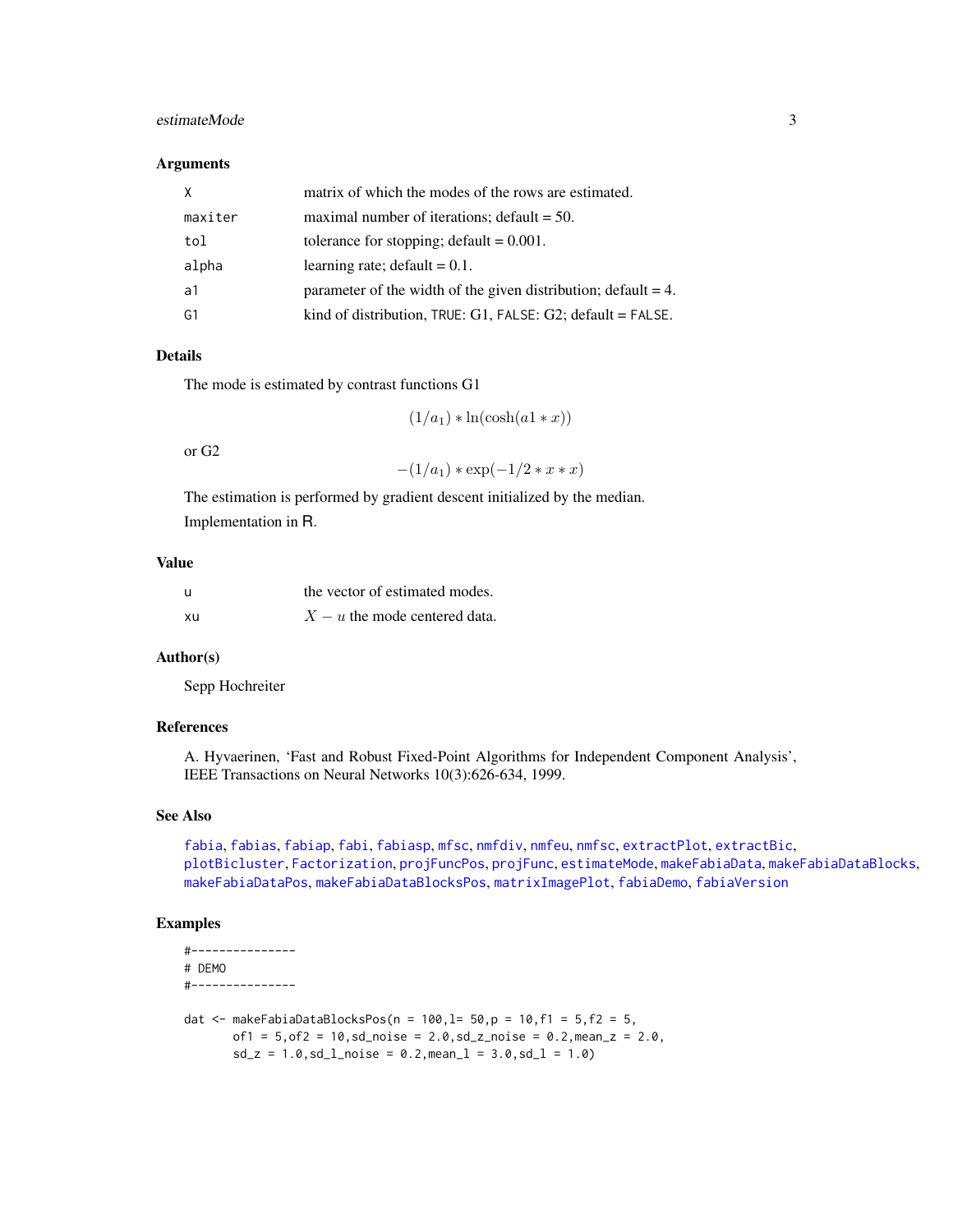### Arguments

| | |
|---|---|
| `X` | matrix of which the modes of the rows are estimated. |
| `maxiter` | maximal number of iterations; default = 50. |
| `tol` | tolerance for stopping; default = 0.001. |
| `alpha` | learning rate; default = 0.1. |
| `a1` | parameter of the width of the given distribution; default = 4. |
| `G1` | kind of distribution, `TRUE`: G1, `FALSE`: G2; default = `FALSE`. |

### Details

The mode is estimated by contrast functions G1

$$(1/a_1) * \ln(\cosh(a1 * x))$$

or G2

$$-(1/a_1) * \exp(-1/2 * x * x)$$

The estimation is performed by gradient descent initialized by the median.

Implementation in R.

### Value

| | |
|---|---|
| `u` | the vector of estimated modes. |
| `xu` | $X - u$ the mode centered data. |

### Author(s)

Sepp Hochreiter

### References

A. Hyvaerinen, 'Fast and Robust Fixed-Point Algorithms for Independent Component Analysis', IEEE Transactions on Neural Networks 10(3):626-634, 1999.

### See Also

`fabia`, `fabias`, `fabiap`, `fabi`, `fabiasp`, `mfsc`, `nmfdiv`, `nmfeu`, `nmfsc`, `extractPlot`, `extractBic`, `plotBicluster`, `Factorization`, `projFuncPos`, `projFunc`, `estimateMode`, `makeFabiaData`, `makeFabiaDataBlocks`, `makeFabiaDataPos`, `makeFabiaDataBlocksPos`, `matrixImagePlot`, `fabiaDemo`, `fabiaVersion`

### Examples

```
#---------------
# DEMO
#---------------

dat <- makeFabiaDataBlocksPos(n = 100,l= 50,p = 10,f1 = 5,f2 = 5,
       of1 = 5,of2 = 10,sd_noise = 2.0,sd_z_noise = 0.2,mean_z = 2.0,
       sd_z = 1.0,sd_l_noise = 0.2,mean_l = 3.0,sd_l = 1.0)
```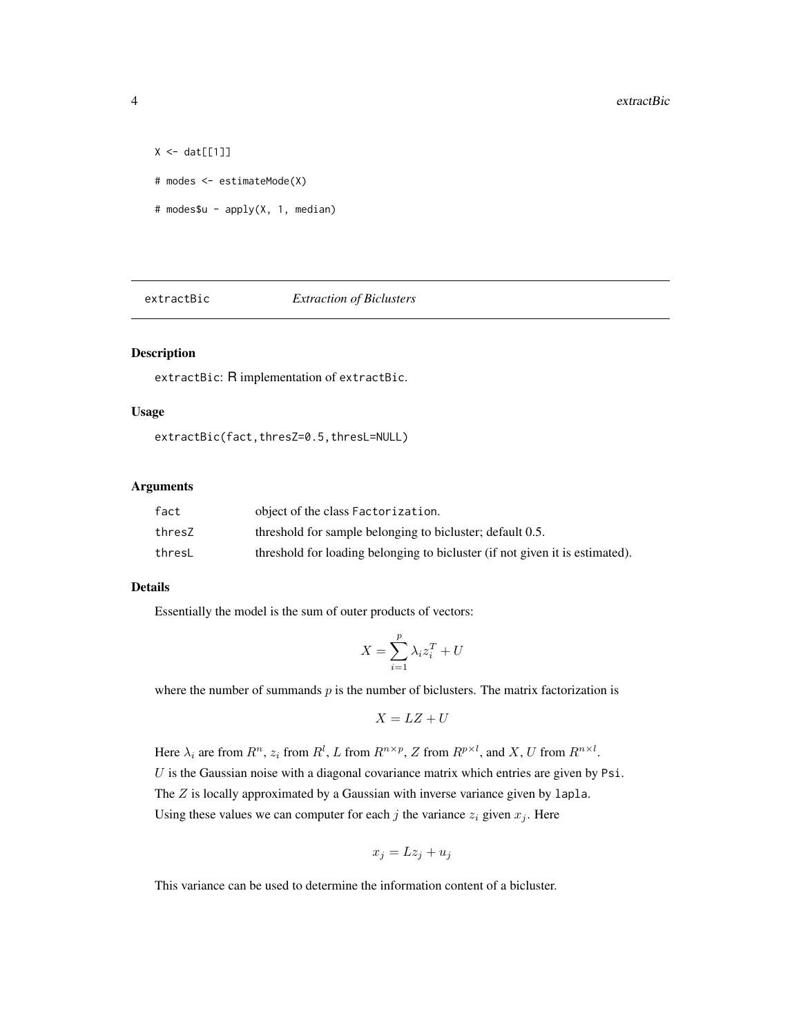```
X <- dat[[1]]

# modes <- estimateMode(X)

# modes$u - apply(X, 1, median)
```

## extractBic — *Extraction of Biclusters*

### Description

extractBic: R implementation of extractBic.

### Usage

```
extractBic(fact,thresZ=0.5,thresL=NULL)
```

### Arguments

| | |
|---|---|
| fact | object of the class Factorization. |
| thresZ | threshold for sample belonging to bicluster; default 0.5. |
| thresL | threshold for loading belonging to bicluster (if not given it is estimated). |

### Details

Essentially the model is the sum of outer products of vectors:

$$X = \sum_{i=1}^{p} \lambda_i z_i^T + U$$

where the number of summands $p$ is the number of biclusters. The matrix factorization is

$$X = LZ + U$$

Here $\lambda_i$ are from $R^n$, $z_i$ from $R^l$, $L$ from $R^{n \times p}$, $Z$ from $R^{p \times l}$, and $X, U$ from $R^{n \times l}$.

$U$ is the Gaussian noise with a diagonal covariance matrix which entries are given by Psi.

The $Z$ is locally approximated by a Gaussian with inverse variance given by lapla.

Using these values we can computer for each $j$ the variance $z_i$ given $x_j$. Here

$$x_j = Lz_j + u_j$$

This variance can be used to determine the information content of a bicluster.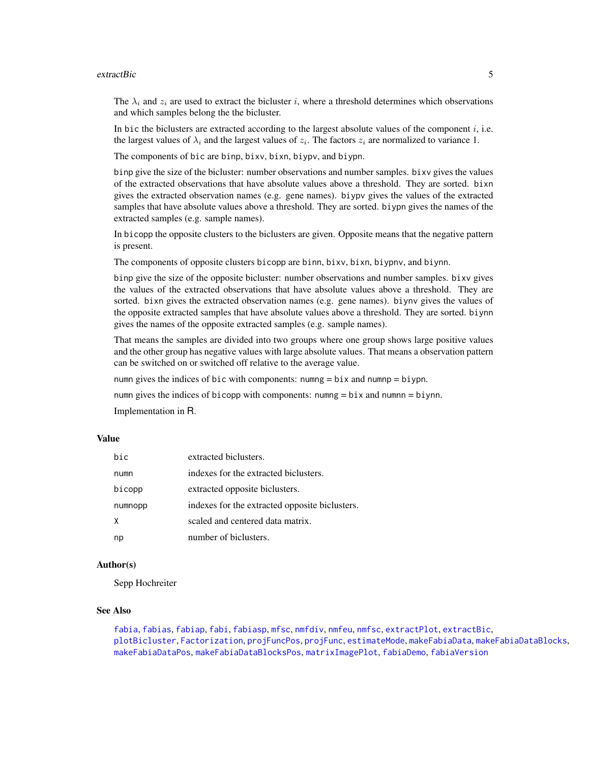The $\lambda_i$ and $z_i$ are used to extract the bicluster $i$, where a threshold determines which observations and which samples belong the the bicluster.

In `bic` the biclusters are extracted according to the largest absolute values of the component $i$, i.e. the largest values of $\lambda_i$ and the largest values of $z_i$. The factors $z_i$ are normalized to variance 1.

The components of `bic` are `binp`, `bixv`, `bixn`, `biypv`, and `biypn`.

`binp` give the size of the bicluster: number observations and number samples. `bixv` gives the values of the extracted observations that have absolute values above a threshold. They are sorted. `bixn` gives the extracted observation names (e.g. gene names). `biypv` gives the values of the extracted samples that have absolute values above a threshold. They are sorted. `biypn` gives the names of the extracted samples (e.g. sample names).

In `bicopp` the opposite clusters to the biclusters are given. Opposite means that the negative pattern is present.

The components of opposite clusters `bicopp` are `binn`, `bixv`, `bixn`, `biypnv`, and `biynn`.

`binp` give the size of the opposite bicluster: number observations and number samples. `bixv` gives the values of the extracted observations that have absolute values above a threshold. They are sorted. `bixn` gives the extracted observation names (e.g. gene names). `biynv` gives the values of the opposite extracted samples that have absolute values above a threshold. They are sorted. `biynn` gives the names of the opposite extracted samples (e.g. sample names).

That means the samples are divided into two groups where one group shows large positive values and the other group has negative values with large absolute values. That means a observation pattern can be switched on or switched off relative to the average value.

`numn` gives the indices of `bic` with components: `numng` = `bix` and `numnp` = `biypn`.

`numn` gives the indices of `bicopp` with components: `numng` = `bix` and `numnn` = `biynn`.

Implementation in R.

## Value

| | |
|---|---|
| `bic` | extracted biclusters. |
| `numn` | indexes for the extracted biclusters. |
| `bicopp` | extracted opposite biclusters. |
| `numnopp` | indexes for the extracted opposite biclusters. |
| `X` | scaled and centered data matrix. |
| `np` | number of biclusters. |

## Author(s)

Sepp Hochreiter

## See Also

`fabia`, `fabias`, `fabiap`, `fabi`, `fabiasp`, `mfsc`, `nmfdiv`, `nmfeu`, `nmfsc`, `extractPlot`, `extractBic`, `plotBicluster`, `Factorization`, `projFuncPos`, `projFunc`, `estimateMode`, `makeFabiaData`, `makeFabiaDataBlocks`, `makeFabiaDataPos`, `makeFabiaDataBlocksPos`, `matrixImagePlot`, `fabiaDemo`, `fabiaVersion`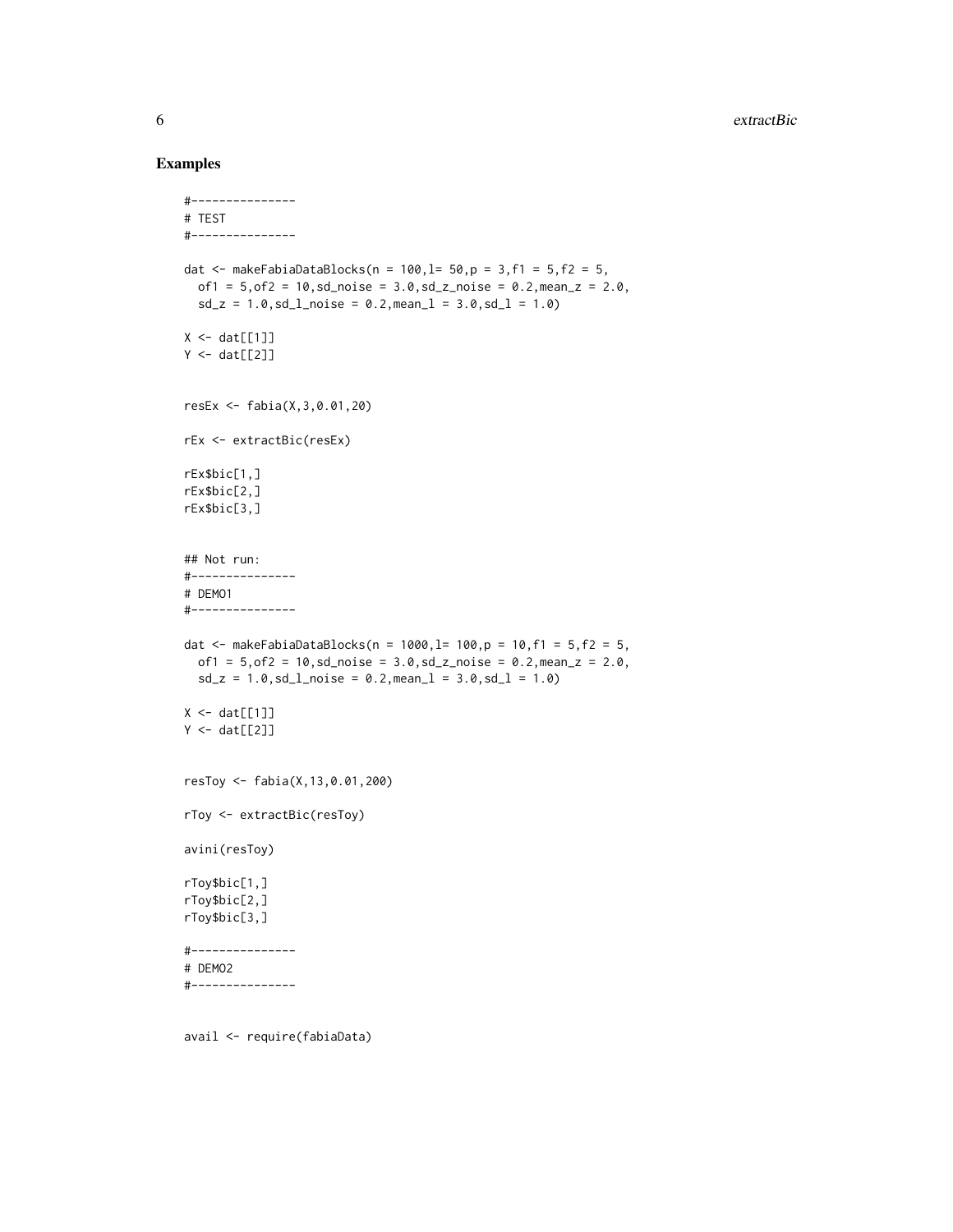### Examples

```
#---------------
# TEST
#---------------

dat <- makeFabiaDataBlocks(n = 100,l= 50,p = 3,f1 = 5,f2 = 5,
  of1 = 5,of2 = 10,sd_noise = 3.0,sd_z_noise = 0.2,mean_z = 2.0,
  sd_z = 1.0,sd_l_noise = 0.2,mean_l = 3.0,sd_l = 1.0)

X <- dat[[1]]
Y <- dat[[2]]


resEx <- fabia(X,3,0.01,20)

rEx <- extractBic(resEx)

rEx$bic[1,]
rEx$bic[2,]
rEx$bic[3,]


## Not run:
#---------------
# DEMO1
#---------------

dat <- makeFabiaDataBlocks(n = 1000,l= 100,p = 10,f1 = 5,f2 = 5,
  of1 = 5,of2 = 10,sd_noise = 3.0,sd_z_noise = 0.2,mean_z = 2.0,
  sd_z = 1.0,sd_l_noise = 0.2,mean_l = 3.0,sd_l = 1.0)

X <- dat[[1]]
Y <- dat[[2]]


resToy <- fabia(X,13,0.01,200)

rToy <- extractBic(resToy)

avini(resToy)

rToy$bic[1,]
rToy$bic[2,]
rToy$bic[3,]

#---------------
# DEMO2
#---------------


avail <- require(fabiaData)
```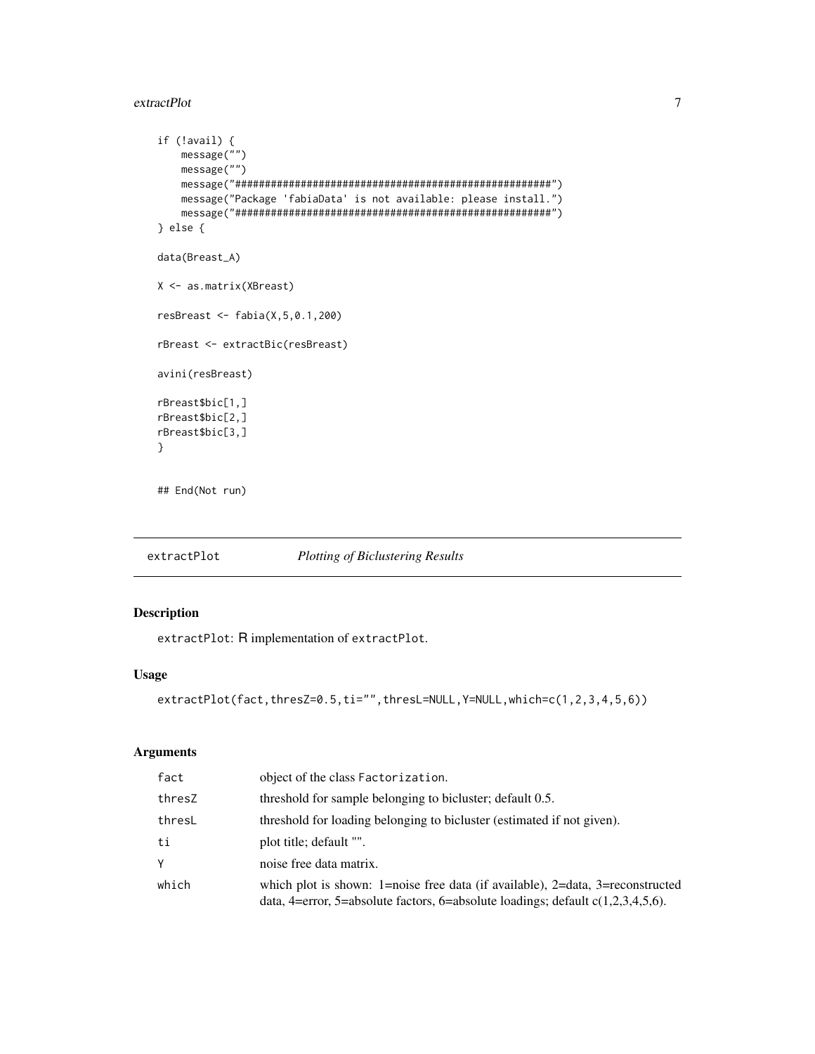```
if (!avail) {
    message("")
    message("")
    message("#####################################################")
    message("Package 'fabiaData' is not available: please install.")
    message("#####################################################")
} else {

data(Breast_A)

X <- as.matrix(XBreast)

resBreast <- fabia(X,5,0.1,200)

rBreast <- extractBic(resBreast)

avini(resBreast)

rBreast$bic[1,]
rBreast$bic[2,]
rBreast$bic[3,]
}


## End(Not run)
```

## extractPlot — *Plotting of Biclustering Results*

### Description

`extractPlot`: R implementation of `extractPlot`.

### Usage

```
extractPlot(fact,thresZ=0.5,ti="",thresL=NULL,Y=NULL,which=c(1,2,3,4,5,6))
```

### Arguments

| | |
|---|---|
| `fact` | object of the class `Factorization`. |
| `thresZ` | threshold for sample belonging to bicluster; default 0.5. |
| `thresL` | threshold for loading belonging to bicluster (estimated if not given). |
| `ti` | plot title; default "". |
| `Y` | noise free data matrix. |
| `which` | which plot is shown: 1=noise free data (if available), 2=data, 3=reconstructed data, 4=error, 5=absolute factors, 6=absolute loadings; default c(1,2,3,4,5,6). |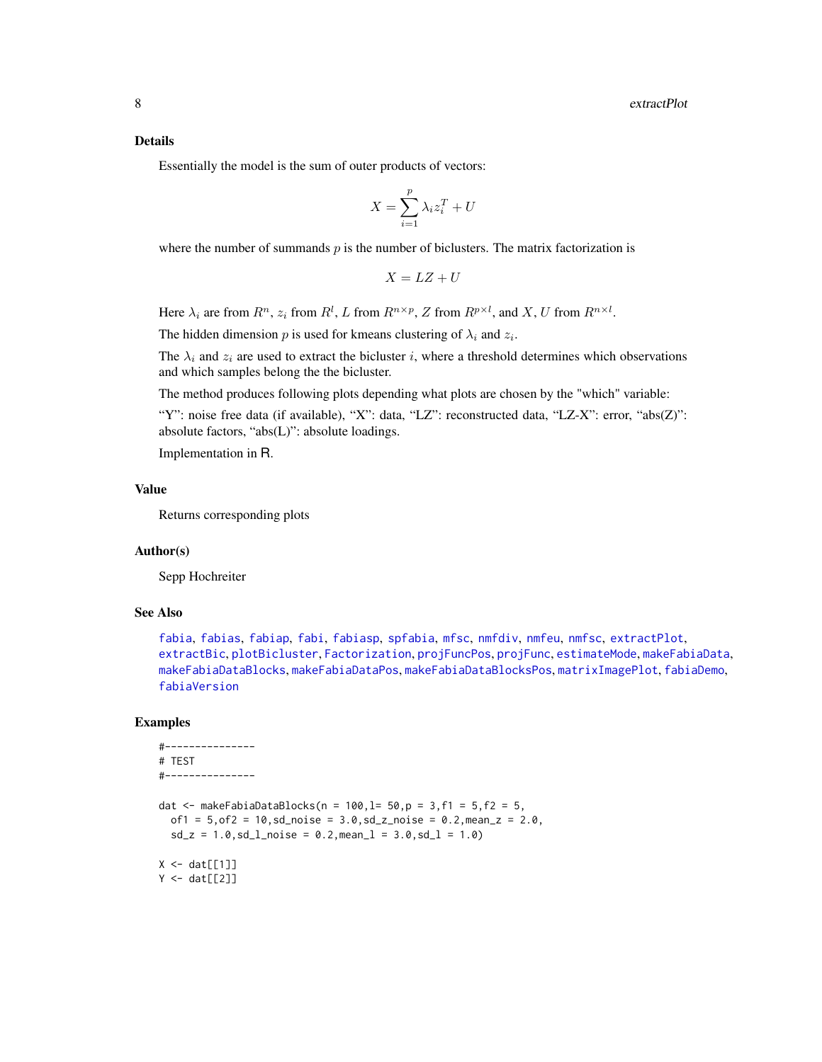### Details

Essentially the model is the sum of outer products of vectors:

$$X = \sum_{i=1}^{p} \lambda_i z_i^T + U$$

where the number of summands $p$ is the number of biclusters. The matrix factorization is

$$X = LZ + U$$

Here $\lambda_i$ are from $R^n$, $z_i$ from $R^l$, $L$ from $R^{n \times p}$, $Z$ from $R^{p \times l}$, and $X, U$ from $R^{n \times l}$.

The hidden dimension $p$ is used for kmeans clustering of $\lambda_i$ and $z_i$.

The $\lambda_i$ and $z_i$ are used to extract the bicluster $i$, where a threshold determines which observations and which samples belong the the bicluster.

The method produces following plots depending what plots are chosen by the "which" variable:

"Y": noise free data (if available), "X": data, "LZ": reconstructed data, "LZ-X": error, "abs(Z)": absolute factors, "abs(L)": absolute loadings.

Implementation in R.

### Value

Returns corresponding plots

### Author(s)

Sepp Hochreiter

### See Also

fabia, fabias, fabiap, fabi, fabiasp, spfabia, mfsc, nmfdiv, nmfeu, nmfsc, extractPlot, extractBic, plotBicluster, Factorization, projFuncPos, projFunc, estimateMode, makeFabiaData, makeFabiaDataBlocks, makeFabiaDataPos, makeFabiaDataBlocksPos, matrixImagePlot, fabiaDemo, fabiaVersion

### Examples

```
#---------------
# TEST
#---------------

dat <- makeFabiaDataBlocks(n = 100,l= 50,p = 3,f1 = 5,f2 = 5,
  of1 = 5,of2 = 10,sd_noise = 3.0,sd_z_noise = 0.2,mean_z = 2.0,
  sd_z = 1.0,sd_l_noise = 0.2,mean_l = 3.0,sd_l = 1.0)

X <- dat[[1]]
Y <- dat[[2]]
```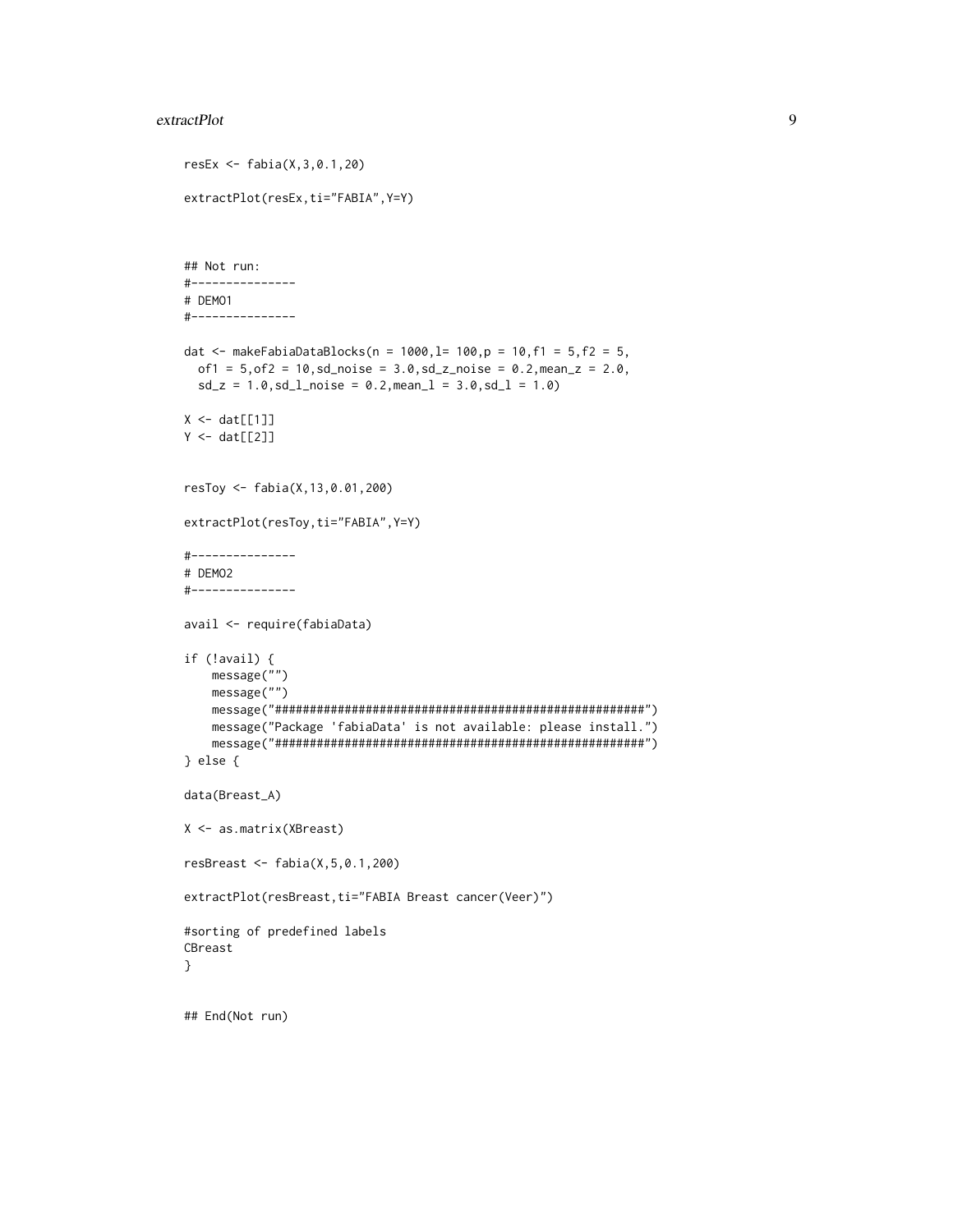```
resEx <- fabia(X,3,0.1,20)

extractPlot(resEx,ti="FABIA",Y=Y)



## Not run:
#---------------
# DEMO1
#---------------

dat <- makeFabiaDataBlocks(n = 1000,l= 100,p = 10,f1 = 5,f2 = 5,
  of1 = 5,of2 = 10,sd_noise = 3.0,sd_z_noise = 0.2,mean_z = 2.0,
  sd_z = 1.0,sd_l_noise = 0.2,mean_l = 3.0,sd_l = 1.0)

X <- dat[[1]]
Y <- dat[[2]]


resToy <- fabia(X,13,0.01,200)

extractPlot(resToy,ti="FABIA",Y=Y)

#---------------
# DEMO2
#---------------

avail <- require(fabiaData)

if (!avail) {
    message("")
    message("")
    message("#####################################################")
    message("Package 'fabiaData' is not available: please install.")
    message("#####################################################")
} else {

data(Breast_A)

X <- as.matrix(XBreast)

resBreast <- fabia(X,5,0.1,200)

extractPlot(resBreast,ti="FABIA Breast cancer(Veer)")

#sorting of predefined labels
CBreast
}


## End(Not run)
```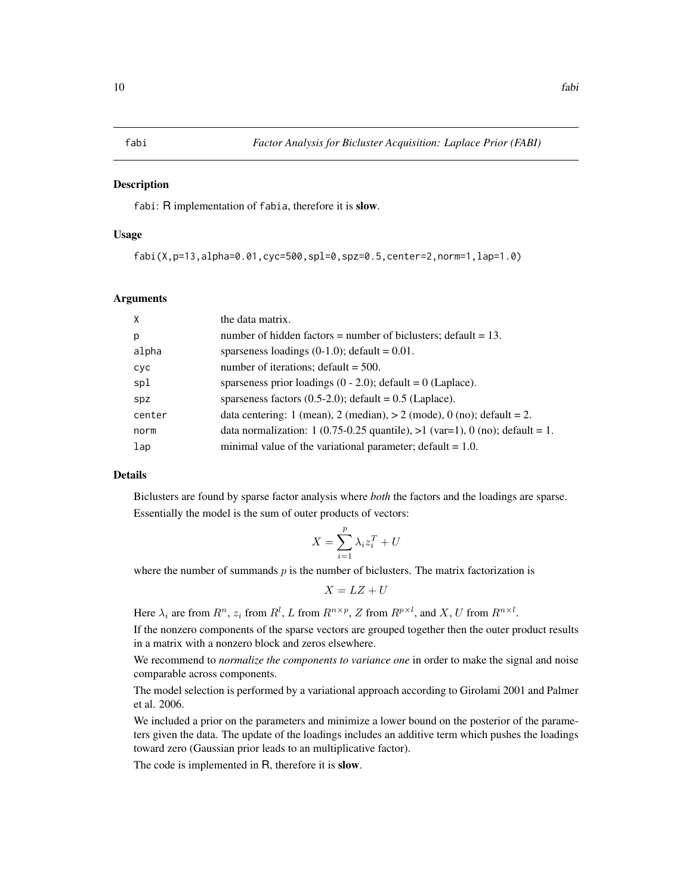# fabi — *Factor Analysis for Bicluster Acquisition: Laplace Prior (FABI)*

## Description

fabi: R implementation of fabia, therefore it is **slow**.

## Usage

```
fabi(X,p=13,alpha=0.01,cyc=500,spl=0,spz=0.5,center=2,norm=1,lap=1.0)
```

## Arguments

| | |
|---|---|
| X | the data matrix. |
| p | number of hidden factors = number of biclusters; default = 13. |
| alpha | sparseness loadings (0-1.0); default = 0.01. |
| cyc | number of iterations; default = 500. |
| spl | sparseness prior loadings (0 - 2.0); default = 0 (Laplace). |
| spz | sparseness factors (0.5-2.0); default = 0.5 (Laplace). |
| center | data centering: 1 (mean), 2 (median), > 2 (mode), 0 (no); default = 2. |
| norm | data normalization: 1 (0.75-0.25 quantile), >1 (var=1), 0 (no); default = 1. |
| lap | minimal value of the variational parameter; default = 1.0. |

## Details

Biclusters are found by sparse factor analysis where *both* the factors and the loadings are sparse.

Essentially the model is the sum of outer products of vectors:

$$X = \sum_{i=1}^{p} \lambda_i z_i^T + U$$

where the number of summands $p$ is the number of biclusters. The matrix factorization is

$$X = LZ + U$$

Here $\lambda_i$ are from $R^n$, $z_i$ from $R^l$, $L$ from $R^{n \times p}$, $Z$ from $R^{p \times l}$, and $X, U$ from $R^{n \times l}$.

If the nonzero components of the sparse vectors are grouped together then the outer product results in a matrix with a nonzero block and zeros elsewhere.

We recommend to *normalize the components to variance one* in order to make the signal and noise comparable across components.

The model selection is performed by a variational approach according to Girolami 2001 and Palmer et al. 2006.

We included a prior on the parameters and minimize a lower bound on the posterior of the parameters given the data. The update of the loadings includes an additive term which pushes the loadings toward zero (Gaussian prior leads to an multiplicative factor).

The code is implemented in R, therefore it is **slow**.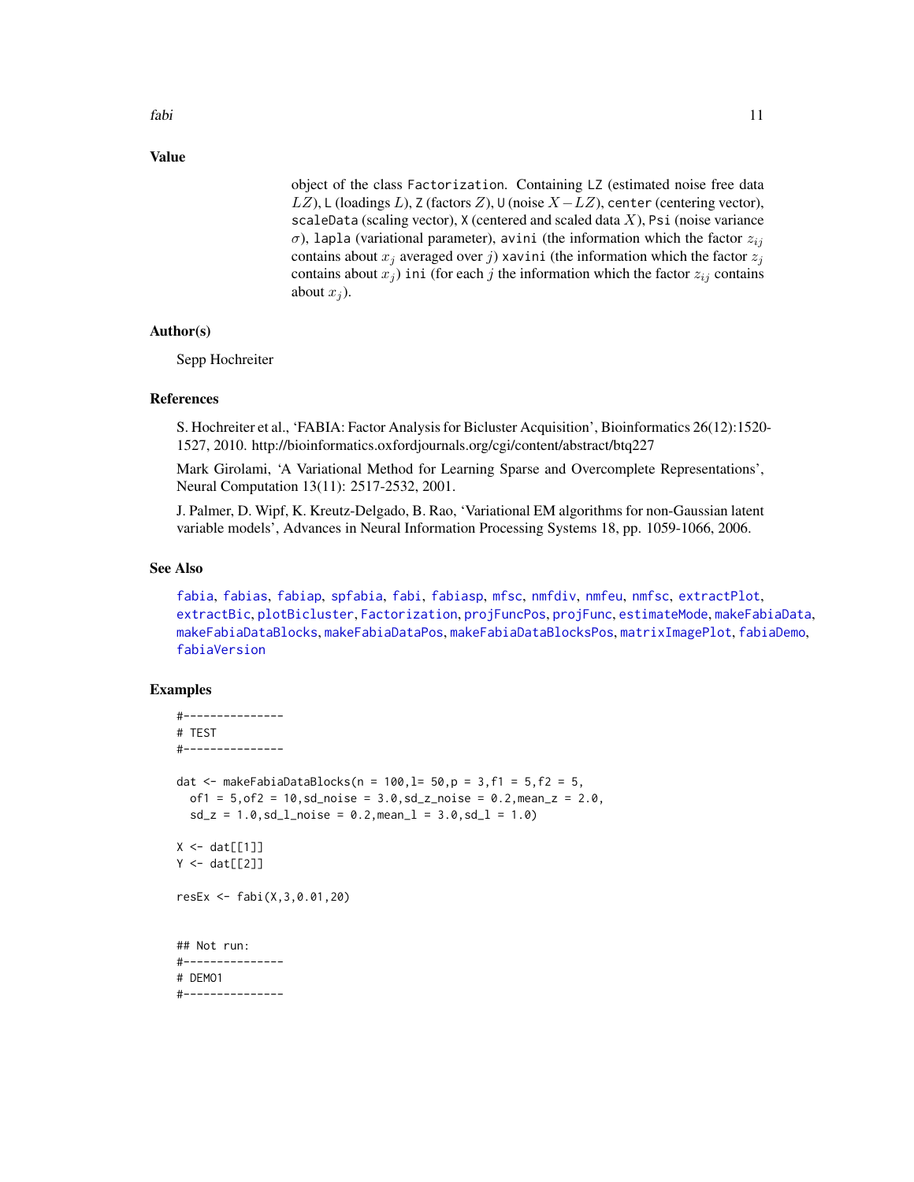### Value

object of the class `Factorization`. Containing `LZ` (estimated noise free data $LZ$), `L` (loadings $L$), `Z` (factors $Z$), `U` (noise $X - LZ$), `center` (centering vector), `scaleData` (scaling vector), `X` (centered and scaled data $X$), `Psi` (noise variance $\sigma$), `lapla` (variational parameter), `avini` (the information which the factor $z_{ij}$ contains about $x_j$ averaged over $j$) `xavini` (the information which the factor $z_j$ contains about $x_j$) `ini` (for each $j$ the information which the factor $z_{ij}$ contains about $x_j$).

### Author(s)

Sepp Hochreiter

### References

S. Hochreiter et al., 'FABIA: Factor Analysis for Bicluster Acquisition', Bioinformatics 26(12):1520-1527, 2010. http://bioinformatics.oxfordjournals.org/cgi/content/abstract/btq227

Mark Girolami, 'A Variational Method for Learning Sparse and Overcomplete Representations', Neural Computation 13(11): 2517-2532, 2001.

J. Palmer, D. Wipf, K. Kreutz-Delgado, B. Rao, 'Variational EM algorithms for non-Gaussian latent variable models', Advances in Neural Information Processing Systems 18, pp. 1059-1066, 2006.

### See Also

`fabia`, `fabias`, `fabiap`, `spfabia`, `fabi`, `fabiasp`, `mfsc`, `nmfdiv`, `nmfeu`, `nmfsc`, `extractPlot`, `extractBic`, `plotBicluster`, `Factorization`, `projFuncPos`, `projFunc`, `estimateMode`, `makeFabiaData`, `makeFabiaDataBlocks`, `makeFabiaDataPos`, `makeFabiaDataBlocksPos`, `matrixImagePlot`, `fabiaDemo`, `fabiaVersion`

### Examples

```
#---------------
# TEST
#---------------

dat <- makeFabiaDataBlocks(n = 100,l= 50,p = 3,f1 = 5,f2 = 5,
  of1 = 5,of2 = 10,sd_noise = 3.0,sd_z_noise = 0.2,mean_z = 2.0,
  sd_z = 1.0,sd_l_noise = 0.2,mean_l = 3.0,sd_l = 1.0)

X <- dat[[1]]
Y <- dat[[2]]

resEx <- fabi(X,3,0.01,20)


## Not run:
#---------------
# DEMO1
#---------------
```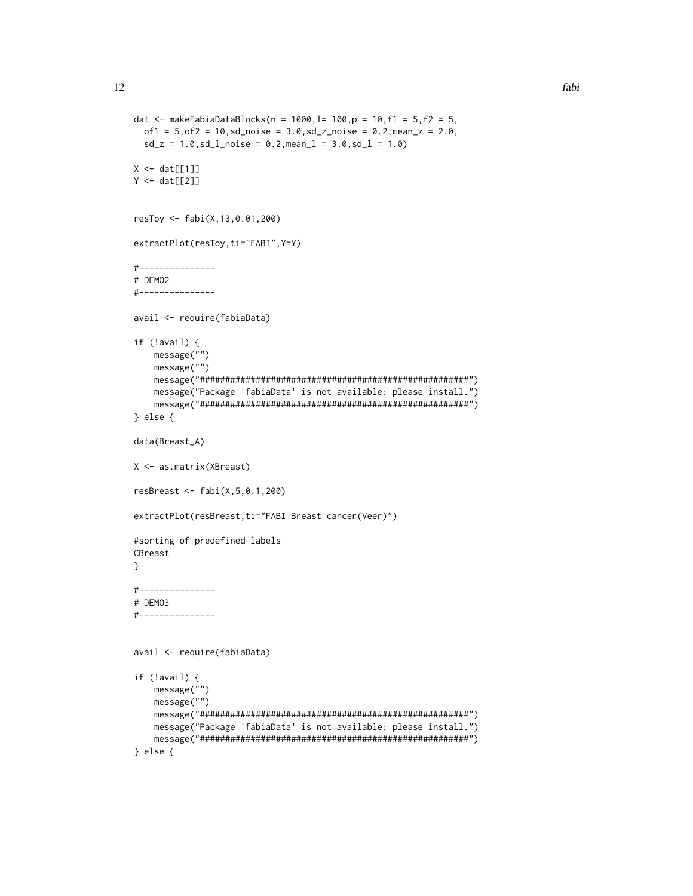```
dat <- makeFabiaDataBlocks(n = 1000,l= 100,p = 10,f1 = 5,f2 = 5,
  of1 = 5,of2 = 10,sd_noise = 3.0,sd_z_noise = 0.2,mean_z = 2.0,
  sd_z = 1.0,sd_l_noise = 0.2,mean_l = 3.0,sd_l = 1.0)

X <- dat[[1]]
Y <- dat[[2]]


resToy <- fabi(X,13,0.01,200)

extractPlot(resToy,ti="FABI",Y=Y)

#---------------
# DEMO2
#---------------

avail <- require(fabiaData)

if (!avail) {
    message("")
    message("")
    message("#####################################################")
    message("Package 'fabiaData' is not available: please install.")
    message("#####################################################")
} else {

data(Breast_A)

X <- as.matrix(XBreast)

resBreast <- fabi(X,5,0.1,200)

extractPlot(resBreast,ti="FABI Breast cancer(Veer)")

#sorting of predefined labels
CBreast
}

#---------------
# DEMO3
#---------------


avail <- require(fabiaData)

if (!avail) {
    message("")
    message("")
    message("#####################################################")
    message("Package 'fabiaData' is not available: please install.")
    message("#####################################################")
} else {
```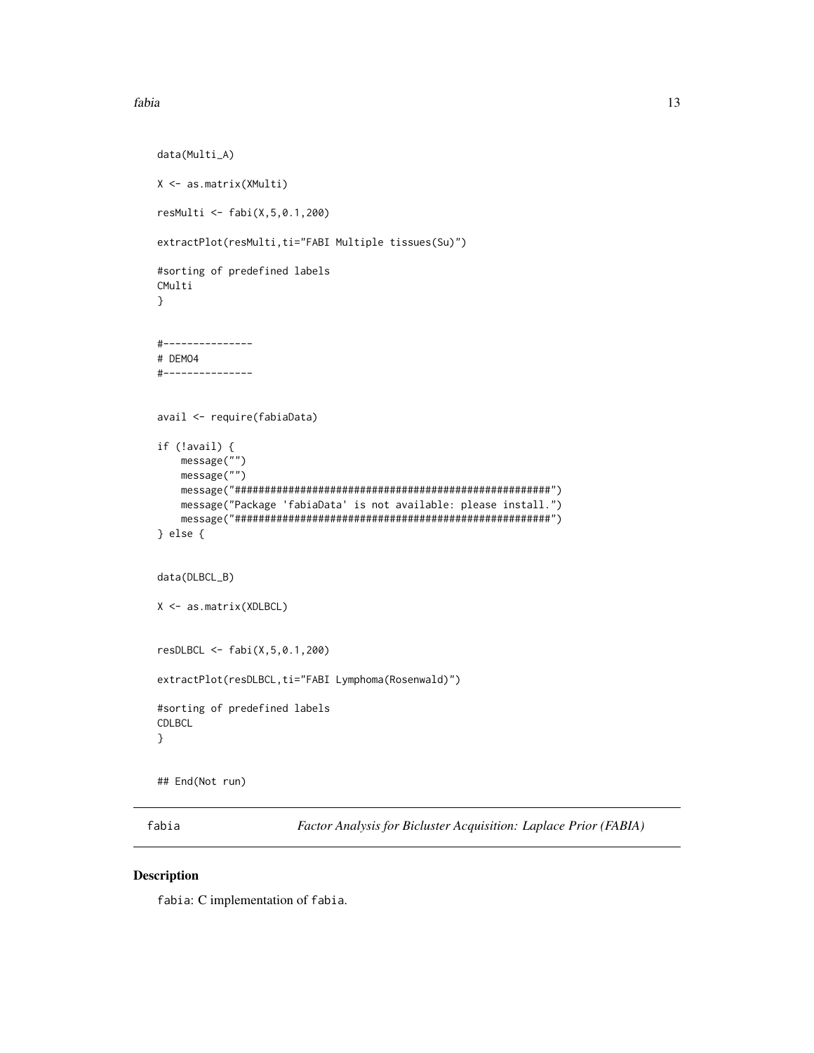```
data(Multi_A)

X <- as.matrix(XMulti)

resMulti <- fabi(X,5,0.1,200)

extractPlot(resMulti,ti="FABI Multiple tissues(Su)")

#sorting of predefined labels
CMulti
}


#---------------
# DEMO4
#---------------


avail <- require(fabiaData)

if (!avail) {
    message("")
    message("")
    message("#####################################################")
    message("Package 'fabiaData' is not available: please install.")
    message("#####################################################")
} else {


data(DLBCL_B)

X <- as.matrix(XDLBCL)


resDLBCL <- fabi(X,5,0.1,200)

extractPlot(resDLBCL,ti="FABI Lymphoma(Rosenwald)")

#sorting of predefined labels
CDLBCL
}


## End(Not run)
```

## fabia — *Factor Analysis for Bicluster Acquisition: Laplace Prior (FABIA)*

### Description

fabia: C implementation of fabia.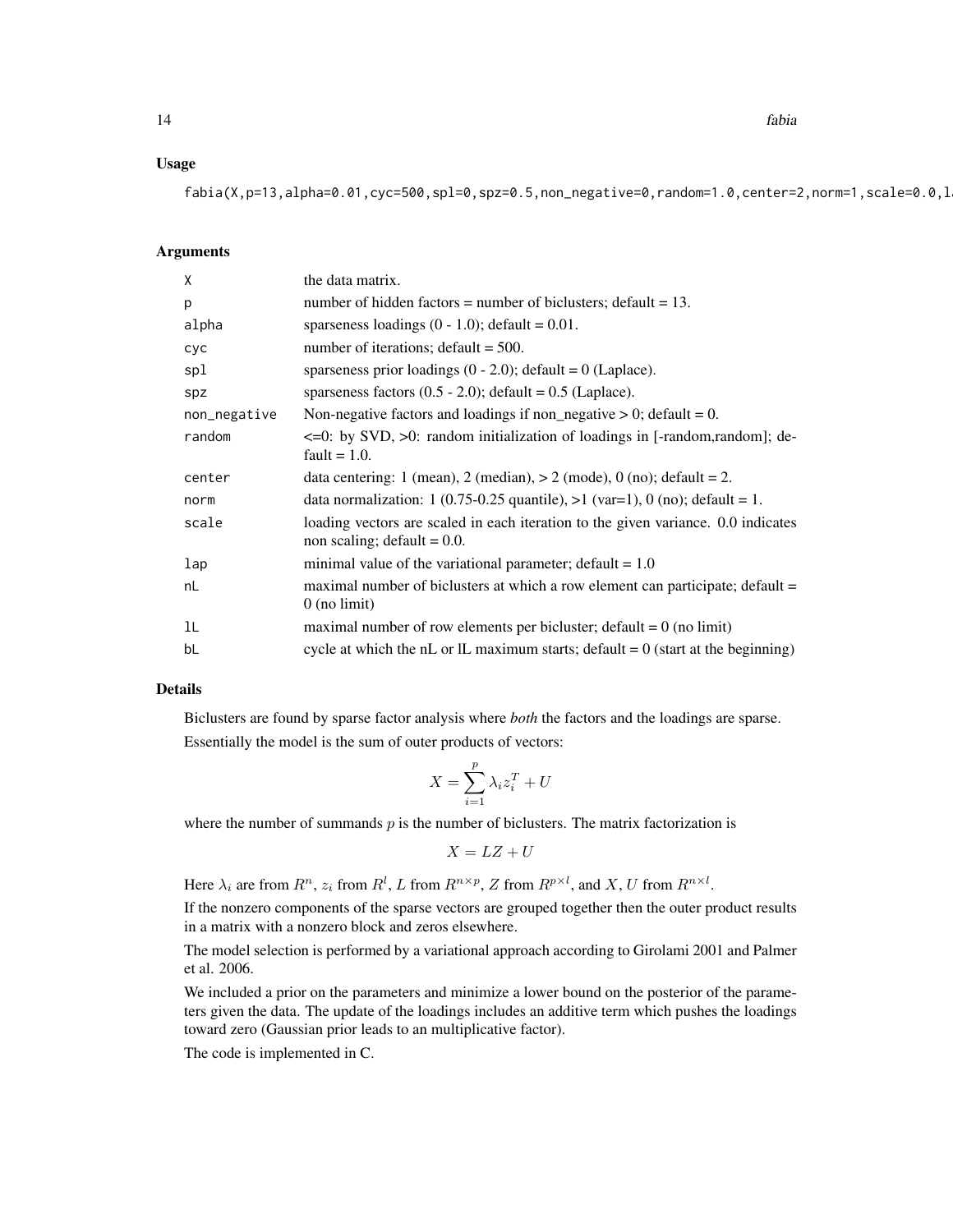## Usage

```
fabia(X,p=13,alpha=0.01,cyc=500,spl=0,spz=0.5,non_negative=0,random=1.0,center=2,norm=1,scale=0.0,l
```

## Arguments

| | |
|---|---|
| X | the data matrix. |
| p | number of hidden factors = number of biclusters; default = 13. |
| alpha | sparseness loadings (0 - 1.0); default = 0.01. |
| cyc | number of iterations; default = 500. |
| spl | sparseness prior loadings (0 - 2.0); default = 0 (Laplace). |
| spz | sparseness factors (0.5 - 2.0); default = 0.5 (Laplace). |
| non_negative | Non-negative factors and loadings if non_negative > 0; default = 0. |
| random | <=0: by SVD, >0: random initialization of loadings in [-random,random]; default = 1.0. |
| center | data centering: 1 (mean), 2 (median), > 2 (mode), 0 (no); default = 2. |
| norm | data normalization: 1 (0.75-0.25 quantile), >1 (var=1), 0 (no); default = 1. |
| scale | loading vectors are scaled in each iteration to the given variance. 0.0 indicates non scaling; default = 0.0. |
| lap | minimal value of the variational parameter; default = 1.0 |
| nL | maximal number of biclusters at which a row element can participate; default = 0 (no limit) |
| lL | maximal number of row elements per bicluster; default = 0 (no limit) |
| bL | cycle at which the nL or lL maximum starts; default = 0 (start at the beginning) |

## Details

Biclusters are found by sparse factor analysis where *both* the factors and the loadings are sparse.

Essentially the model is the sum of outer products of vectors:

$$X = \sum_{i=1}^{p} \lambda_i z_i^T + U$$

where the number of summands $p$ is the number of biclusters. The matrix factorization is

$$X = LZ + U$$

Here $\lambda_i$ are from $R^n$, $z_i$ from $R^l$, $L$ from $R^{n \times p}$, $Z$ from $R^{p \times l}$, and $X, U$ from $R^{n \times l}$.

If the nonzero components of the sparse vectors are grouped together then the outer product results in a matrix with a nonzero block and zeros elsewhere.

The model selection is performed by a variational approach according to Girolami 2001 and Palmer et al. 2006.

We included a prior on the parameters and minimize a lower bound on the posterior of the parameters given the data. The update of the loadings includes an additive term which pushes the loadings toward zero (Gaussian prior leads to an multiplicative factor).

The code is implemented in C.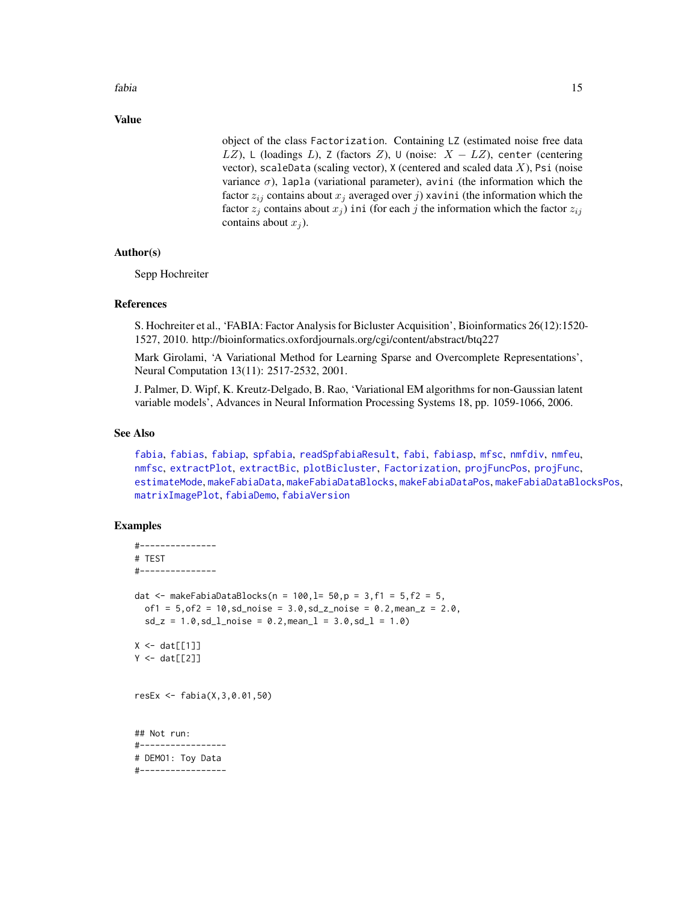## Value

object of the class `Factorization`. Containing `LZ` (estimated noise free data $LZ$), `L` (loadings $L$), `Z` (factors $Z$), `U` (noise: $X - LZ$), `center` (centering vector), `scaleData` (scaling vector), `X` (centered and scaled data $X$), `Psi` (noise variance $\sigma$), `lapla` (variational parameter), `avini` (the information which the factor $z_{ij}$ contains about $x_j$ averaged over $j$) `xavini` (the information which the factor $z_j$ contains about $x_j$) `ini` (for each $j$ the information which the factor $z_{ij}$ contains about $x_j$).

## Author(s)

Sepp Hochreiter

## References

S. Hochreiter et al., 'FABIA: Factor Analysis for Bicluster Acquisition', Bioinformatics 26(12):1520-1527, 2010. http://bioinformatics.oxfordjournals.org/cgi/content/abstract/btq227

Mark Girolami, 'A Variational Method for Learning Sparse and Overcomplete Representations', Neural Computation 13(11): 2517-2532, 2001.

J. Palmer, D. Wipf, K. Kreutz-Delgado, B. Rao, 'Variational EM algorithms for non-Gaussian latent variable models', Advances in Neural Information Processing Systems 18, pp. 1059-1066, 2006.

## See Also

`fabia`, `fabias`, `fabiap`, `spfabia`, `readSpfabiaResult`, `fabi`, `fabiasp`, `mfsc`, `nmfdiv`, `nmfeu`, `nmfsc`, `extractPlot`, `extractBic`, `plotBicluster`, `Factorization`, `projFuncPos`, `projFunc`, `estimateMode`, `makeFabiaData`, `makeFabiaDataBlocks`, `makeFabiaDataPos`, `makeFabiaDataBlocksPos`, `matrixImagePlot`, `fabiaDemo`, `fabiaVersion`

## Examples

```
#---------------
# TEST
#---------------

dat <- makeFabiaDataBlocks(n = 100,l= 50,p = 3,f1 = 5,f2 = 5,
  of1 = 5,of2 = 10,sd_noise = 3.0,sd_z_noise = 0.2,mean_z = 2.0,
  sd_z = 1.0,sd_l_noise = 0.2,mean_l = 3.0,sd_l = 1.0)

X <- dat[[1]]
Y <- dat[[2]]


resEx <- fabia(X,3,0.01,50)


## Not run:
#-----------------
# DEMO1: Toy Data
#-----------------
```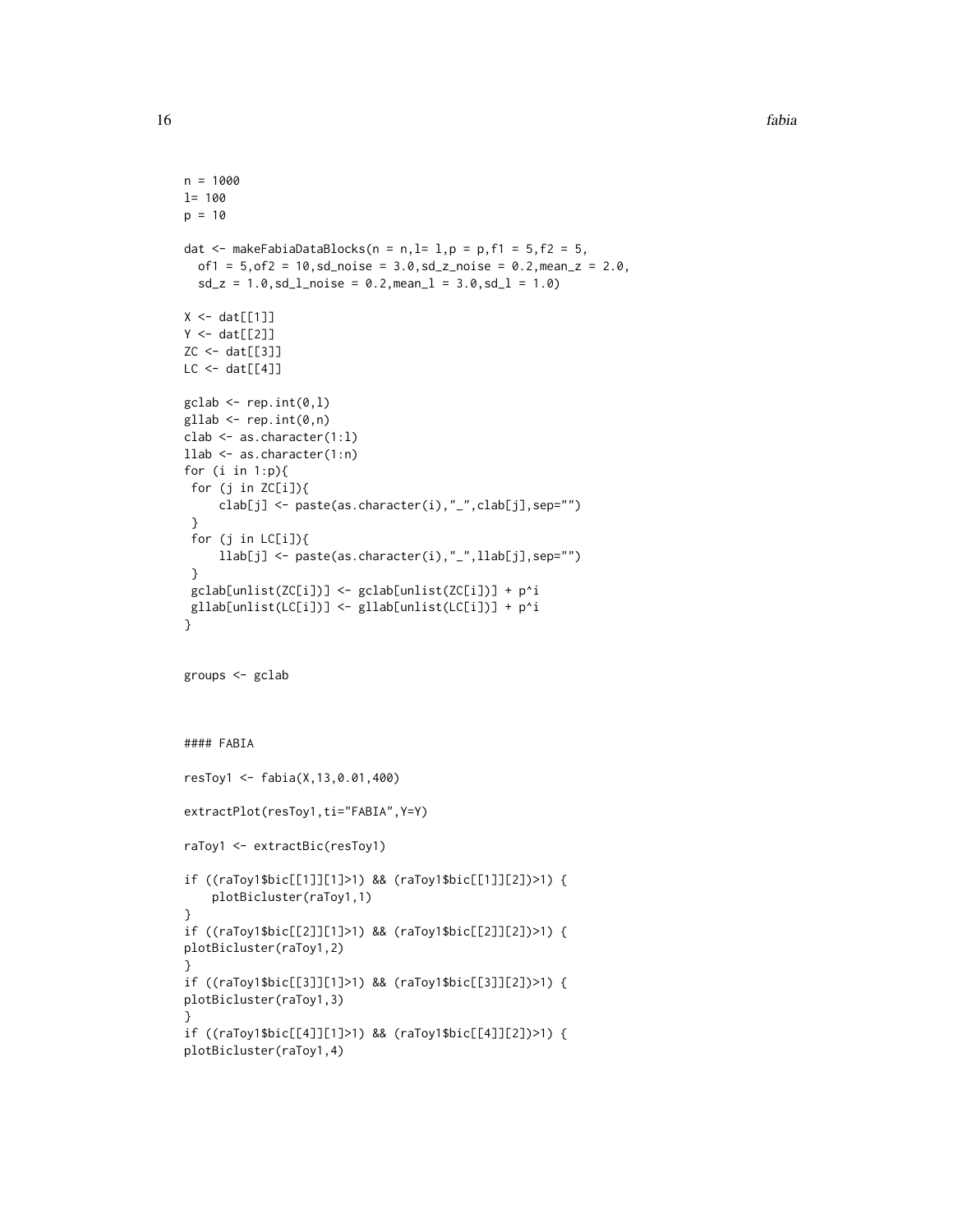```
n = 1000
l= 100
p = 10

dat <- makeFabiaDataBlocks(n = n,l= l,p = p,f1 = 5,f2 = 5,
  of1 = 5,of2 = 10,sd_noise = 3.0,sd_z_noise = 0.2,mean_z = 2.0,
  sd_z = 1.0,sd_l_noise = 0.2,mean_l = 3.0,sd_l = 1.0)

X <- dat[[1]]
Y <- dat[[2]]
ZC <- dat[[3]]
LC <- dat[[4]]

gclab <- rep.int(0,l)
gllab <- rep.int(0,n)
clab <- as.character(1:l)
llab <- as.character(1:n)
for (i in 1:p){
 for (j in ZC[i]){
     clab[j] <- paste(as.character(i),"_",clab[j],sep="")
 }
 for (j in LC[i]){
     llab[j] <- paste(as.character(i),"_",llab[j],sep="")
 }
 gclab[unlist(ZC[i])] <- gclab[unlist(ZC[i])] + p^i
 gllab[unlist(LC[i])] <- gllab[unlist(LC[i])] + p^i
}


groups <- gclab



#### FABIA

resToy1 <- fabia(X,13,0.01,400)

extractPlot(resToy1,ti="FABIA",Y=Y)

raToy1 <- extractBic(resToy1)

if ((raToy1$bic[[1]][1]>1) && (raToy1$bic[[1]][2])>1) {
    plotBicluster(raToy1,1)
}
if ((raToy1$bic[[2]][1]>1) && (raToy1$bic[[2]][2])>1) {
plotBicluster(raToy1,2)
}
if ((raToy1$bic[[3]][1]>1) && (raToy1$bic[[3]][2])>1) {
plotBicluster(raToy1,3)
}
if ((raToy1$bic[[4]][1]>1) && (raToy1$bic[[4]][2])>1) {
plotBicluster(raToy1,4)
```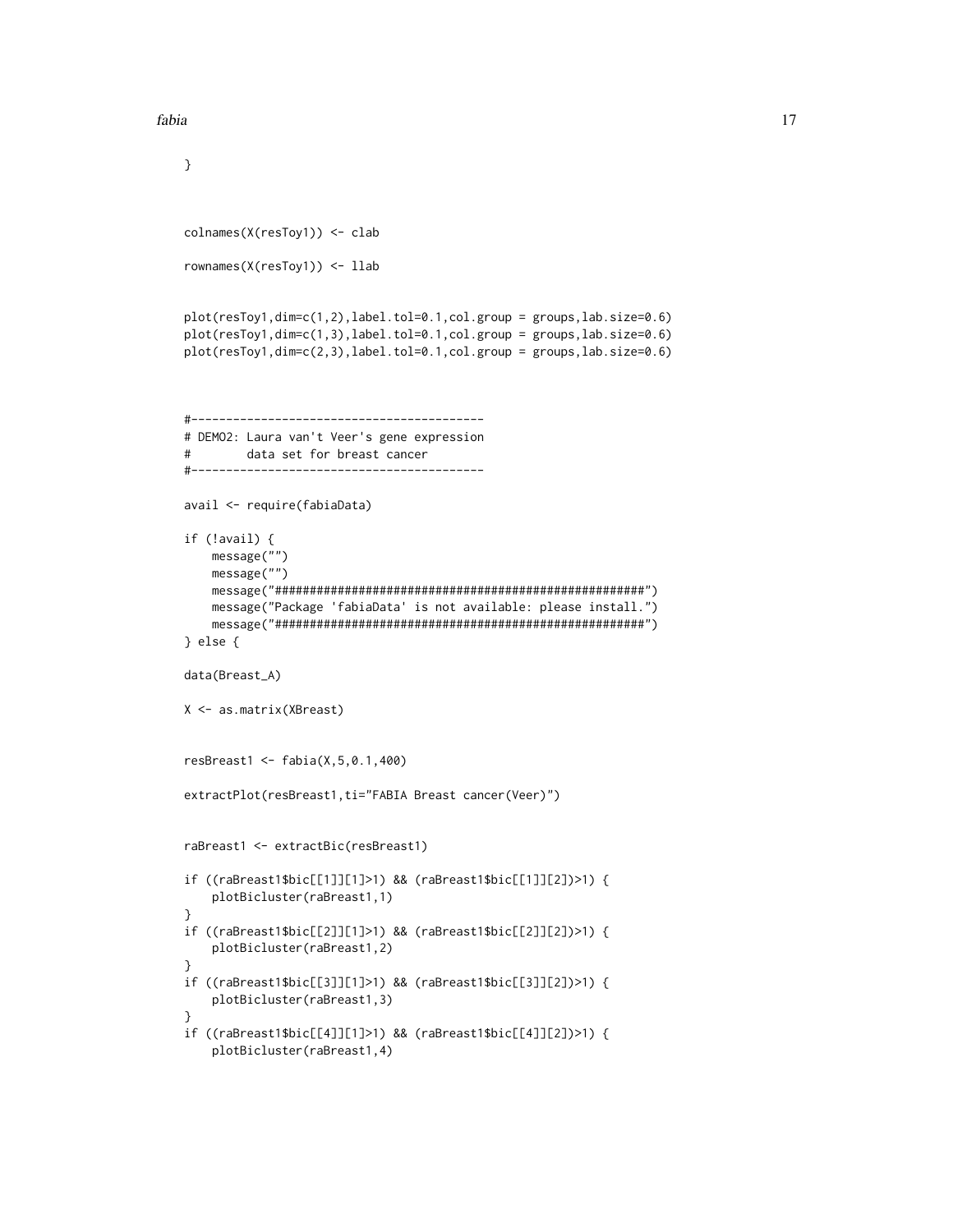```
}


colnames(X(resToy1)) <- clab

rownames(X(resToy1)) <- llab


plot(resToy1,dim=c(1,2),label.tol=0.1,col.group = groups,lab.size=0.6)
plot(resToy1,dim=c(1,3),label.tol=0.1,col.group = groups,lab.size=0.6)
plot(resToy1,dim=c(2,3),label.tol=0.1,col.group = groups,lab.size=0.6)



#------------------------------------------
# DEMO2: Laura van't Veer's gene expression
#        data set for breast cancer
#------------------------------------------

avail <- require(fabiaData)

if (!avail) {
    message("")
    message("")
    message("#####################################################")
    message("Package 'fabiaData' is not available: please install.")
    message("#####################################################")
} else {

data(Breast_A)

X <- as.matrix(XBreast)


resBreast1 <- fabia(X,5,0.1,400)

extractPlot(resBreast1,ti="FABIA Breast cancer(Veer)")


raBreast1 <- extractBic(resBreast1)

if ((raBreast1$bic[[1]][1]>1) && (raBreast1$bic[[1]][2])>1) {
    plotBicluster(raBreast1,1)
}
if ((raBreast1$bic[[2]][1]>1) && (raBreast1$bic[[2]][2])>1) {
    plotBicluster(raBreast1,2)
}
if ((raBreast1$bic[[3]][1]>1) && (raBreast1$bic[[3]][2])>1) {
    plotBicluster(raBreast1,3)
}
if ((raBreast1$bic[[4]][1]>1) && (raBreast1$bic[[4]][2])>1) {
    plotBicluster(raBreast1,4)
```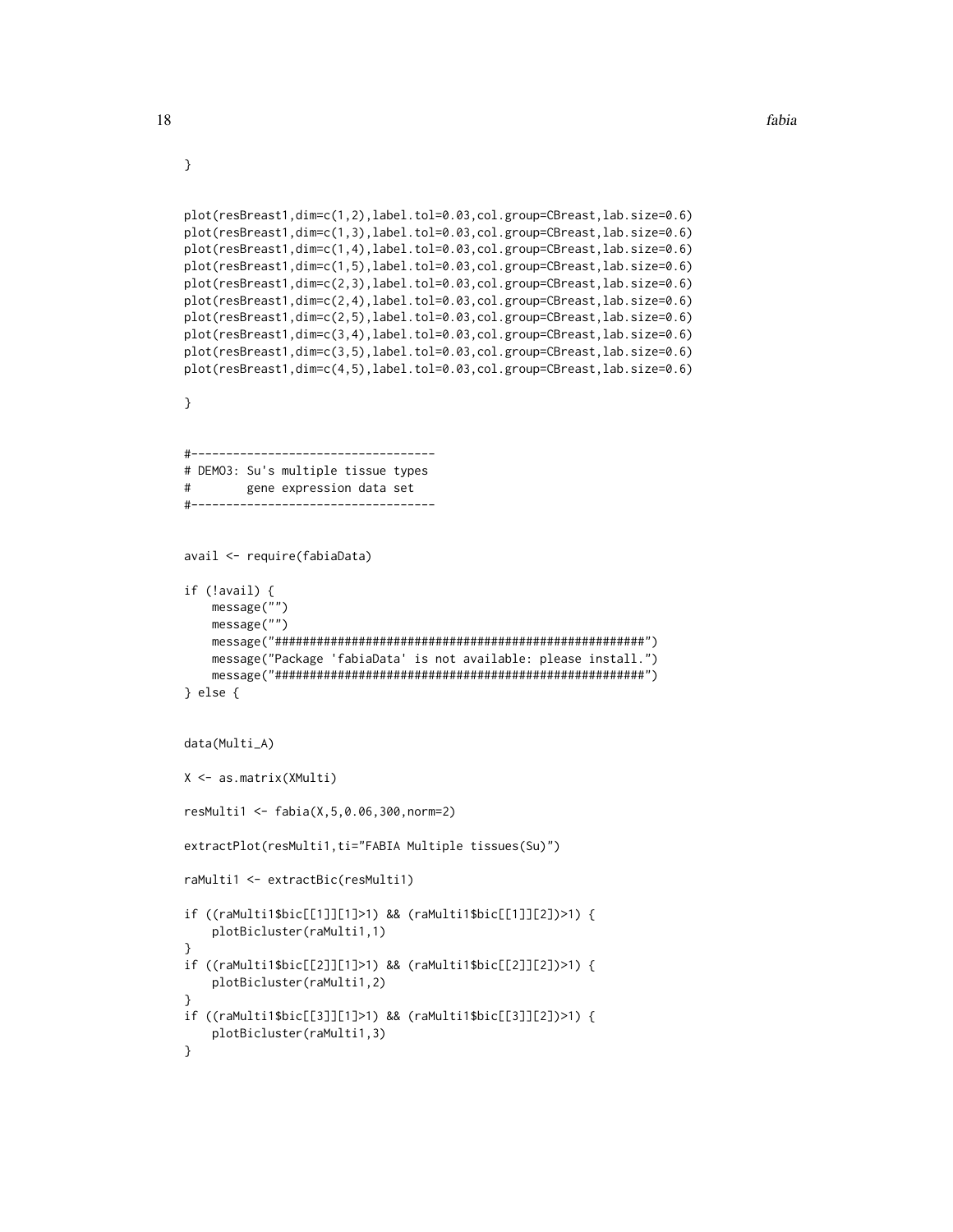```
}


plot(resBreast1,dim=c(1,2),label.tol=0.03,col.group=CBreast,lab.size=0.6)
plot(resBreast1,dim=c(1,3),label.tol=0.03,col.group=CBreast,lab.size=0.6)
plot(resBreast1,dim=c(1,4),label.tol=0.03,col.group=CBreast,lab.size=0.6)
plot(resBreast1,dim=c(1,5),label.tol=0.03,col.group=CBreast,lab.size=0.6)
plot(resBreast1,dim=c(2,3),label.tol=0.03,col.group=CBreast,lab.size=0.6)
plot(resBreast1,dim=c(2,4),label.tol=0.03,col.group=CBreast,lab.size=0.6)
plot(resBreast1,dim=c(2,5),label.tol=0.03,col.group=CBreast,lab.size=0.6)
plot(resBreast1,dim=c(3,4),label.tol=0.03,col.group=CBreast,lab.size=0.6)
plot(resBreast1,dim=c(3,5),label.tol=0.03,col.group=CBreast,lab.size=0.6)
plot(resBreast1,dim=c(4,5),label.tol=0.03,col.group=CBreast,lab.size=0.6)

}


#-----------------------------------
# DEMO3: Su's multiple tissue types
#        gene expression data set
#-----------------------------------


avail <- require(fabiaData)

if (!avail) {
    message("")
    message("")
    message("#####################################################")
    message("Package 'fabiaData' is not available: please install.")
    message("#####################################################")
} else {


data(Multi_A)

X <- as.matrix(XMulti)

resMulti1 <- fabia(X,5,0.06,300,norm=2)

extractPlot(resMulti1,ti="FABIA Multiple tissues(Su)")

raMulti1 <- extractBic(resMulti1)

if ((raMulti1$bic[[1]][1]>1) && (raMulti1$bic[[1]][2])>1) {
    plotBicluster(raMulti1,1)
}
if ((raMulti1$bic[[2]][1]>1) && (raMulti1$bic[[2]][2])>1) {
    plotBicluster(raMulti1,2)
}
if ((raMulti1$bic[[3]][1]>1) && (raMulti1$bic[[3]][2])>1) {
    plotBicluster(raMulti1,3)
}
```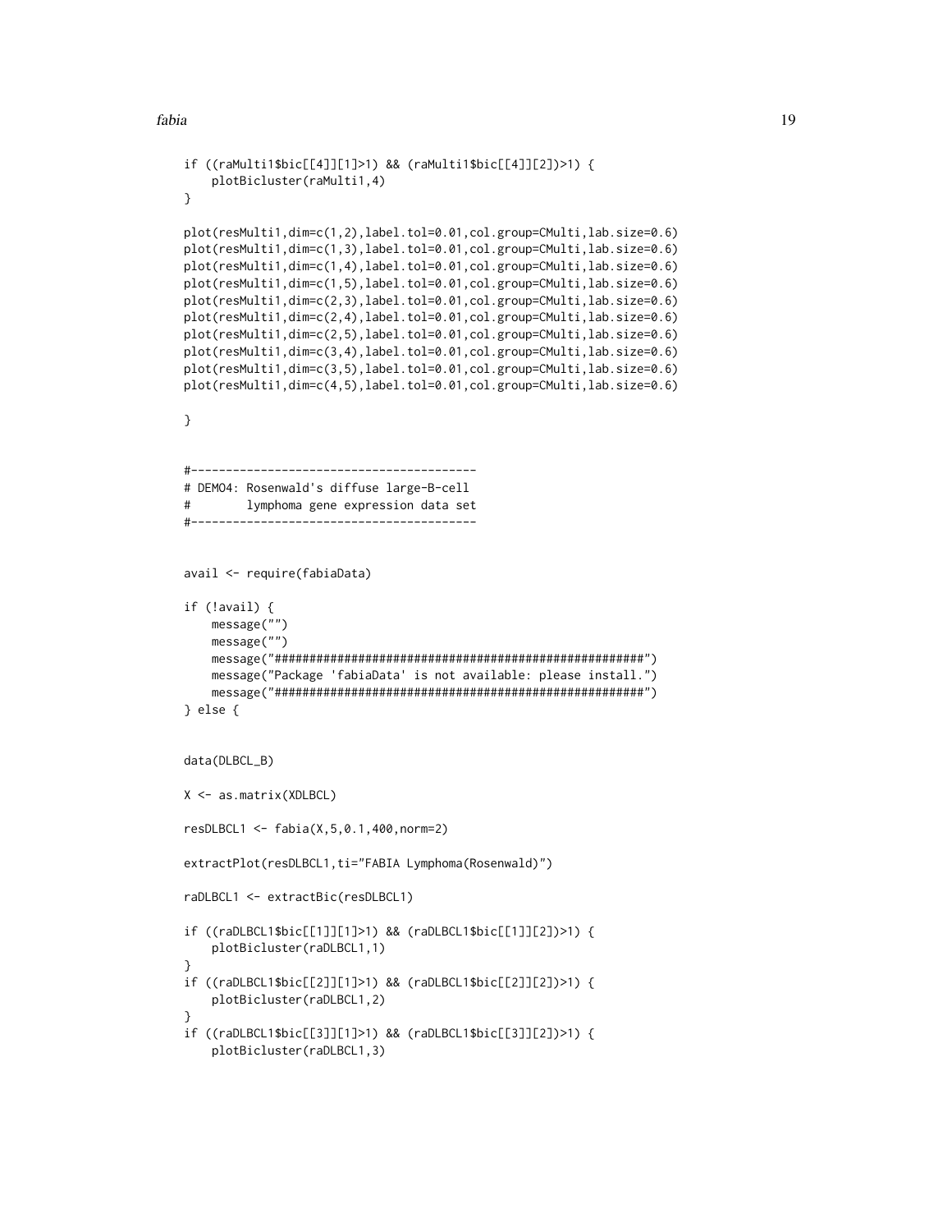```
if ((raMulti1$bic[[4]][1]>1) && (raMulti1$bic[[4]][2])>1) {
    plotBicluster(raMulti1,4)
}

plot(resMulti1,dim=c(1,2),label.tol=0.01,col.group=CMulti,lab.size=0.6)
plot(resMulti1,dim=c(1,3),label.tol=0.01,col.group=CMulti,lab.size=0.6)
plot(resMulti1,dim=c(1,4),label.tol=0.01,col.group=CMulti,lab.size=0.6)
plot(resMulti1,dim=c(1,5),label.tol=0.01,col.group=CMulti,lab.size=0.6)
plot(resMulti1,dim=c(2,3),label.tol=0.01,col.group=CMulti,lab.size=0.6)
plot(resMulti1,dim=c(2,4),label.tol=0.01,col.group=CMulti,lab.size=0.6)
plot(resMulti1,dim=c(2,5),label.tol=0.01,col.group=CMulti,lab.size=0.6)
plot(resMulti1,dim=c(3,4),label.tol=0.01,col.group=CMulti,lab.size=0.6)
plot(resMulti1,dim=c(3,5),label.tol=0.01,col.group=CMulti,lab.size=0.6)
plot(resMulti1,dim=c(4,5),label.tol=0.01,col.group=CMulti,lab.size=0.6)

}


#-----------------------------------------
# DEMO4: Rosenwald's diffuse large-B-cell
#        lymphoma gene expression data set
#-----------------------------------------


avail <- require(fabiaData)

if (!avail) {
    message("")
    message("")
    message("#####################################################")
    message("Package 'fabiaData' is not available: please install.")
    message("#####################################################")
} else {


data(DLBCL_B)

X <- as.matrix(XDLBCL)

resDLBCL1 <- fabia(X,5,0.1,400,norm=2)

extractPlot(resDLBCL1,ti="FABIA Lymphoma(Rosenwald)")

raDLBCL1 <- extractBic(resDLBCL1)

if ((raDLBCL1$bic[[1]][1]>1) && (raDLBCL1$bic[[1]][2])>1) {
    plotBicluster(raDLBCL1,1)
}
if ((raDLBCL1$bic[[2]][1]>1) && (raDLBCL1$bic[[2]][2])>1) {
    plotBicluster(raDLBCL1,2)
}
if ((raDLBCL1$bic[[3]][1]>1) && (raDLBCL1$bic[[3]][2])>1) {
    plotBicluster(raDLBCL1,3)
```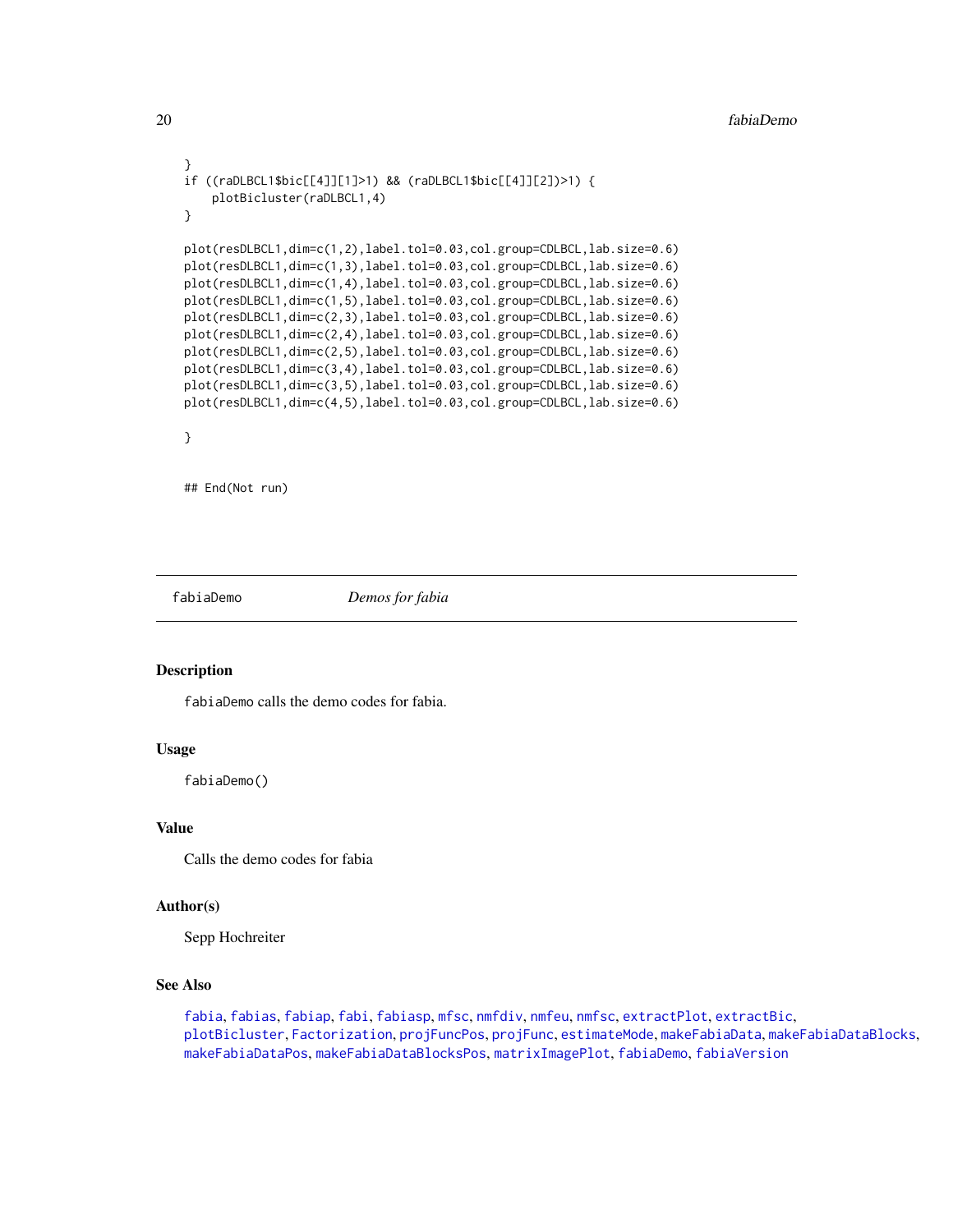```
}
if ((raDLBCL1$bic[[4]][1]>1) && (raDLBCL1$bic[[4]][2])>1) {
    plotBicluster(raDLBCL1,4)
}

plot(resDLBCL1,dim=c(1,2),label.tol=0.03,col.group=CDLBCL,lab.size=0.6)
plot(resDLBCL1,dim=c(1,3),label.tol=0.03,col.group=CDLBCL,lab.size=0.6)
plot(resDLBCL1,dim=c(1,4),label.tol=0.03,col.group=CDLBCL,lab.size=0.6)
plot(resDLBCL1,dim=c(1,5),label.tol=0.03,col.group=CDLBCL,lab.size=0.6)
plot(resDLBCL1,dim=c(2,3),label.tol=0.03,col.group=CDLBCL,lab.size=0.6)
plot(resDLBCL1,dim=c(2,4),label.tol=0.03,col.group=CDLBCL,lab.size=0.6)
plot(resDLBCL1,dim=c(2,5),label.tol=0.03,col.group=CDLBCL,lab.size=0.6)
plot(resDLBCL1,dim=c(3,4),label.tol=0.03,col.group=CDLBCL,lab.size=0.6)
plot(resDLBCL1,dim=c(3,5),label.tol=0.03,col.group=CDLBCL,lab.size=0.6)
plot(resDLBCL1,dim=c(4,5),label.tol=0.03,col.group=CDLBCL,lab.size=0.6)

}


## End(Not run)
```

---

## fabiaDemo — *Demos for fabia*

### Description

`fabiaDemo` calls the demo codes for fabia.

### Usage

```
fabiaDemo()
```

### Value

Calls the demo codes for fabia

### Author(s)

Sepp Hochreiter

### See Also

`fabia`, `fabias`, `fabiap`, `fabi`, `fabiasp`, `mfsc`, `nmfdiv`, `nmfeu`, `nmfsc`, `extractPlot`, `extractBic`, `plotBicluster`, `Factorization`, `projFuncPos`, `projFunc`, `estimateMode`, `makeFabiaData`, `makeFabiaDataBlocks`, `makeFabiaDataPos`, `makeFabiaDataBlocksPos`, `matrixImagePlot`, `fabiaDemo`, `fabiaVersion`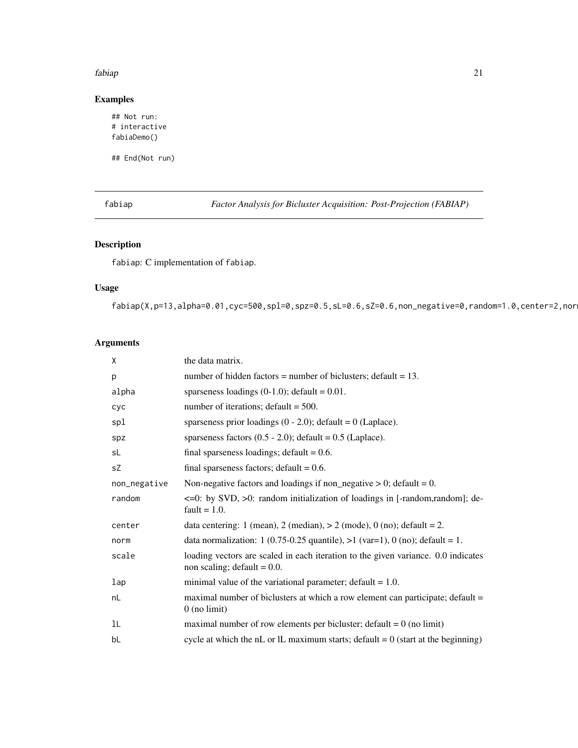## Examples

```
## Not run:
# interactive
fabiaDemo()

## End(Not run)
```

---

fabiap *Factor Analysis for Bicluster Acquisition: Post-Projection (FABIAP)*

---

### Description

fabiap: C implementation of fabiap.

### Usage

```
fabiap(X,p=13,alpha=0.01,cyc=500,spl=0,spz=0.5,sL=0.6,sZ=0.6,non_negative=0,random=1.0,center=2,nor
```

### Arguments

| | |
|---|---|
| X | the data matrix. |
| p | number of hidden factors = number of biclusters; default = 13. |
| alpha | sparseness loadings (0-1.0); default = 0.01. |
| cyc | number of iterations; default = 500. |
| spl | sparseness prior loadings (0 - 2.0); default = 0 (Laplace). |
| spz | sparseness factors (0.5 - 2.0); default = 0.5 (Laplace). |
| sL | final sparseness loadings; default = 0.6. |
| sZ | final sparseness factors; default = 0.6. |
| non_negative | Non-negative factors and loadings if non_negative > 0; default = 0. |
| random | <=0: by SVD, >0: random initialization of loadings in [-random,random]; default = 1.0. |
| center | data centering: 1 (mean), 2 (median), > 2 (mode), 0 (no); default = 2. |
| norm | data normalization: 1 (0.75-0.25 quantile), >1 (var=1), 0 (no); default = 1. |
| scale | loading vectors are scaled in each iteration to the given variance. 0.0 indicates non scaling; default = 0.0. |
| lap | minimal value of the variational parameter; default = 1.0. |
| nL | maximal number of biclusters at which a row element can participate; default = 0 (no limit) |
| lL | maximal number of row elements per bicluster; default = 0 (no limit) |
| bL | cycle at which the nL or lL maximum starts; default = 0 (start at the beginning) |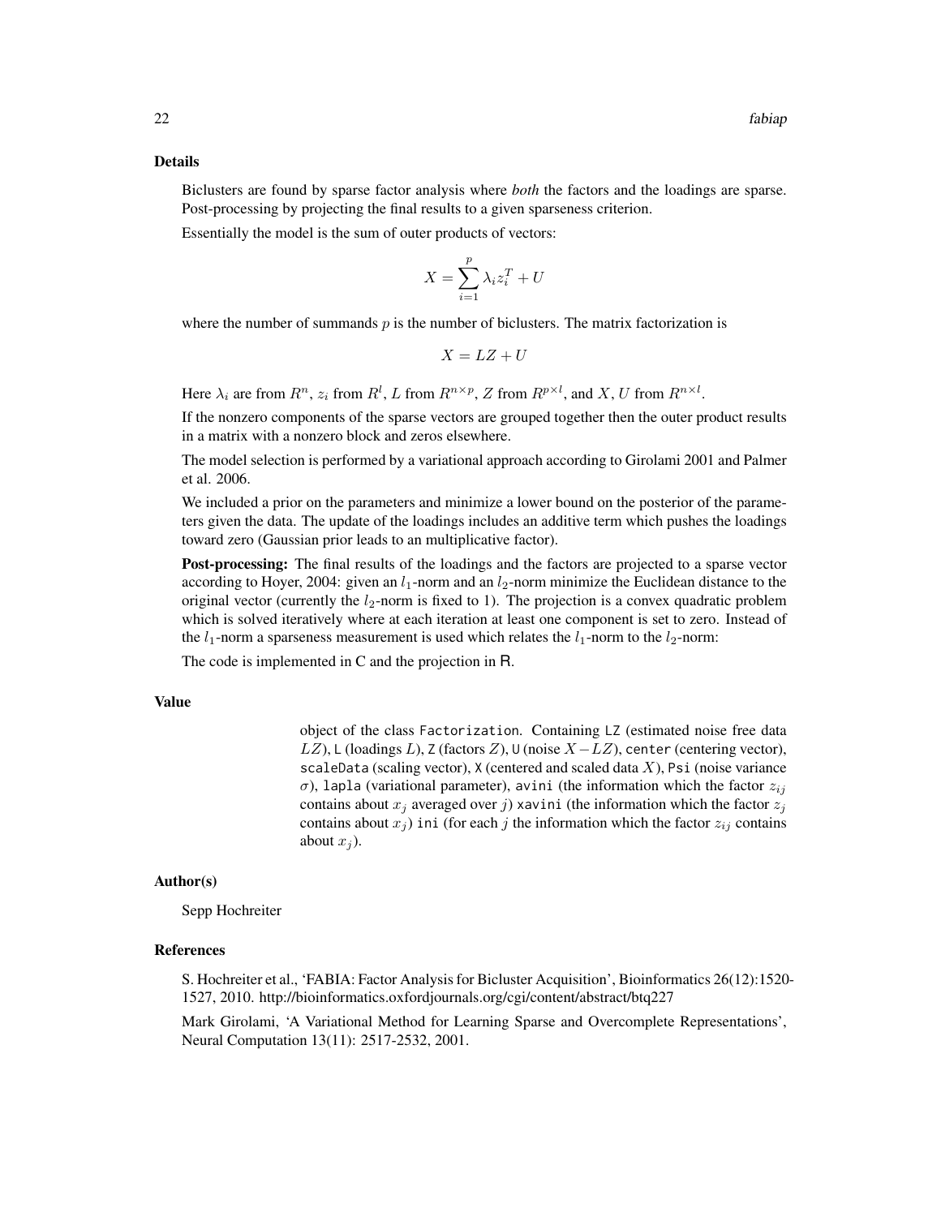### Details

Biclusters are found by sparse factor analysis where *both* the factors and the loadings are sparse. Post-processing by projecting the final results to a given sparseness criterion.

Essentially the model is the sum of outer products of vectors:

$$X = \sum_{i=1}^{p} \lambda_i z_i^T + U$$

where the number of summands $p$ is the number of biclusters. The matrix factorization is

$$X = LZ + U$$

Here $\lambda_i$ are from $R^n$, $z_i$ from $R^l$, $L$ from $R^{n \times p}$, $Z$ from $R^{p \times l}$, and $X$, $U$ from $R^{n \times l}$.

If the nonzero components of the sparse vectors are grouped together then the outer product results in a matrix with a nonzero block and zeros elsewhere.

The model selection is performed by a variational approach according to Girolami 2001 and Palmer et al. 2006.

We included a prior on the parameters and minimize a lower bound on the posterior of the parameters given the data. The update of the loadings includes an additive term which pushes the loadings toward zero (Gaussian prior leads to an multiplicative factor).

**Post-processing:** The final results of the loadings and the factors are projected to a sparse vector according to Hoyer, 2004: given an $l_1$-norm and an $l_2$-norm minimize the Euclidean distance to the original vector (currently the $l_2$-norm is fixed to 1). The projection is a convex quadratic problem which is solved iteratively where at each iteration at least one component is set to zero. Instead of the $l_1$-norm a sparseness measurement is used which relates the $l_1$-norm to the $l_2$-norm:

The code is implemented in C and the projection in R.

### Value

object of the class `Factorization`. Containing `LZ` (estimated noise free data $LZ$), `L` (loadings $L$), `Z` (factors $Z$), `U` (noise $X - LZ$), `center` (centering vector), `scaleData` (scaling vector), `X` (centered and scaled data $X$), `Psi` (noise variance $\sigma$), `lapla` (variational parameter), `avini` (the information which the factor $z_{ij}$ contains about $x_j$ averaged over $j$) `xavini` (the information which the factor $z_j$ contains about $x_j$) `ini` (for each $j$ the information which the factor $z_{ij}$ contains about $x_j$).

### Author(s)

Sepp Hochreiter

### References

S. Hochreiter et al., 'FABIA: Factor Analysis for Bicluster Acquisition', Bioinformatics 26(12):1520-1527, 2010. http://bioinformatics.oxfordjournals.org/cgi/content/abstract/btq227

Mark Girolami, 'A Variational Method for Learning Sparse and Overcomplete Representations', Neural Computation 13(11): 2517-2532, 2001.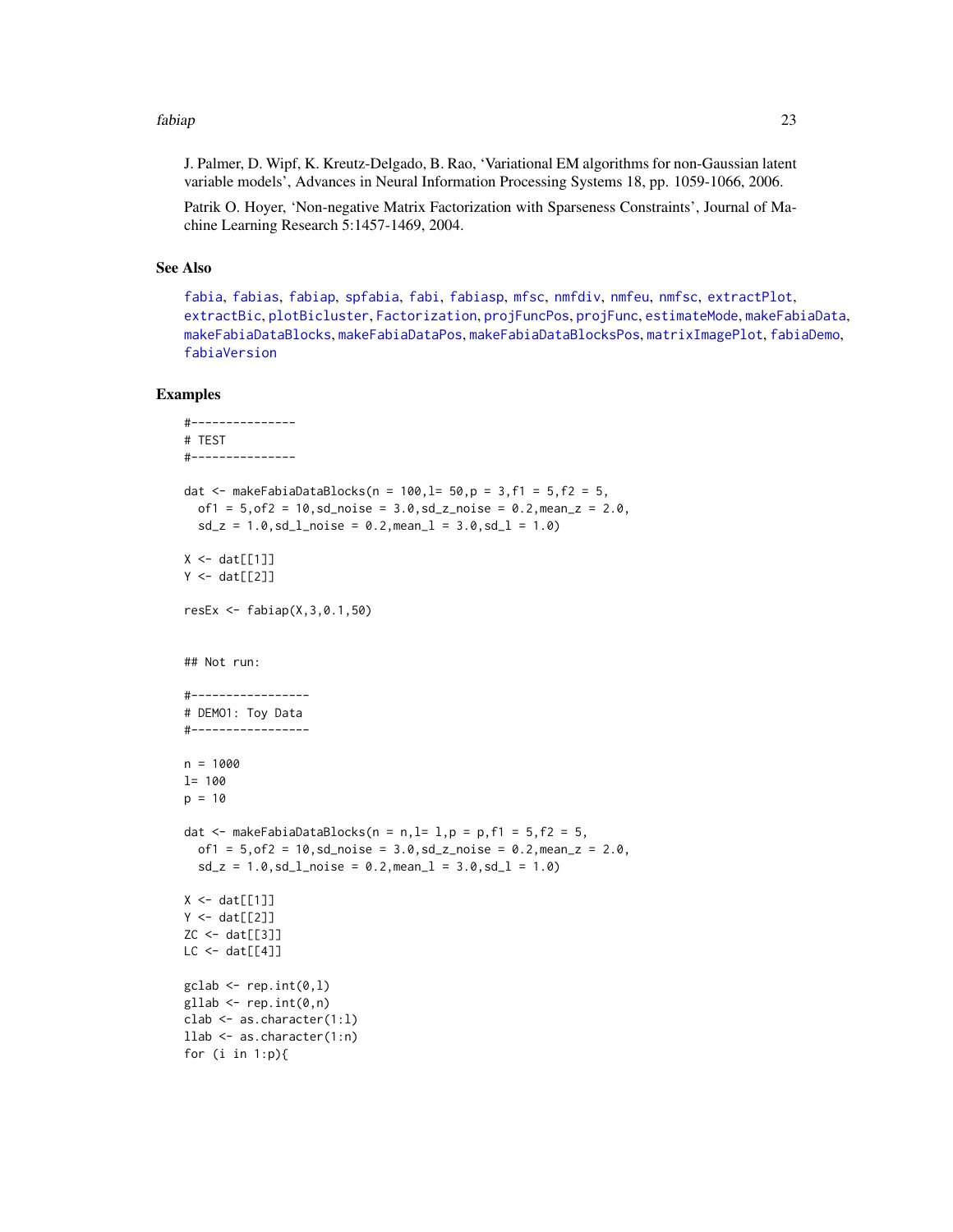J. Palmer, D. Wipf, K. Kreutz-Delgado, B. Rao, 'Variational EM algorithms for non-Gaussian latent variable models', Advances in Neural Information Processing Systems 18, pp. 1059-1066, 2006.

Patrik O. Hoyer, 'Non-negative Matrix Factorization with Sparseness Constraints', Journal of Machine Learning Research 5:1457-1469, 2004.

## See Also

fabia, fabias, fabiap, spfabia, fabi, fabiasp, mfsc, nmfdiv, nmfeu, nmfsc, extractPlot, extractBic, plotBicluster, Factorization, projFuncPos, projFunc, estimateMode, makeFabiaData, makeFabiaDataBlocks, makeFabiaDataPos, makeFabiaDataBlocksPos, matrixImagePlot, fabiaDemo, fabiaVersion

## Examples

```
#---------------
# TEST
#---------------

dat <- makeFabiaDataBlocks(n = 100,l= 50,p = 3,f1 = 5,f2 = 5,
  of1 = 5,of2 = 10,sd_noise = 3.0,sd_z_noise = 0.2,mean_z = 2.0,
  sd_z = 1.0,sd_l_noise = 0.2,mean_l = 3.0,sd_l = 1.0)

X <- dat[[1]]
Y <- dat[[2]]

resEx <- fabiap(X,3,0.1,50)


## Not run:

#-----------------
# DEMO1: Toy Data
#-----------------

n = 1000
l= 100
p = 10

dat <- makeFabiaDataBlocks(n = n,l= l,p = p,f1 = 5,f2 = 5,
  of1 = 5,of2 = 10,sd_noise = 3.0,sd_z_noise = 0.2,mean_z = 2.0,
  sd_z = 1.0,sd_l_noise = 0.2,mean_l = 3.0,sd_l = 1.0)

X <- dat[[1]]
Y <- dat[[2]]
ZC <- dat[[3]]
LC <- dat[[4]]

gclab <- rep.int(0,l)
gllab <- rep.int(0,n)
clab <- as.character(1:l)
llab <- as.character(1:n)
for (i in 1:p){
```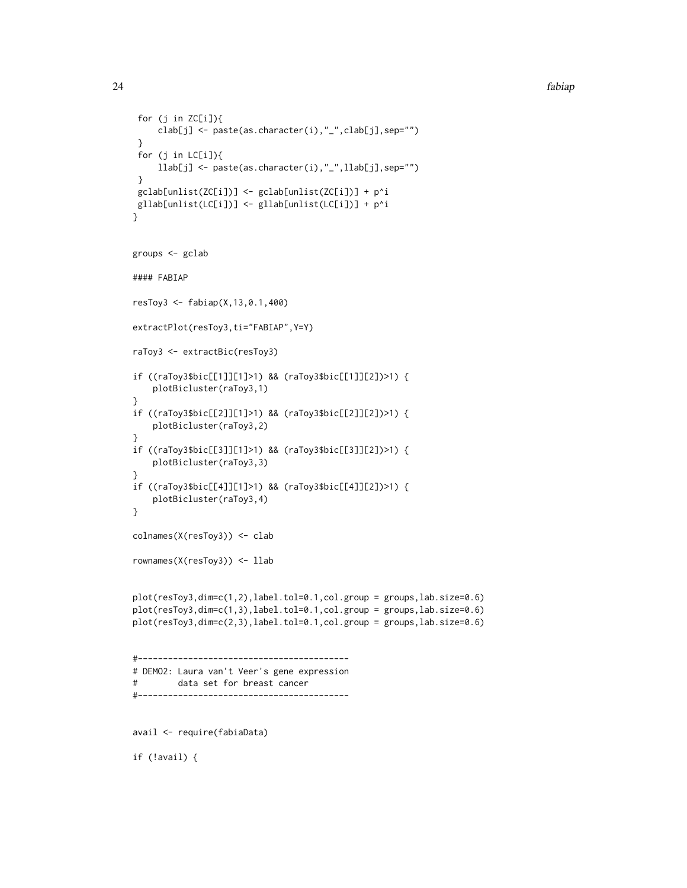```
 for (j in ZC[i]){
     clab[j] <- paste(as.character(i),"_",clab[j],sep="")
 }
 for (j in LC[i]){
     llab[j] <- paste(as.character(i),"_",llab[j],sep="")
 }
 gclab[unlist(ZC[i])] <- gclab[unlist(ZC[i])] + p^i
 gllab[unlist(LC[i])] <- gllab[unlist(LC[i])] + p^i
}


groups <- gclab

#### FABIAP

resToy3 <- fabiap(X,13,0.1,400)

extractPlot(resToy3,ti="FABIAP",Y=Y)

raToy3 <- extractBic(resToy3)

if ((raToy3$bic[[1]][1]>1) && (raToy3$bic[[1]][2])>1) {
    plotBicluster(raToy3,1)
}
if ((raToy3$bic[[2]][1]>1) && (raToy3$bic[[2]][2])>1) {
    plotBicluster(raToy3,2)
}
if ((raToy3$bic[[3]][1]>1) && (raToy3$bic[[3]][2])>1) {
    plotBicluster(raToy3,3)
}
if ((raToy3$bic[[4]][1]>1) && (raToy3$bic[[4]][2])>1) {
    plotBicluster(raToy3,4)
}

colnames(X(resToy3)) <- clab

rownames(X(resToy3)) <- llab


plot(resToy3,dim=c(1,2),label.tol=0.1,col.group = groups,lab.size=0.6)
plot(resToy3,dim=c(1,3),label.tol=0.1,col.group = groups,lab.size=0.6)
plot(resToy3,dim=c(2,3),label.tol=0.1,col.group = groups,lab.size=0.6)


#------------------------------------------
# DEMO2: Laura van't Veer's gene expression
#        data set for breast cancer
#------------------------------------------


avail <- require(fabiaData)

if (!avail) {
```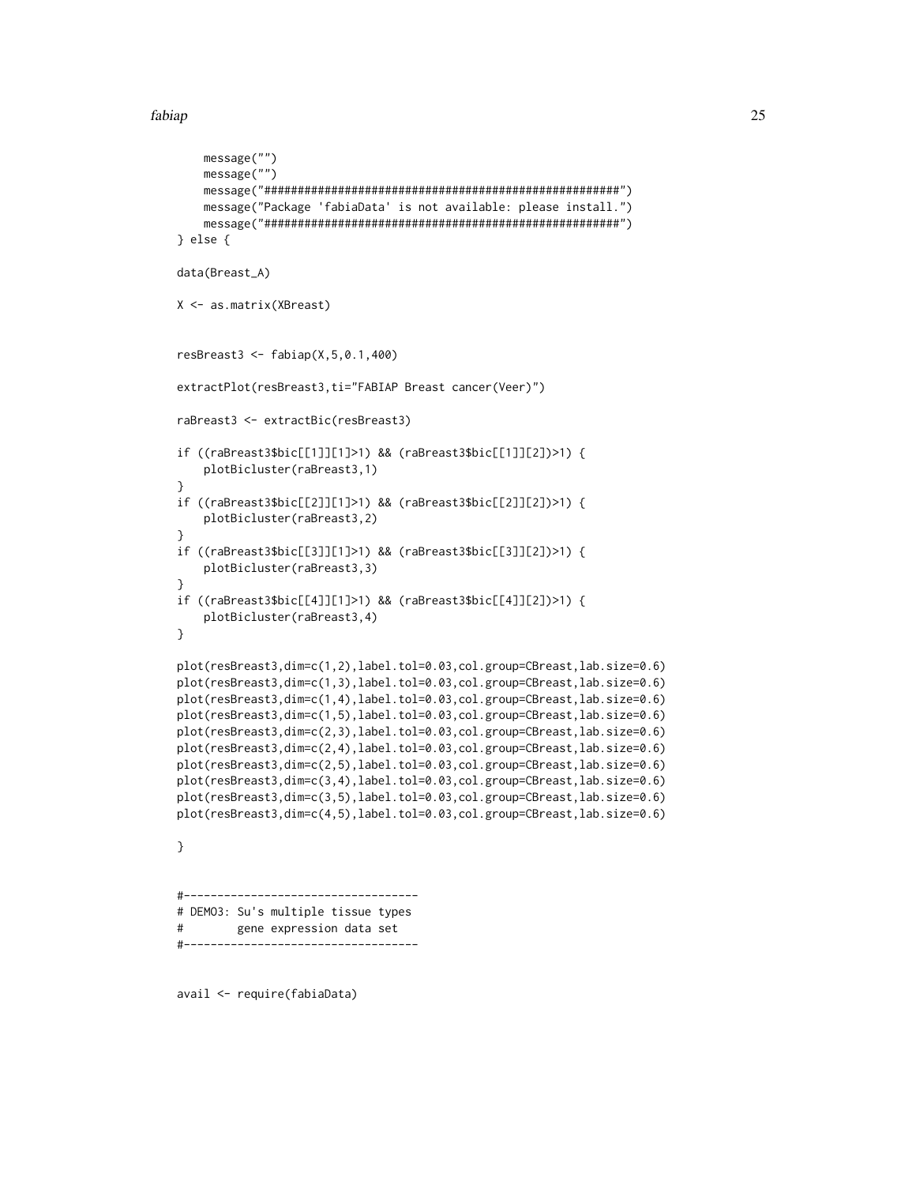```
    message("")
    message("")
    message("#####################################################")
    message("Package 'fabiaData' is not available: please install.")
    message("#####################################################")
} else {

data(Breast_A)

X <- as.matrix(XBreast)


resBreast3 <- fabiap(X,5,0.1,400)

extractPlot(resBreast3,ti="FABIAP Breast cancer(Veer)")

raBreast3 <- extractBic(resBreast3)

if ((raBreast3$bic[[1]][1]>1) && (raBreast3$bic[[1]][2])>1) {
    plotBicluster(raBreast3,1)
}
if ((raBreast3$bic[[2]][1]>1) && (raBreast3$bic[[2]][2])>1) {
    plotBicluster(raBreast3,2)
}
if ((raBreast3$bic[[3]][1]>1) && (raBreast3$bic[[3]][2])>1) {
    plotBicluster(raBreast3,3)
}
if ((raBreast3$bic[[4]][1]>1) && (raBreast3$bic[[4]][2])>1) {
    plotBicluster(raBreast3,4)
}

plot(resBreast3,dim=c(1,2),label.tol=0.03,col.group=CBreast,lab.size=0.6)
plot(resBreast3,dim=c(1,3),label.tol=0.03,col.group=CBreast,lab.size=0.6)
plot(resBreast3,dim=c(1,4),label.tol=0.03,col.group=CBreast,lab.size=0.6)
plot(resBreast3,dim=c(1,5),label.tol=0.03,col.group=CBreast,lab.size=0.6)
plot(resBreast3,dim=c(2,3),label.tol=0.03,col.group=CBreast,lab.size=0.6)
plot(resBreast3,dim=c(2,4),label.tol=0.03,col.group=CBreast,lab.size=0.6)
plot(resBreast3,dim=c(2,5),label.tol=0.03,col.group=CBreast,lab.size=0.6)
plot(resBreast3,dim=c(3,4),label.tol=0.03,col.group=CBreast,lab.size=0.6)
plot(resBreast3,dim=c(3,5),label.tol=0.03,col.group=CBreast,lab.size=0.6)
plot(resBreast3,dim=c(4,5),label.tol=0.03,col.group=CBreast,lab.size=0.6)

}


#-----------------------------------
# DEMO3: Su's multiple tissue types
#        gene expression data set
#-----------------------------------


avail <- require(fabiaData)
```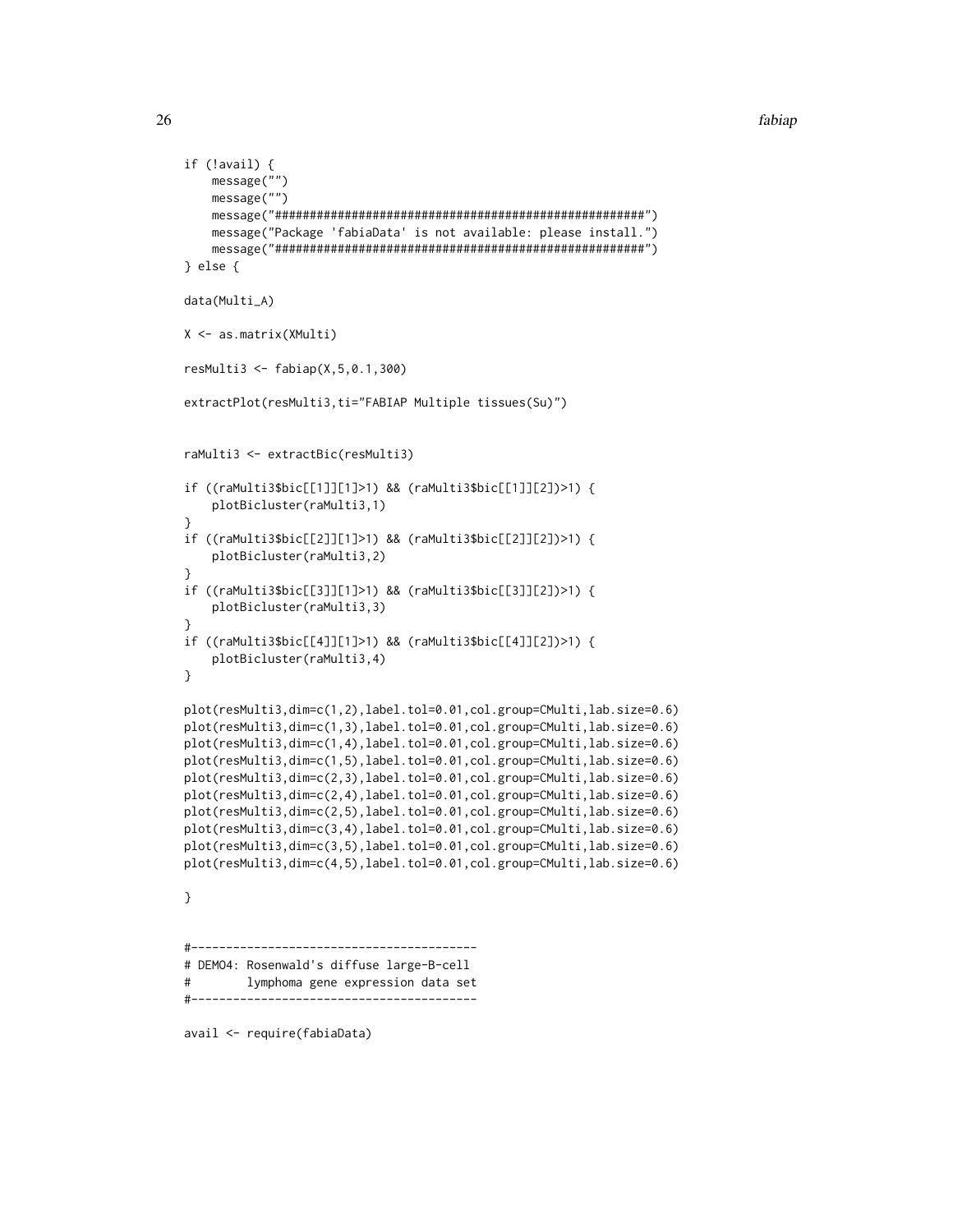```
if (!avail) {
    message("")
    message("")
    message("#####################################################")
    message("Package 'fabiaData' is not available: please install.")
    message("#####################################################")
} else {

data(Multi_A)

X <- as.matrix(XMulti)

resMulti3 <- fabiap(X,5,0.1,300)

extractPlot(resMulti3,ti="FABIAP Multiple tissues(Su)")


raMulti3 <- extractBic(resMulti3)

if ((raMulti3$bic[[1]][1]>1) && (raMulti3$bic[[1]][2])>1) {
    plotBicluster(raMulti3,1)
}
if ((raMulti3$bic[[2]][1]>1) && (raMulti3$bic[[2]][2])>1) {
    plotBicluster(raMulti3,2)
}
if ((raMulti3$bic[[3]][1]>1) && (raMulti3$bic[[3]][2])>1) {
    plotBicluster(raMulti3,3)
}
if ((raMulti3$bic[[4]][1]>1) && (raMulti3$bic[[4]][2])>1) {
    plotBicluster(raMulti3,4)
}

plot(resMulti3,dim=c(1,2),label.tol=0.01,col.group=CMulti,lab.size=0.6)
plot(resMulti3,dim=c(1,3),label.tol=0.01,col.group=CMulti,lab.size=0.6)
plot(resMulti3,dim=c(1,4),label.tol=0.01,col.group=CMulti,lab.size=0.6)
plot(resMulti3,dim=c(1,5),label.tol=0.01,col.group=CMulti,lab.size=0.6)
plot(resMulti3,dim=c(2,3),label.tol=0.01,col.group=CMulti,lab.size=0.6)
plot(resMulti3,dim=c(2,4),label.tol=0.01,col.group=CMulti,lab.size=0.6)
plot(resMulti3,dim=c(2,5),label.tol=0.01,col.group=CMulti,lab.size=0.6)
plot(resMulti3,dim=c(3,4),label.tol=0.01,col.group=CMulti,lab.size=0.6)
plot(resMulti3,dim=c(3,5),label.tol=0.01,col.group=CMulti,lab.size=0.6)
plot(resMulti3,dim=c(4,5),label.tol=0.01,col.group=CMulti,lab.size=0.6)

}


#----------------------------------------
# DEMO4: Rosenwald's diffuse large-B-cell
#        lymphoma gene expression data set
#----------------------------------------

avail <- require(fabiaData)
```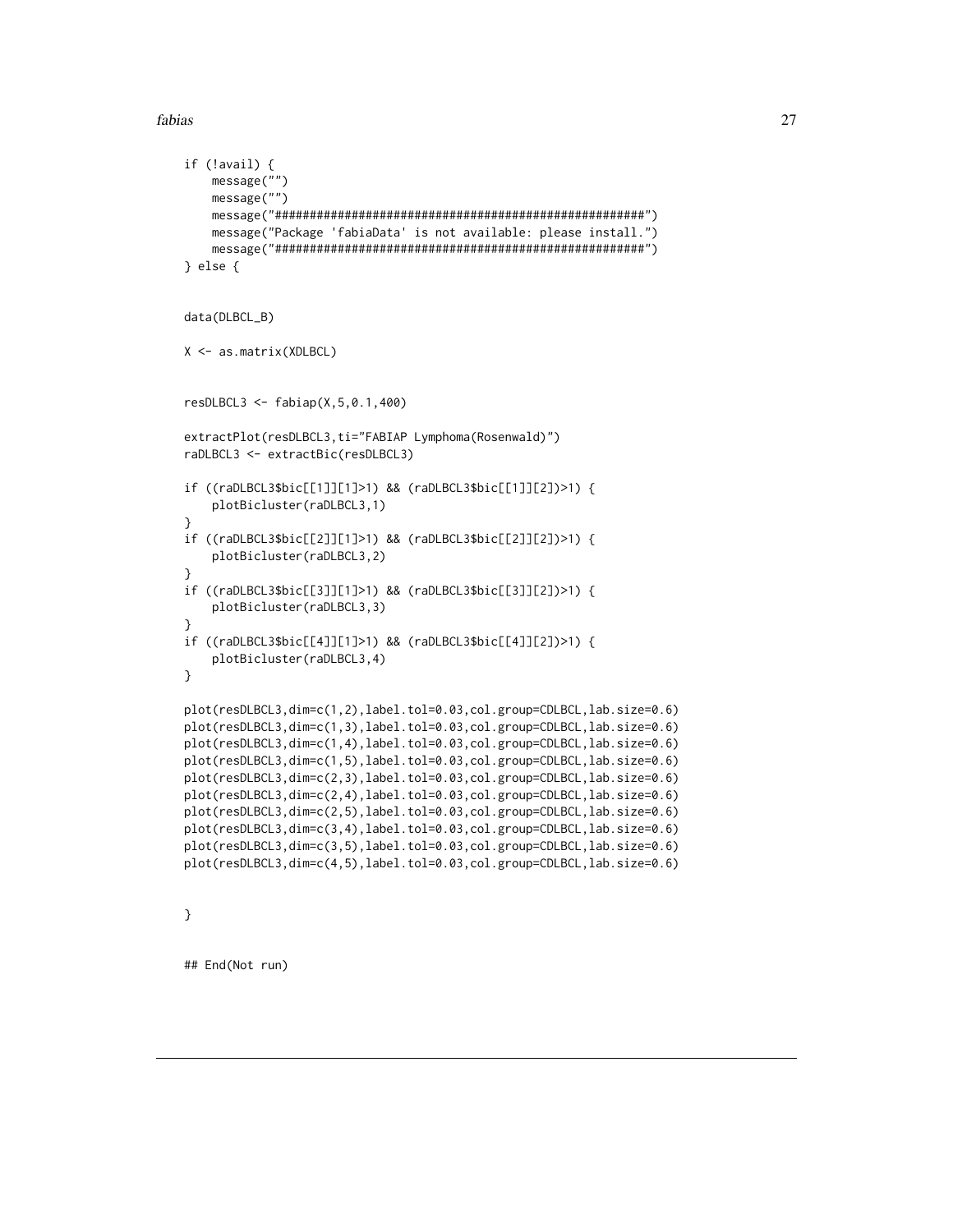```
if (!avail) {
    message("")
    message("")
    message("#####################################################")
    message("Package 'fabiaData' is not available: please install.")
    message("#####################################################")
} else {


data(DLBCL_B)

X <- as.matrix(XDLBCL)


resDLBCL3 <- fabiap(X,5,0.1,400)

extractPlot(resDLBCL3,ti="FABIAP Lymphoma(Rosenwald)")
raDLBCL3 <- extractBic(resDLBCL3)

if ((raDLBCL3$bic[[1]][1]>1) && (raDLBCL3$bic[[1]][2])>1) {
    plotBicluster(raDLBCL3,1)
}
if ((raDLBCL3$bic[[2]][1]>1) && (raDLBCL3$bic[[2]][2])>1) {
    plotBicluster(raDLBCL3,2)
}
if ((raDLBCL3$bic[[3]][1]>1) && (raDLBCL3$bic[[3]][2])>1) {
    plotBicluster(raDLBCL3,3)
}
if ((raDLBCL3$bic[[4]][1]>1) && (raDLBCL3$bic[[4]][2])>1) {
    plotBicluster(raDLBCL3,4)
}

plot(resDLBCL3,dim=c(1,2),label.tol=0.03,col.group=CDLBCL,lab.size=0.6)
plot(resDLBCL3,dim=c(1,3),label.tol=0.03,col.group=CDLBCL,lab.size=0.6)
plot(resDLBCL3,dim=c(1,4),label.tol=0.03,col.group=CDLBCL,lab.size=0.6)
plot(resDLBCL3,dim=c(1,5),label.tol=0.03,col.group=CDLBCL,lab.size=0.6)
plot(resDLBCL3,dim=c(2,3),label.tol=0.03,col.group=CDLBCL,lab.size=0.6)
plot(resDLBCL3,dim=c(2,4),label.tol=0.03,col.group=CDLBCL,lab.size=0.6)
plot(resDLBCL3,dim=c(2,5),label.tol=0.03,col.group=CDLBCL,lab.size=0.6)
plot(resDLBCL3,dim=c(3,4),label.tol=0.03,col.group=CDLBCL,lab.size=0.6)
plot(resDLBCL3,dim=c(3,5),label.tol=0.03,col.group=CDLBCL,lab.size=0.6)
plot(resDLBCL3,dim=c(4,5),label.tol=0.03,col.group=CDLBCL,lab.size=0.6)


}


## End(Not run)
```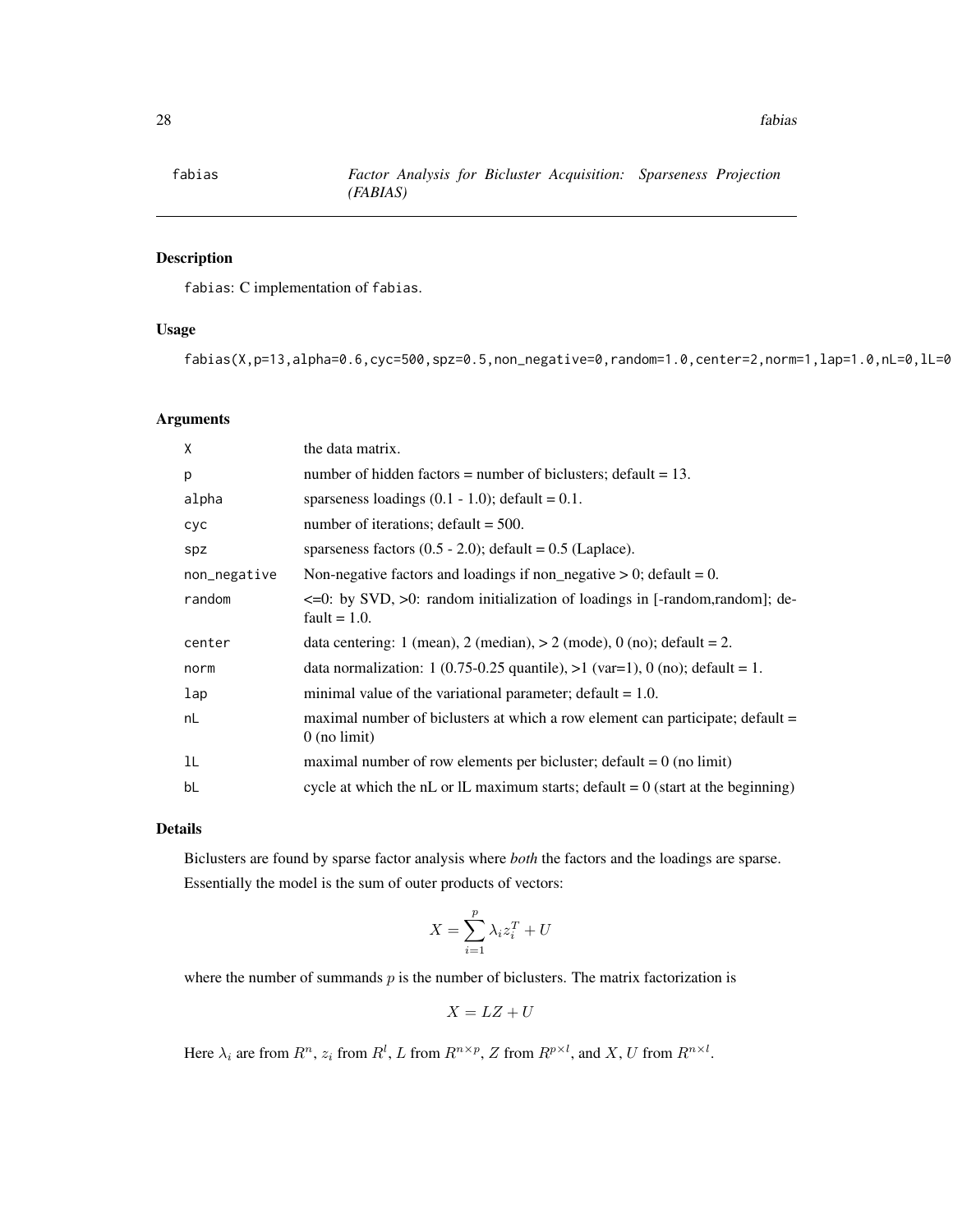fabias — *Factor Analysis for Bicluster Acquisition: Sparseness Projection (FABIAS)*

## Description

fabias: C implementation of fabias.

## Usage

```
fabias(X,p=13,alpha=0.6,cyc=500,spz=0.5,non_negative=0,random=1.0,center=2,norm=1,lap=1.0,nL=0,lL=0
```

## Arguments

| | |
|---|---|
| X | the data matrix. |
| p | number of hidden factors = number of biclusters; default = 13. |
| alpha | sparseness loadings (0.1 - 1.0); default = 0.1. |
| cyc | number of iterations; default = 500. |
| spz | sparseness factors (0.5 - 2.0); default = 0.5 (Laplace). |
| non_negative | Non-negative factors and loadings if non_negative > 0; default = 0. |
| random | <=0: by SVD, >0: random initialization of loadings in [-random,random]; default = 1.0. |
| center | data centering: 1 (mean), 2 (median), > 2 (mode), 0 (no); default = 2. |
| norm | data normalization: 1 (0.75-0.25 quantile), >1 (var=1), 0 (no); default = 1. |
| lap | minimal value of the variational parameter; default = 1.0. |
| nL | maximal number of biclusters at which a row element can participate; default = 0 (no limit) |
| lL | maximal number of row elements per bicluster; default = 0 (no limit) |
| bL | cycle at which the nL or lL maximum starts; default = 0 (start at the beginning) |

## Details

Biclusters are found by sparse factor analysis where *both* the factors and the loadings are sparse.

Essentially the model is the sum of outer products of vectors:

$$X = \sum_{i=1}^{p} \lambda_i z_i^T + U$$

where the number of summands $p$ is the number of biclusters. The matrix factorization is

$$X = LZ + U$$

Here $\lambda_i$ are from $R^n$, $z_i$ from $R^l$, $L$ from $R^{n \times p}$, $Z$ from $R^{p \times l}$, and $X, U$ from $R^{n \times l}$.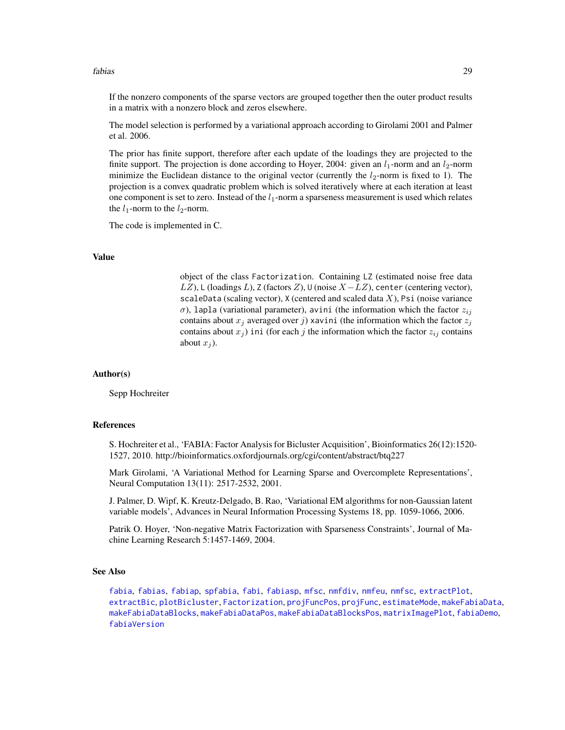If the nonzero components of the sparse vectors are grouped together then the outer product results in a matrix with a nonzero block and zeros elsewhere.

The model selection is performed by a variational approach according to Girolami 2001 and Palmer et al. 2006.

The prior has finite support, therefore after each update of the loadings they are projected to the finite support. The projection is done according to Hoyer, 2004: given an $l_1$-norm and an $l_2$-norm minimize the Euclidean distance to the original vector (currently the $l_2$-norm is fixed to 1). The projection is a convex quadratic problem which is solved iteratively where at each iteration at least one component is set to zero. Instead of the $l_1$-norm a sparseness measurement is used which relates the $l_1$-norm to the $l_2$-norm.

The code is implemented in C.

## Value

object of the class `Factorization`. Containing `LZ` (estimated noise free data $LZ$), `L` (loadings $L$), `Z` (factors $Z$), `U` (noise $X - LZ$), `center` (centering vector), `scaleData` (scaling vector), `X` (centered and scaled data $X$), `Psi` (noise variance $\sigma$), `lapla` (variational parameter), `avini` (the information which the factor $z_{ij}$ contains about $x_j$ averaged over $j$) `xavini` (the information which the factor $z_j$ contains about $x_j$) `ini` (for each $j$ the information which the factor $z_{ij}$ contains about $x_j$).

## Author(s)

Sepp Hochreiter

## References

S. Hochreiter et al., 'FABIA: Factor Analysis for Bicluster Acquisition', Bioinformatics 26(12):1520-1527, 2010. http://bioinformatics.oxfordjournals.org/cgi/content/abstract/btq227

Mark Girolami, 'A Variational Method for Learning Sparse and Overcomplete Representations', Neural Computation 13(11): 2517-2532, 2001.

J. Palmer, D. Wipf, K. Kreutz-Delgado, B. Rao, 'Variational EM algorithms for non-Gaussian latent variable models', Advances in Neural Information Processing Systems 18, pp. 1059-1066, 2006.

Patrik O. Hoyer, 'Non-negative Matrix Factorization with Sparseness Constraints', Journal of Machine Learning Research 5:1457-1469, 2004.

## See Also

`fabia`, `fabias`, `fabiap`, `spfabia`, `fabi`, `fabiasp`, `mfsc`, `nmfdiv`, `nmfeu`, `nmfsc`, `extractPlot`, `extractBic`, `plotBicluster`, `Factorization`, `projFuncPos`, `projFunc`, `estimateMode`, `makeFabiaData`, `makeFabiaDataBlocks`, `makeFabiaDataPos`, `makeFabiaDataBlocksPos`, `matrixImagePlot`, `fabiaDemo`, `fabiaVersion`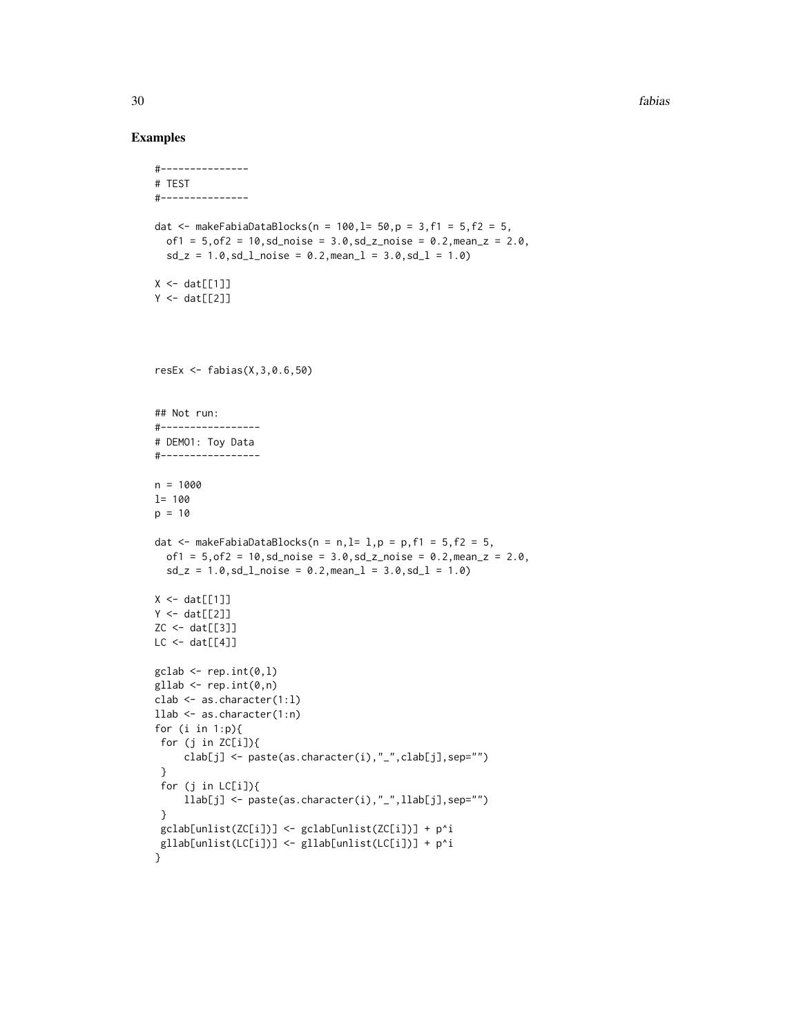## Examples

```
#---------------
# TEST
#---------------

dat <- makeFabiaDataBlocks(n = 100,l= 50,p = 3,f1 = 5,f2 = 5,
  of1 = 5,of2 = 10,sd_noise = 3.0,sd_z_noise = 0.2,mean_z = 2.0,
  sd_z = 1.0,sd_l_noise = 0.2,mean_l = 3.0,sd_l = 1.0)

X <- dat[[1]]
Y <- dat[[2]]




resEx <- fabias(X,3,0.6,50)


## Not run:
#-----------------
# DEMO1: Toy Data
#-----------------

n = 1000
l= 100
p = 10

dat <- makeFabiaDataBlocks(n = n,l= l,p = p,f1 = 5,f2 = 5,
  of1 = 5,of2 = 10,sd_noise = 3.0,sd_z_noise = 0.2,mean_z = 2.0,
  sd_z = 1.0,sd_l_noise = 0.2,mean_l = 3.0,sd_l = 1.0)

X <- dat[[1]]
Y <- dat[[2]]
ZC <- dat[[3]]
LC <- dat[[4]]

gclab <- rep.int(0,l)
gllab <- rep.int(0,n)
clab <- as.character(1:l)
llab <- as.character(1:n)
for (i in 1:p){
 for (j in ZC[i]){
     clab[j] <- paste(as.character(i),"_",clab[j],sep="")
 }
 for (j in LC[i]){
     llab[j] <- paste(as.character(i),"_",llab[j],sep="")
 }
 gclab[unlist(ZC[i])] <- gclab[unlist(ZC[i])] + p^i
 gllab[unlist(LC[i])] <- gllab[unlist(LC[i])] + p^i
}
```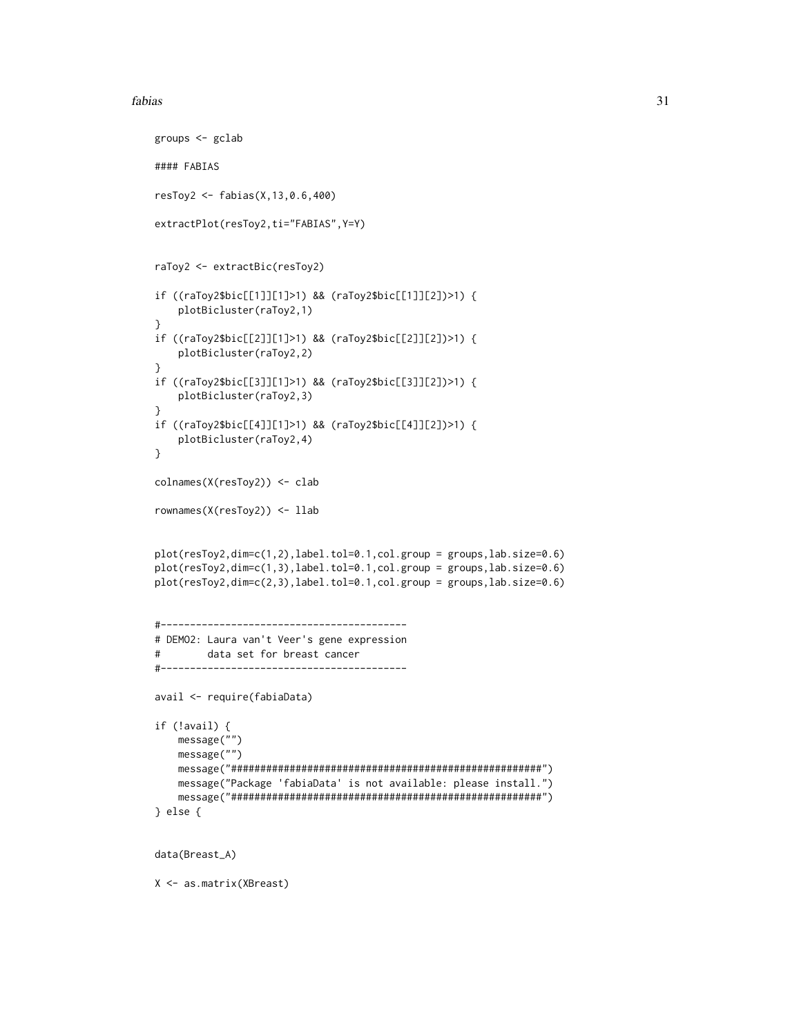```
groups <- gclab

#### FABIAS

resToy2 <- fabias(X,13,0.6,400)

extractPlot(resToy2,ti="FABIAS",Y=Y)


raToy2 <- extractBic(resToy2)

if ((raToy2$bic[[1]][1]>1) && (raToy2$bic[[1]][2])>1) {
    plotBicluster(raToy2,1)
}
if ((raToy2$bic[[2]][1]>1) && (raToy2$bic[[2]][2])>1) {
    plotBicluster(raToy2,2)
}
if ((raToy2$bic[[3]][1]>1) && (raToy2$bic[[3]][2])>1) {
    plotBicluster(raToy2,3)
}
if ((raToy2$bic[[4]][1]>1) && (raToy2$bic[[4]][2])>1) {
    plotBicluster(raToy2,4)
}

colnames(X(resToy2)) <- clab

rownames(X(resToy2)) <- llab


plot(resToy2,dim=c(1,2),label.tol=0.1,col.group = groups,lab.size=0.6)
plot(resToy2,dim=c(1,3),label.tol=0.1,col.group = groups,lab.size=0.6)
plot(resToy2,dim=c(2,3),label.tol=0.1,col.group = groups,lab.size=0.6)


#------------------------------------------
# DEMO2: Laura van't Veer's gene expression
#        data set for breast cancer
#------------------------------------------

avail <- require(fabiaData)

if (!avail) {
    message("")
    message("")
    message("#####################################################")
    message("Package 'fabiaData' is not available: please install.")
    message("#####################################################")
} else {


data(Breast_A)

X <- as.matrix(XBreast)
```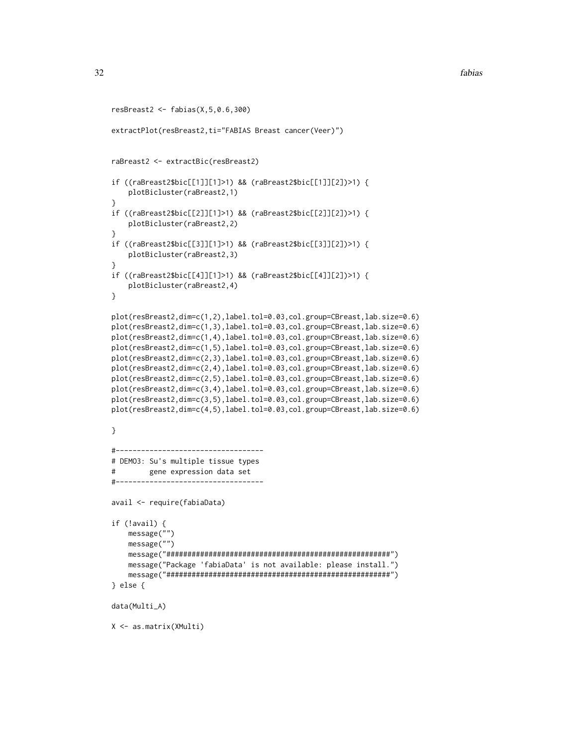```
resBreast2 <- fabias(X,5,0.6,300)

extractPlot(resBreast2,ti="FABIAS Breast cancer(Veer)")


raBreast2 <- extractBic(resBreast2)

if ((raBreast2$bic[[1]][1]>1) && (raBreast2$bic[[1]][2])>1) {
    plotBicluster(raBreast2,1)
}
if ((raBreast2$bic[[2]][1]>1) && (raBreast2$bic[[2]][2])>1) {
    plotBicluster(raBreast2,2)
}
if ((raBreast2$bic[[3]][1]>1) && (raBreast2$bic[[3]][2])>1) {
    plotBicluster(raBreast2,3)
}
if ((raBreast2$bic[[4]][1]>1) && (raBreast2$bic[[4]][2])>1) {
    plotBicluster(raBreast2,4)
}

plot(resBreast2,dim=c(1,2),label.tol=0.03,col.group=CBreast,lab.size=0.6)
plot(resBreast2,dim=c(1,3),label.tol=0.03,col.group=CBreast,lab.size=0.6)
plot(resBreast2,dim=c(1,4),label.tol=0.03,col.group=CBreast,lab.size=0.6)
plot(resBreast2,dim=c(1,5),label.tol=0.03,col.group=CBreast,lab.size=0.6)
plot(resBreast2,dim=c(2,3),label.tol=0.03,col.group=CBreast,lab.size=0.6)
plot(resBreast2,dim=c(2,4),label.tol=0.03,col.group=CBreast,lab.size=0.6)
plot(resBreast2,dim=c(2,5),label.tol=0.03,col.group=CBreast,lab.size=0.6)
plot(resBreast2,dim=c(3,4),label.tol=0.03,col.group=CBreast,lab.size=0.6)
plot(resBreast2,dim=c(3,5),label.tol=0.03,col.group=CBreast,lab.size=0.6)
plot(resBreast2,dim=c(4,5),label.tol=0.03,col.group=CBreast,lab.size=0.6)

}

#-----------------------------------
# DEMO3: Su's multiple tissue types
#        gene expression data set
#-----------------------------------

avail <- require(fabiaData)

if (!avail) {
    message("")
    message("")
    message("#####################################################")
    message("Package 'fabiaData' is not available: please install.")
    message("#####################################################")
} else {

data(Multi_A)

X <- as.matrix(XMulti)
```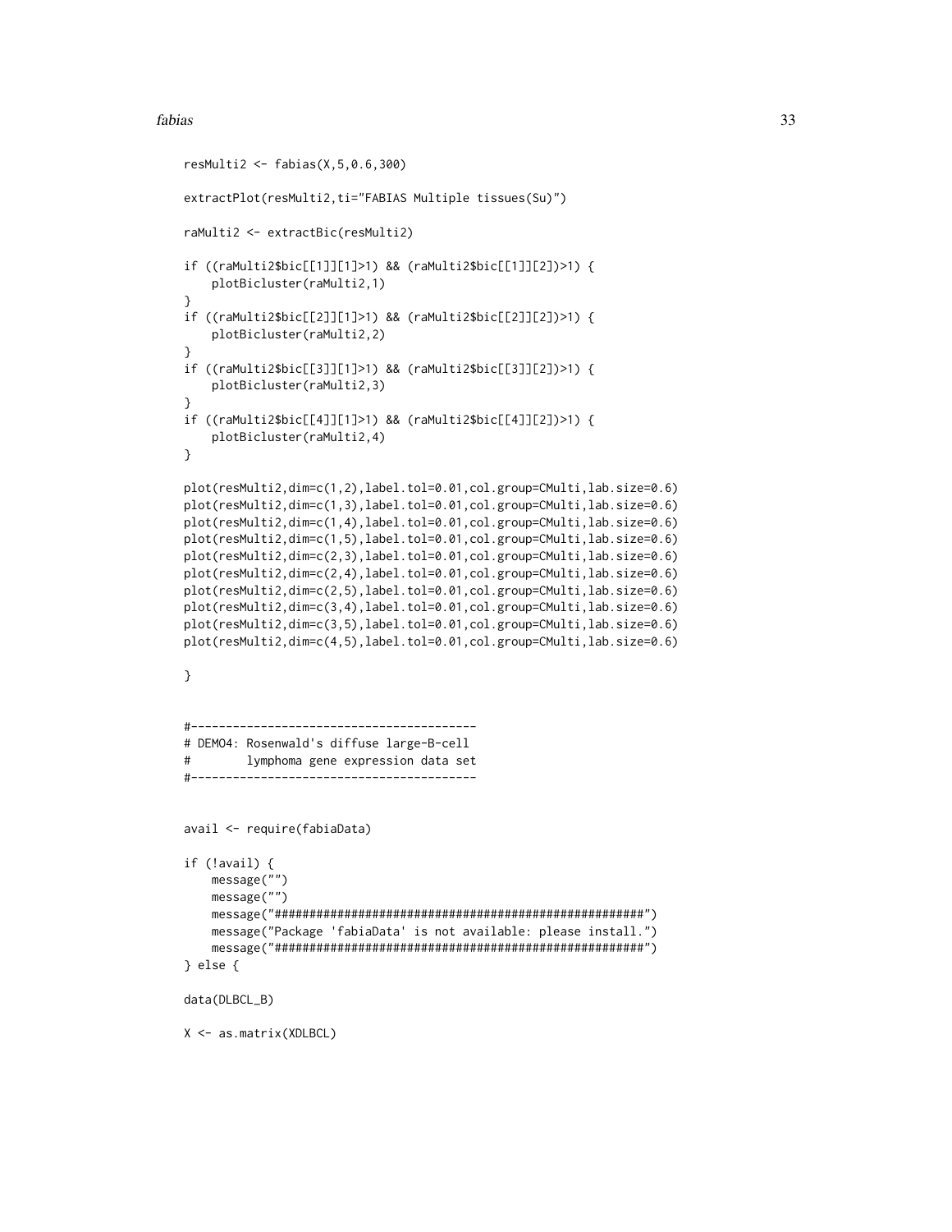```
resMulti2 <- fabias(X,5,0.6,300)

extractPlot(resMulti2,ti="FABIAS Multiple tissues(Su)")

raMulti2 <- extractBic(resMulti2)

if ((raMulti2$bic[[1]][1]>1) && (raMulti2$bic[[1]][2])>1) {
    plotBicluster(raMulti2,1)
}
if ((raMulti2$bic[[2]][1]>1) && (raMulti2$bic[[2]][2])>1) {
    plotBicluster(raMulti2,2)
}
if ((raMulti2$bic[[3]][1]>1) && (raMulti2$bic[[3]][2])>1) {
    plotBicluster(raMulti2,3)
}
if ((raMulti2$bic[[4]][1]>1) && (raMulti2$bic[[4]][2])>1) {
    plotBicluster(raMulti2,4)
}

plot(resMulti2,dim=c(1,2),label.tol=0.01,col.group=CMulti,lab.size=0.6)
plot(resMulti2,dim=c(1,3),label.tol=0.01,col.group=CMulti,lab.size=0.6)
plot(resMulti2,dim=c(1,4),label.tol=0.01,col.group=CMulti,lab.size=0.6)
plot(resMulti2,dim=c(1,5),label.tol=0.01,col.group=CMulti,lab.size=0.6)
plot(resMulti2,dim=c(2,3),label.tol=0.01,col.group=CMulti,lab.size=0.6)
plot(resMulti2,dim=c(2,4),label.tol=0.01,col.group=CMulti,lab.size=0.6)
plot(resMulti2,dim=c(2,5),label.tol=0.01,col.group=CMulti,lab.size=0.6)
plot(resMulti2,dim=c(3,4),label.tol=0.01,col.group=CMulti,lab.size=0.6)
plot(resMulti2,dim=c(3,5),label.tol=0.01,col.group=CMulti,lab.size=0.6)
plot(resMulti2,dim=c(4,5),label.tol=0.01,col.group=CMulti,lab.size=0.6)

}


#-----------------------------------------
# DEMO4: Rosenwald's diffuse large-B-cell
#        lymphoma gene expression data set
#-----------------------------------------


avail <- require(fabiaData)

if (!avail) {
    message("")
    message("")
    message("#####################################################")
    message("Package 'fabiaData' is not available: please install.")
    message("#####################################################")
} else {

data(DLBCL_B)

X <- as.matrix(XDLBCL)
```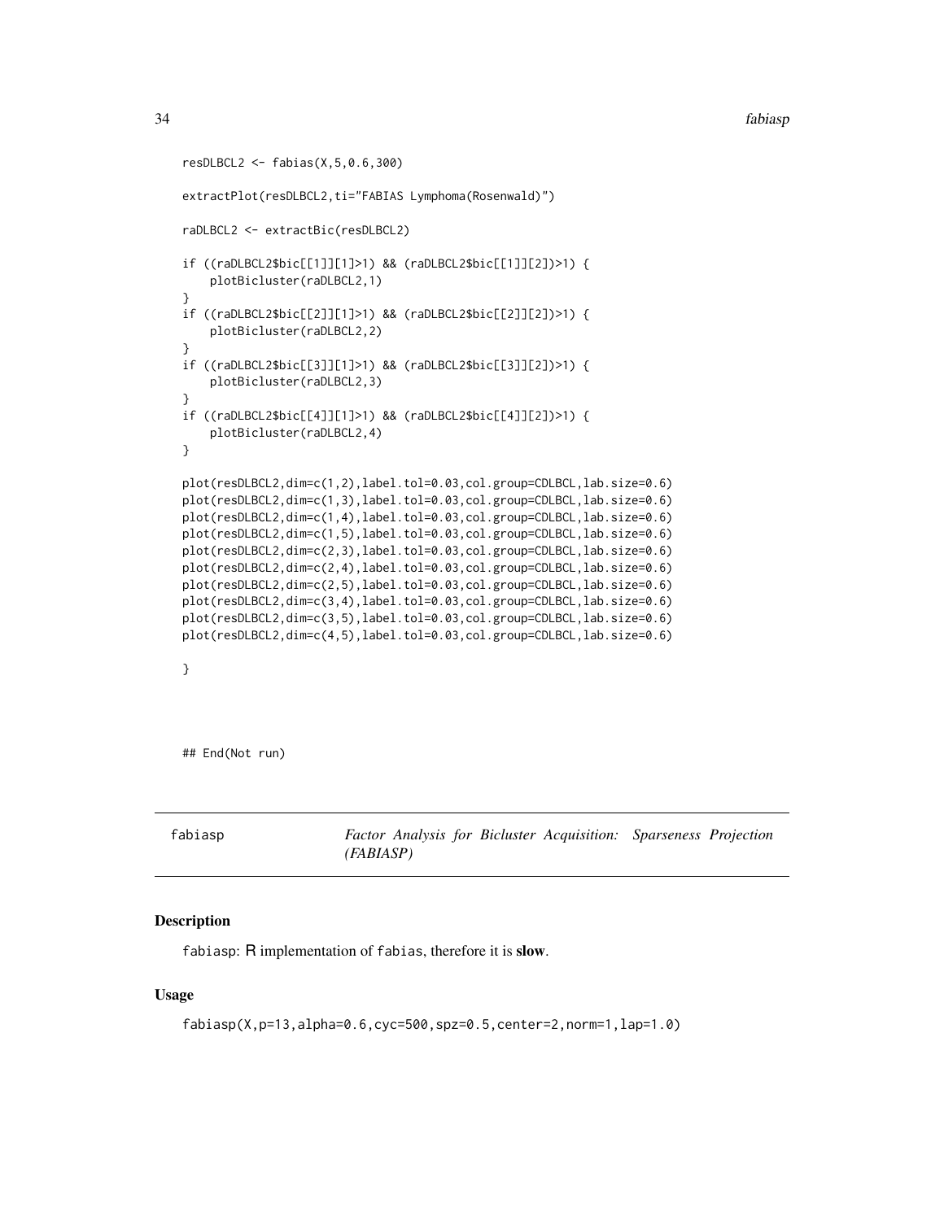```
resDLBCL2 <- fabias(X,5,0.6,300)

extractPlot(resDLBCL2,ti="FABIAS Lymphoma(Rosenwald)")

raDLBCL2 <- extractBic(resDLBCL2)

if ((raDLBCL2$bic[[1]][1]>1) && (raDLBCL2$bic[[1]][2])>1) {
    plotBicluster(raDLBCL2,1)
}
if ((raDLBCL2$bic[[2]][1]>1) && (raDLBCL2$bic[[2]][2])>1) {
    plotBicluster(raDLBCL2,2)
}
if ((raDLBCL2$bic[[3]][1]>1) && (raDLBCL2$bic[[3]][2])>1) {
    plotBicluster(raDLBCL2,3)
}
if ((raDLBCL2$bic[[4]][1]>1) && (raDLBCL2$bic[[4]][2])>1) {
    plotBicluster(raDLBCL2,4)
}

plot(resDLBCL2,dim=c(1,2),label.tol=0.03,col.group=CDLBCL,lab.size=0.6)
plot(resDLBCL2,dim=c(1,3),label.tol=0.03,col.group=CDLBCL,lab.size=0.6)
plot(resDLBCL2,dim=c(1,4),label.tol=0.03,col.group=CDLBCL,lab.size=0.6)
plot(resDLBCL2,dim=c(1,5),label.tol=0.03,col.group=CDLBCL,lab.size=0.6)
plot(resDLBCL2,dim=c(2,3),label.tol=0.03,col.group=CDLBCL,lab.size=0.6)
plot(resDLBCL2,dim=c(2,4),label.tol=0.03,col.group=CDLBCL,lab.size=0.6)
plot(resDLBCL2,dim=c(2,5),label.tol=0.03,col.group=CDLBCL,lab.size=0.6)
plot(resDLBCL2,dim=c(3,4),label.tol=0.03,col.group=CDLBCL,lab.size=0.6)
plot(resDLBCL2,dim=c(3,5),label.tol=0.03,col.group=CDLBCL,lab.size=0.6)
plot(resDLBCL2,dim=c(4,5),label.tol=0.03,col.group=CDLBCL,lab.size=0.6)

}



## End(Not run)
```

---

## fabiasp — *Factor Analysis for Bicluster Acquisition: Sparseness Projection (FABIASP)*

### Description

fabiasp: R implementation of fabias, therefore it is **slow**.

### Usage

```
fabiasp(X,p=13,alpha=0.6,cyc=500,spz=0.5,center=2,norm=1,lap=1.0)
```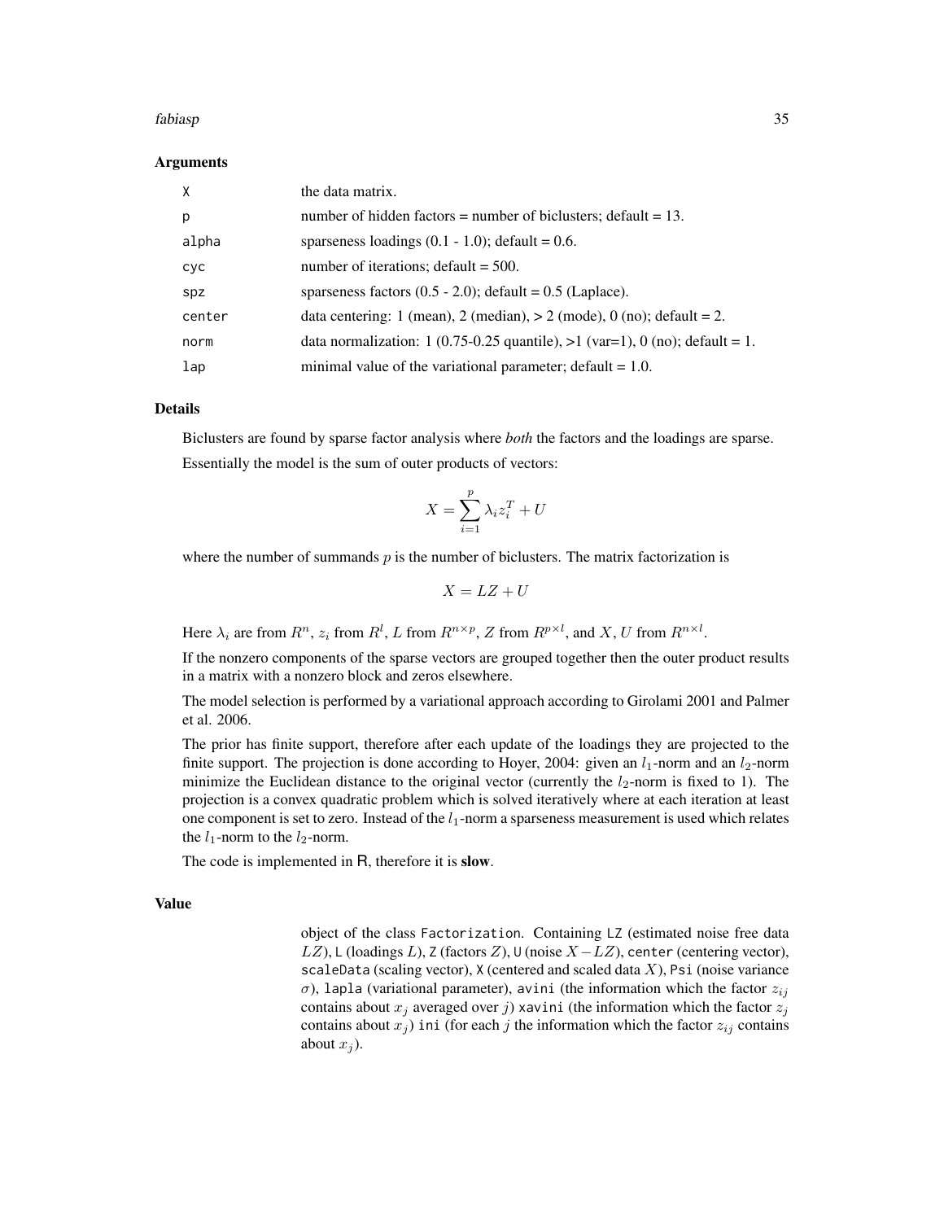### Arguments

| | |
|---|---|
| X | the data matrix. |
| p | number of hidden factors = number of biclusters; default = 13. |
| alpha | sparseness loadings (0.1 - 1.0); default = 0.6. |
| cyc | number of iterations; default = 500. |
| spz | sparseness factors (0.5 - 2.0); default = 0.5 (Laplace). |
| center | data centering: 1 (mean), 2 (median), > 2 (mode), 0 (no); default = 2. |
| norm | data normalization: 1 (0.75-0.25 quantile), >1 (var=1), 0 (no); default = 1. |
| lap | minimal value of the variational parameter; default = 1.0. |

### Details

Biclusters are found by sparse factor analysis where *both* the factors and the loadings are sparse.

Essentially the model is the sum of outer products of vectors:

$$X = \sum_{i=1}^{p} \lambda_i z_i^T + U$$

where the number of summands $p$ is the number of biclusters. The matrix factorization is

$$X = LZ + U$$

Here $\lambda_i$ are from $R^n$, $z_i$ from $R^l$, $L$ from $R^{n \times p}$, $Z$ from $R^{p \times l}$, and $X, U$ from $R^{n \times l}$.

If the nonzero components of the sparse vectors are grouped together then the outer product results in a matrix with a nonzero block and zeros elsewhere.

The model selection is performed by a variational approach according to Girolami 2001 and Palmer et al. 2006.

The prior has finite support, therefore after each update of the loadings they are projected to the finite support. The projection is done according to Hoyer, 2004: given an $l_1$-norm and an $l_2$-norm minimize the Euclidean distance to the original vector (currently the $l_2$-norm is fixed to 1). The projection is a convex quadratic problem which is solved iteratively where at each iteration at least one component is set to zero. Instead of the $l_1$-norm a sparseness measurement is used which relates the $l_1$-norm to the $l_2$-norm.

The code is implemented in R, therefore it is **slow**.

### Value

object of the class Factorization. Containing LZ (estimated noise free data $LZ$), L (loadings $L$), Z (factors $Z$), U (noise $X - LZ$), center (centering vector), scaleData (scaling vector), X (centered and scaled data $X$), Psi (noise variance $\sigma$), lapla (variational parameter), avini (the information which the factor $z_{ij}$ contains about $x_j$ averaged over $j$) xavini (the information which the factor $z_j$ contains about $x_j$) ini (for each $j$ the information which the factor $z_{ij}$ contains about $x_j$).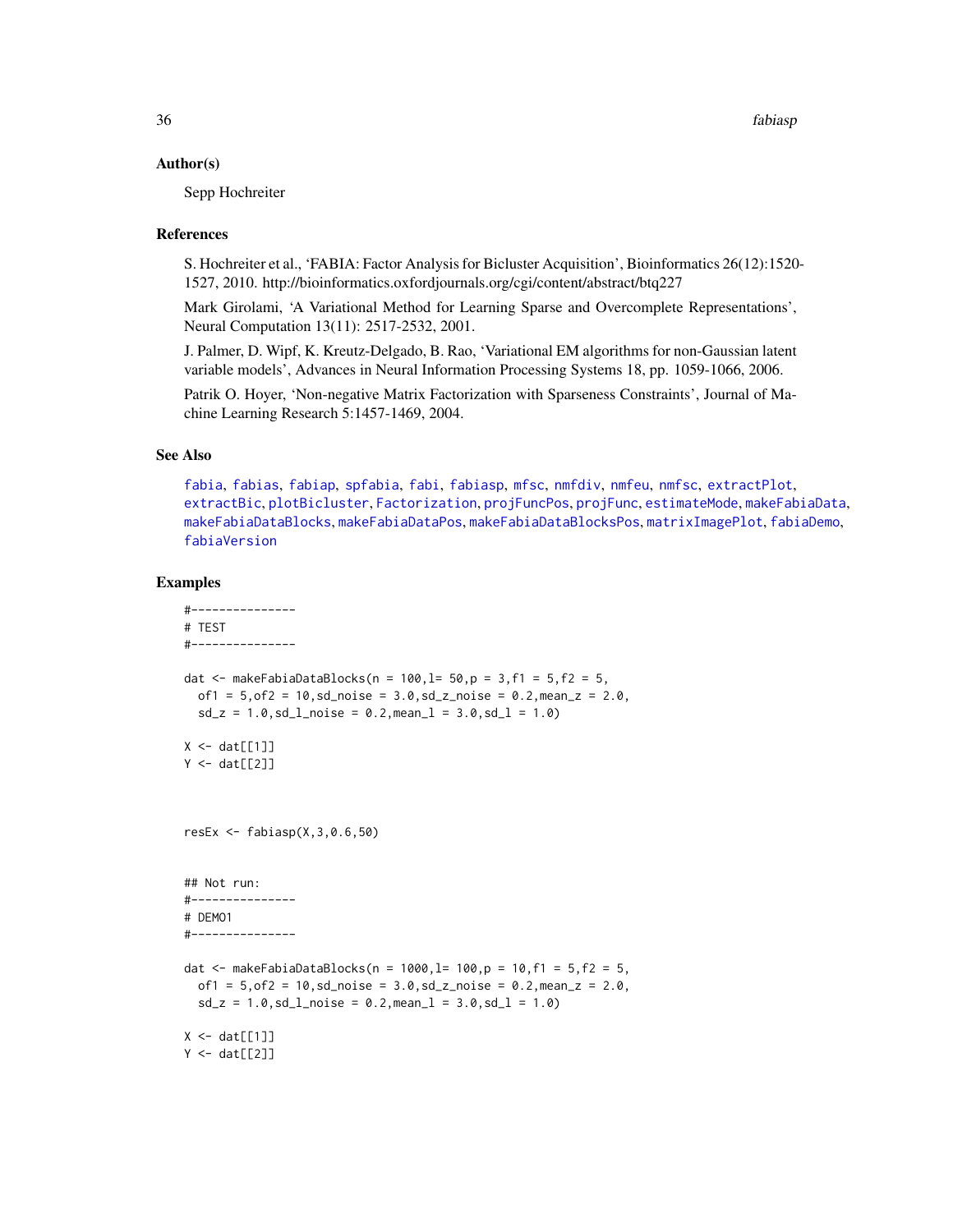## Author(s)

Sepp Hochreiter

## References

S. Hochreiter et al., 'FABIA: Factor Analysis for Bicluster Acquisition', Bioinformatics 26(12):1520-1527, 2010. http://bioinformatics.oxfordjournals.org/cgi/content/abstract/btq227

Mark Girolami, 'A Variational Method for Learning Sparse and Overcomplete Representations', Neural Computation 13(11): 2517-2532, 2001.

J. Palmer, D. Wipf, K. Kreutz-Delgado, B. Rao, 'Variational EM algorithms for non-Gaussian latent variable models', Advances in Neural Information Processing Systems 18, pp. 1059-1066, 2006.

Patrik O. Hoyer, 'Non-negative Matrix Factorization with Sparseness Constraints', Journal of Machine Learning Research 5:1457-1469, 2004.

## See Also

fabia, fabias, fabiap, spfabia, fabi, fabiasp, mfsc, nmfdiv, nmfeu, nmfsc, extractPlot, extractBic, plotBicluster, Factorization, projFuncPos, projFunc, estimateMode, makeFabiaData, makeFabiaDataBlocks, makeFabiaDataPos, makeFabiaDataBlocksPos, matrixImagePlot, fabiaDemo, fabiaVersion

## Examples

```
#---------------
# TEST
#---------------

dat <- makeFabiaDataBlocks(n = 100,l= 50,p = 3,f1 = 5,f2 = 5,
  of1 = 5,of2 = 10,sd_noise = 3.0,sd_z_noise = 0.2,mean_z = 2.0,
  sd_z = 1.0,sd_l_noise = 0.2,mean_l = 3.0,sd_l = 1.0)

X <- dat[[1]]
Y <- dat[[2]]



resEx <- fabiasp(X,3,0.6,50)


## Not run:
#---------------
# DEMO1
#---------------

dat <- makeFabiaDataBlocks(n = 1000,l= 100,p = 10,f1 = 5,f2 = 5,
  of1 = 5,of2 = 10,sd_noise = 3.0,sd_z_noise = 0.2,mean_z = 2.0,
  sd_z = 1.0,sd_l_noise = 0.2,mean_l = 3.0,sd_l = 1.0)

X <- dat[[1]]
Y <- dat[[2]]
```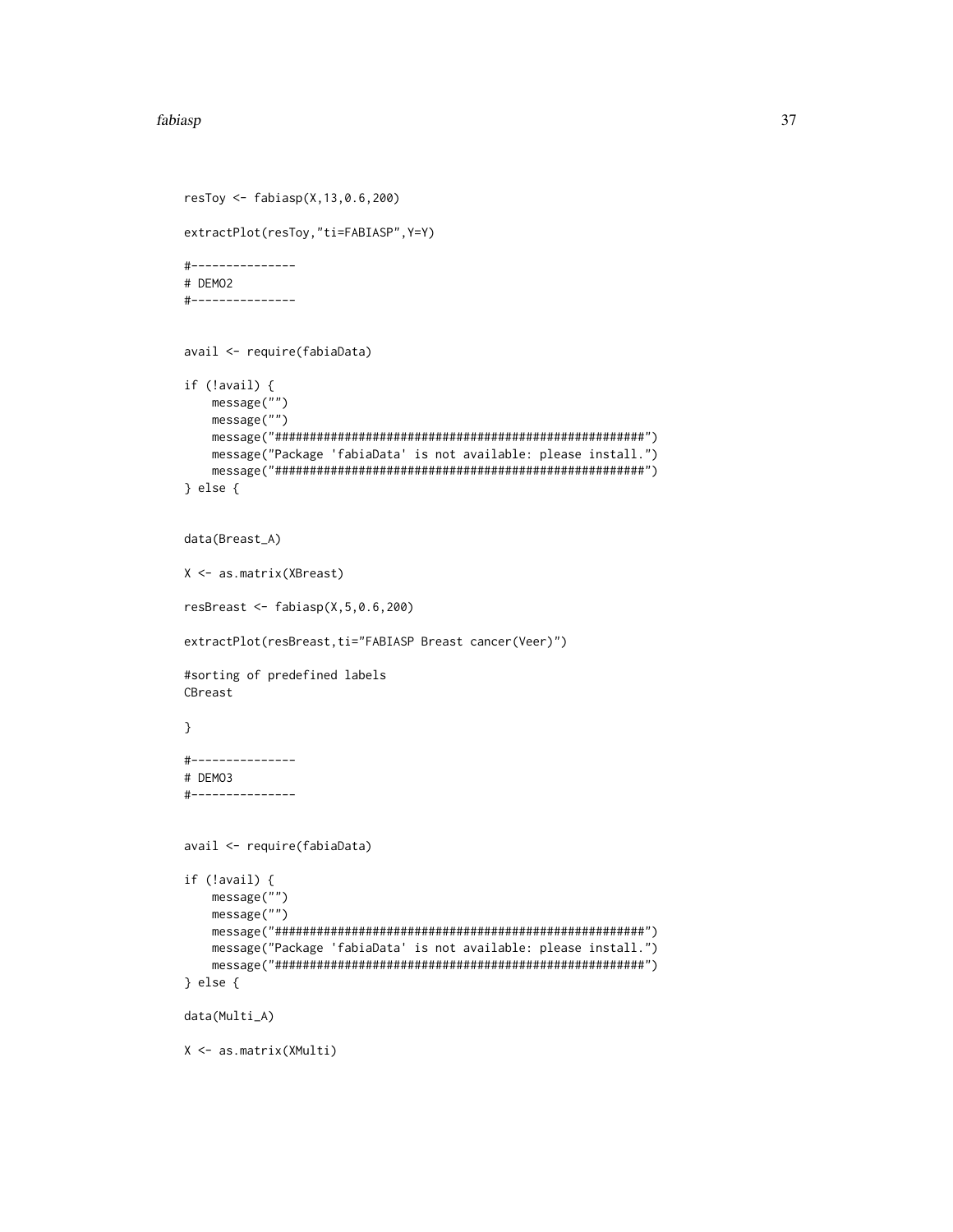```
resToy <- fabiasp(X,13,0.6,200)

extractPlot(resToy,"ti=FABIASP",Y=Y)

#---------------
# DEMO2
#---------------


avail <- require(fabiaData)

if (!avail) {
    message("")
    message("")
    message("#####################################################")
    message("Package 'fabiaData' is not available: please install.")
    message("#####################################################")
} else {


data(Breast_A)

X <- as.matrix(XBreast)

resBreast <- fabiasp(X,5,0.6,200)

extractPlot(resBreast,ti="FABIASP Breast cancer(Veer)")

#sorting of predefined labels
CBreast

}

#---------------
# DEMO3
#---------------


avail <- require(fabiaData)

if (!avail) {
    message("")
    message("")
    message("#####################################################")
    message("Package 'fabiaData' is not available: please install.")
    message("#####################################################")
} else {

data(Multi_A)

X <- as.matrix(XMulti)
```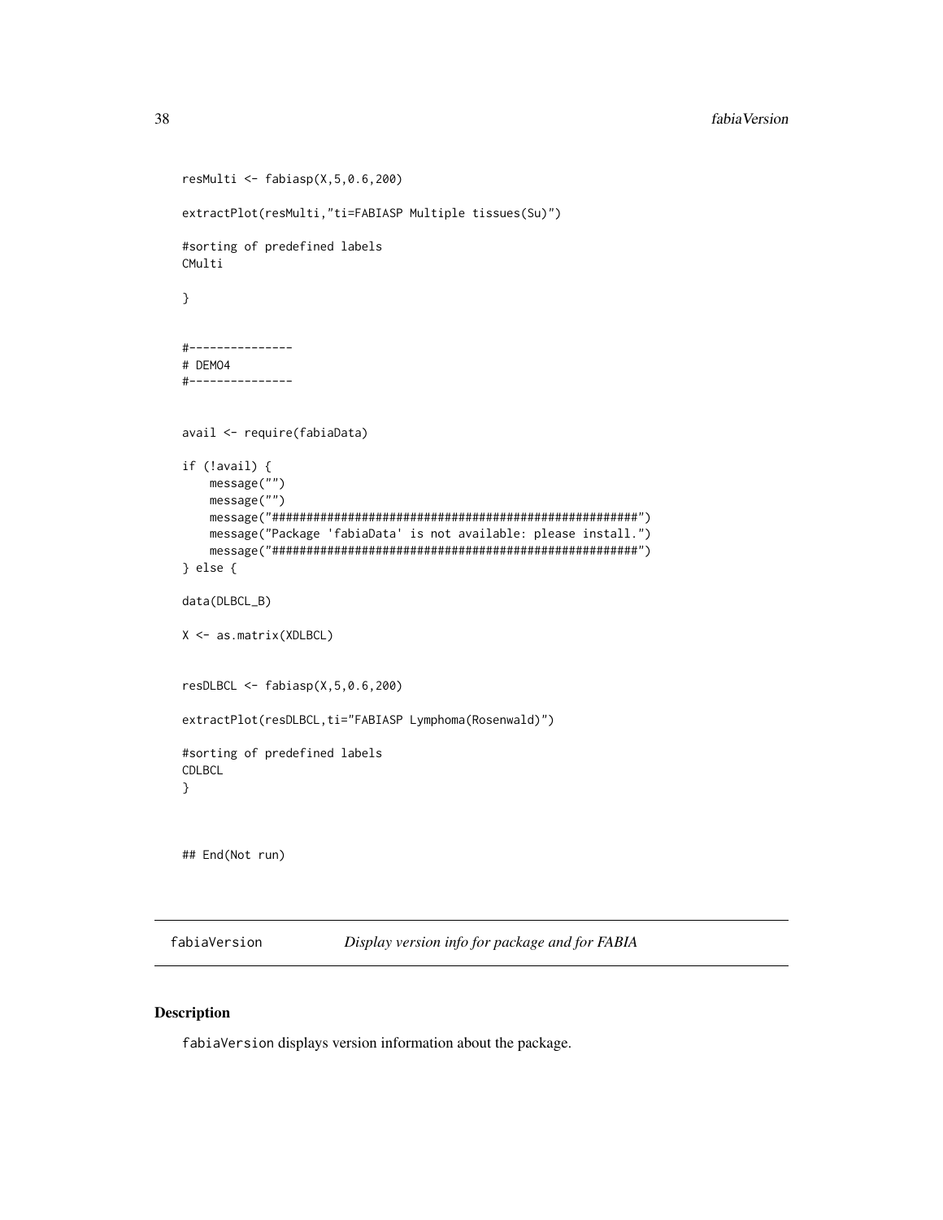```
resMulti <- fabiasp(X,5,0.6,200)

extractPlot(resMulti,"ti=FABIASP Multiple tissues(Su)")

#sorting of predefined labels
CMulti

}


#---------------
# DEMO4
#---------------


avail <- require(fabiaData)

if (!avail) {
    message("")
    message("")
    message("#####################################################")
    message("Package 'fabiaData' is not available: please install.")
    message("#####################################################")
} else {

data(DLBCL_B)

X <- as.matrix(XDLBCL)


resDLBCL <- fabiasp(X,5,0.6,200)

extractPlot(resDLBCL,ti="FABIASP Lymphoma(Rosenwald)")

#sorting of predefined labels
CDLBCL
}



## End(Not run)
```

---

`fabiaVersion` *Display version info for package and for FABIA*

---

## Description

`fabiaVersion` displays version information about the package.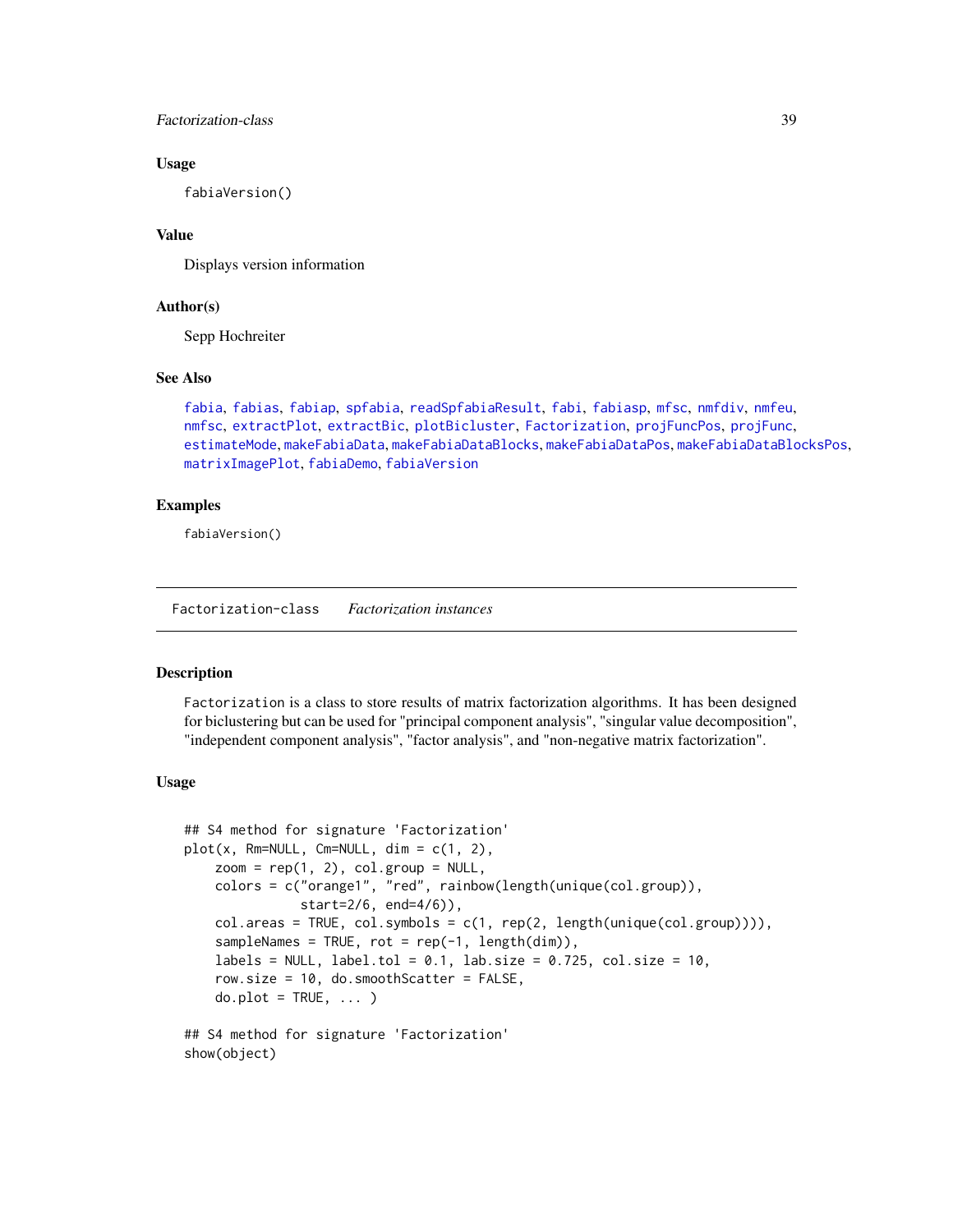### Usage

```
fabiaVersion()
```

### Value

Displays version information

### Author(s)

Sepp Hochreiter

### See Also

fabia, fabias, fabiap, spfabia, readSpfabiaResult, fabi, fabiasp, mfsc, nmfdiv, nmfeu, nmfsc, extractPlot, extractBic, plotBicluster, Factorization, projFuncPos, projFunc, estimateMode, makeFabiaData, makeFabiaDataBlocks, makeFabiaDataPos, makeFabiaDataBlocksPos, matrixImagePlot, fabiaDemo, fabiaVersion

### Examples

```
fabiaVersion()
```

---

## Factorization-class *Factorization instances*

### Description

Factorization is a class to store results of matrix factorization algorithms. It has been designed for biclustering but can be used for "principal component analysis", "singular value decomposition", "independent component analysis", "factor analysis", and "non-negative matrix factorization".

### Usage

```
## S4 method for signature 'Factorization'
plot(x, Rm=NULL, Cm=NULL, dim = c(1, 2),
    zoom = rep(1, 2), col.group = NULL,
    colors = c("orange1", "red", rainbow(length(unique(col.group)),
              start=2/6, end=4/6)),
    col.areas = TRUE, col.symbols = c(1, rep(2, length(unique(col.group)))),
    sampleNames = TRUE, rot = rep(-1, length(dim)),
    labels = NULL, label.tol = 0.1, lab.size = 0.725, col.size = 10,
    row.size = 10, do.smoothScatter = FALSE,
    do.plot = TRUE, ... )

## S4 method for signature 'Factorization'
show(object)
```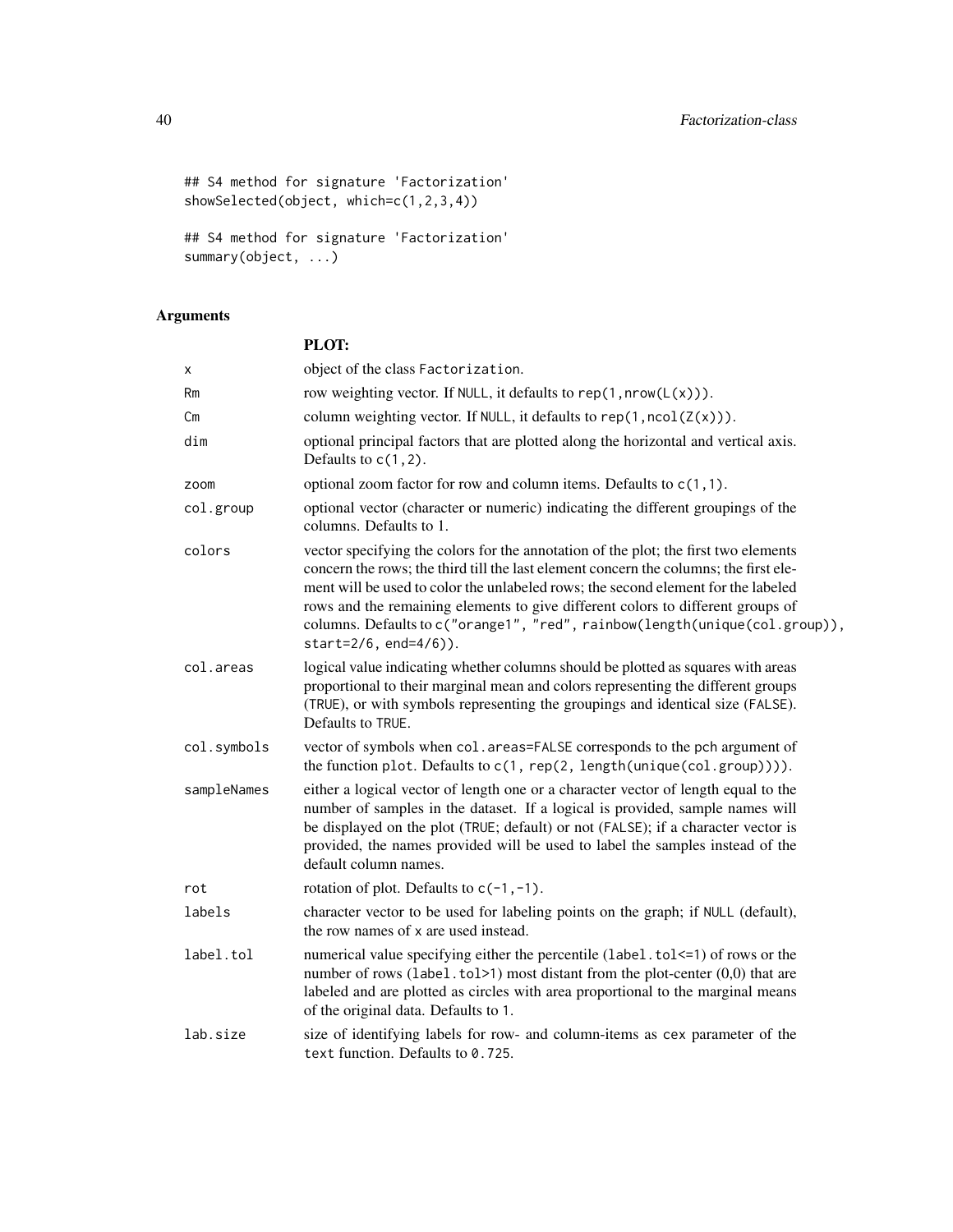```
## S4 method for signature 'Factorization'
showSelected(object, which=c(1,2,3,4))

## S4 method for signature 'Factorization'
summary(object, ...)
```

## Arguments

**PLOT:**

| | |
|---|---|
| x | object of the class Factorization. |
| Rm | row weighting vector. If NULL, it defaults to `rep(1,nrow(L(x)))`. |
| Cm | column weighting vector. If NULL, it defaults to `rep(1,ncol(Z(x)))`. |
| dim | optional principal factors that are plotted along the horizontal and vertical axis. Defaults to `c(1,2)`. |
| zoom | optional zoom factor for row and column items. Defaults to `c(1,1)`. |
| col.group | optional vector (character or numeric) indicating the different groupings of the columns. Defaults to 1. |
| colors | vector specifying the colors for the annotation of the plot; the first two elements concern the rows; the third till the last element concern the columns; the first element will be used to color the unlabeled rows; the second element for the labeled rows and the remaining elements to give different colors to different groups of columns. Defaults to `c("orange1", "red", rainbow(length(unique(col.group)), start=2/6, end=4/6))`. |
| col.areas | logical value indicating whether columns should be plotted as squares with areas proportional to their marginal mean and colors representing the different groups (TRUE), or with symbols representing the groupings and identical size (FALSE). Defaults to TRUE. |
| col.symbols | vector of symbols when `col.areas=FALSE` corresponds to the pch argument of the function plot. Defaults to `c(1, rep(2, length(unique(col.group))))`. |
| sampleNames | either a logical vector of length one or a character vector of length equal to the number of samples in the dataset. If a logical is provided, sample names will be displayed on the plot (TRUE; default) or not (FALSE); if a character vector is provided, the names provided will be used to label the samples instead of the default column names. |
| rot | rotation of plot. Defaults to `c(-1,-1)`. |
| labels | character vector to be used for labeling points on the graph; if NULL (default), the row names of x are used instead. |
| label.tol | numerical value specifying either the percentile (`label.tol<=1`) of rows or the number of rows (`label.tol>1`) most distant from the plot-center (0,0) that are labeled and are plotted as circles with area proportional to the marginal means of the original data. Defaults to 1. |
| lab.size | size of identifying labels for row- and column-items as cex parameter of the text function. Defaults to 0.725. |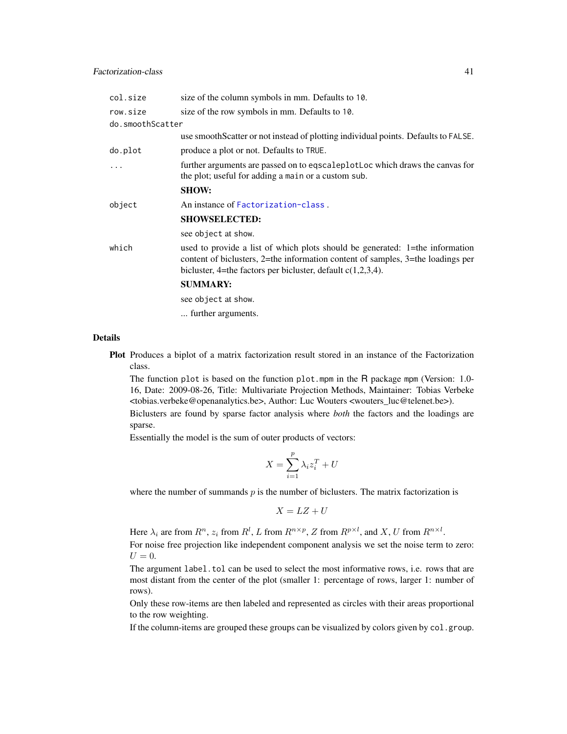| | |
|---|---|
| `col.size` | size of the column symbols in mm. Defaults to `10`. |
| `row.size` | size of the row symbols in mm. Defaults to `10`. |
| `do.smoothScatter` | use smoothScatter or not instead of plotting individual points. Defaults to `FALSE`. |
| `do.plot` | produce a plot or not. Defaults to `TRUE`. |
| `...` | further arguments are passed on to `eqscaleplotLoc` which draws the canvas for the plot; useful for adding a `main` or a custom `sub`. |
| | **SHOW:** |
| `object` | An instance of `Factorization-class`. |
| | **SHOWSELECTED:** |
| | see `object` at `show`. |
| `which` | used to provide a list of which plots should be generated: 1=the information content of biclusters, 2=the information content of samples, 3=the loadings per bicluster, 4=the factors per bicluster, default c(1,2,3,4). |
| | **SUMMARY:** |
| | see `object` at `show`. |
| | ... further arguments. |

## Details

**Plot** Produces a biplot of a matrix factorization result stored in an instance of the Factorization class.

The function `plot` is based on the function `plot.mpm` in the R package `mpm` (Version: 1.0-16, Date: 2009-08-26, Title: Multivariate Projection Methods, Maintainer: Tobias Verbeke <tobias.verbeke@openanalytics.be>, Author: Luc Wouters <wouters_luc@telenet.be>).

Biclusters are found by sparse factor analysis where *both* the factors and the loadings are sparse.

Essentially the model is the sum of outer products of vectors:

$$X = \sum_{i=1}^{p} \lambda_i z_i^T + U$$

where the number of summands $p$ is the number of biclusters. The matrix factorization is

$$X = LZ + U$$

Here $\lambda_i$ are from $R^n$, $z_i$ from $R^l$, $L$ from $R^{n \times p}$, $Z$ from $R^{p \times l}$, and $X$, $U$ from $R^{n \times l}$.

For noise free projection like independent component analysis we set the noise term to zero: $U = 0$.

The argument `label.tol` can be used to select the most informative rows, i.e. rows that are most distant from the center of the plot (smaller 1: percentage of rows, larger 1: number of rows).

Only these row-items are then labeled and represented as circles with their areas proportional to the row weighting.

If the column-items are grouped these groups can be visualized by colors given by `col.group`.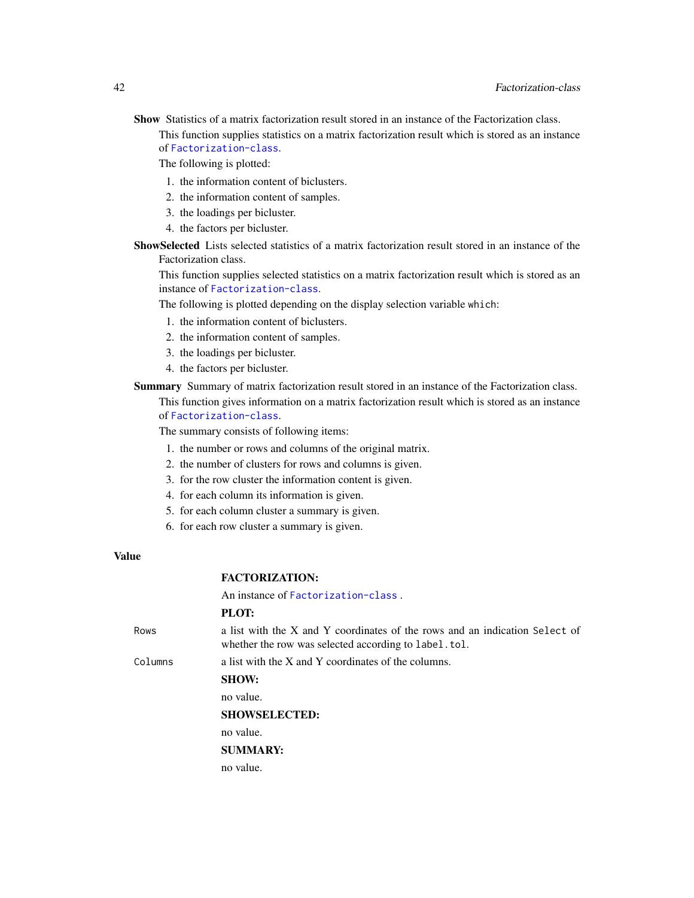**Show** Statistics of a matrix factorization result stored in an instance of the Factorization class.

This function supplies statistics on a matrix factorization result which is stored as an instance of `Factorization-class`.

The following is plotted:

1. the information content of biclusters.
2. the information content of samples.
3. the loadings per bicluster.
4. the factors per bicluster.

**ShowSelected** Lists selected statistics of a matrix factorization result stored in an instance of the Factorization class.

This function supplies selected statistics on a matrix factorization result which is stored as an instance of `Factorization-class`.

The following is plotted depending on the display selection variable `which`:

1. the information content of biclusters.
2. the information content of samples.
3. the loadings per bicluster.
4. the factors per bicluster.

**Summary** Summary of matrix factorization result stored in an instance of the Factorization class.

This function gives information on a matrix factorization result which is stored as an instance of `Factorization-class`.

The summary consists of following items:

1. the number or rows and columns of the original matrix.
2. the number of clusters for rows and columns is given.
3. for the row cluster the information content is given.
4. for each column its information is given.
5. for each column cluster a summary is given.
6. for each row cluster a summary is given.

## Value

**FACTORIZATION:**

An instance of `Factorization-class` .

**PLOT:**

`Rows` a list with the X and Y coordinates of the rows and an indication `Select` of whether the row was selected according to `label.tol`.

`Columns` a list with the X and Y coordinates of the columns.

**SHOW:**

no value.

**SHOWSELECTED:**

no value.

**SUMMARY:**

no value.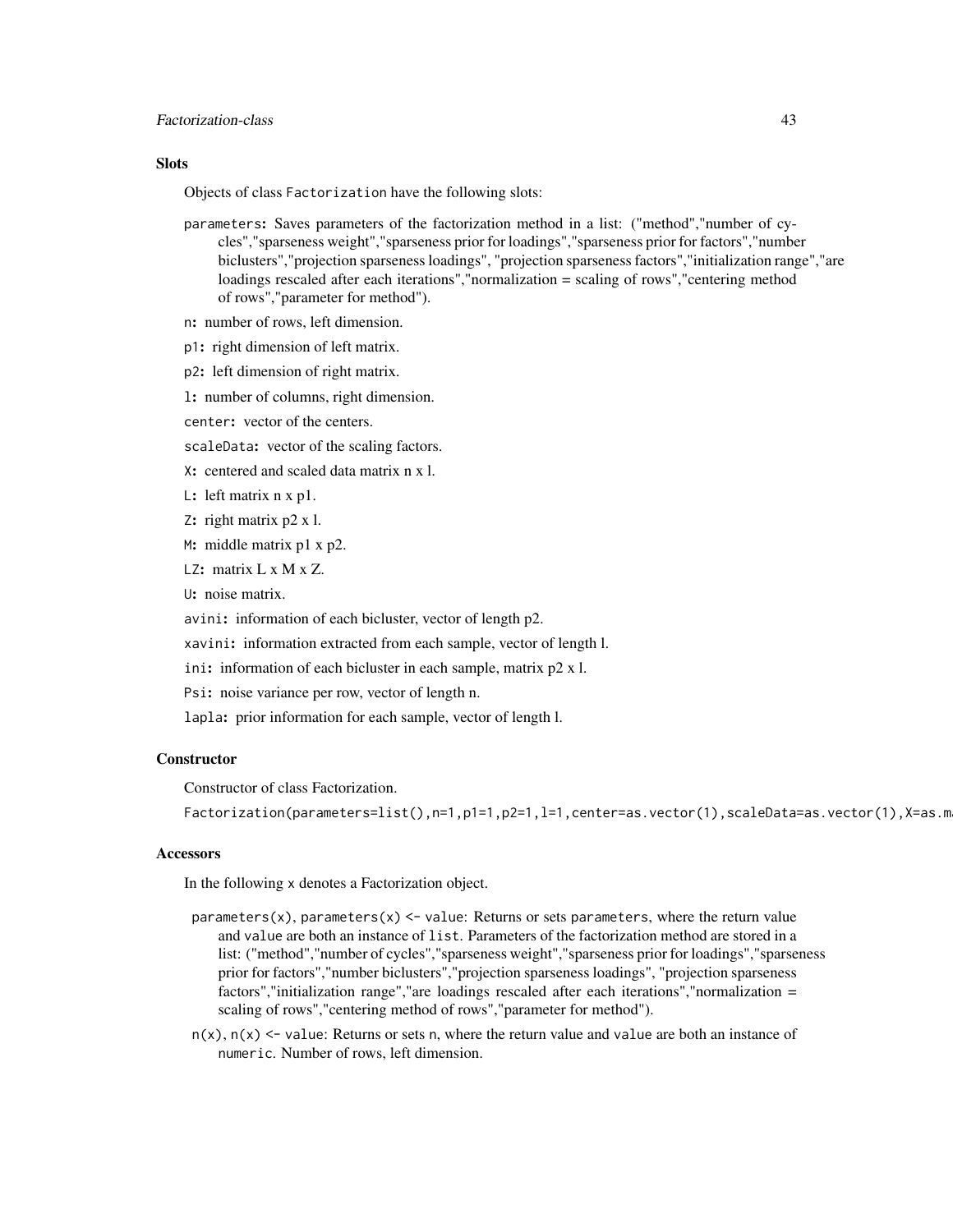### Slots

Objects of class `Factorization` have the following slots:

- `parameters`: Saves parameters of the factorization method in a list: ("method","number of cycles","sparseness weight","sparseness prior for loadings","sparseness prior for factors","number biclusters","projection sparseness loadings", "projection sparseness factors","initialization range","are loadings rescaled after each iterations","normalization = scaling of rows","centering method of rows","parameter for method").
- `n`: number of rows, left dimension.
- `p1`: right dimension of left matrix.
- `p2`: left dimension of right matrix.
- `l`: number of columns, right dimension.
- `center`: vector of the centers.
- `scaleData`: vector of the scaling factors.
- `X`: centered and scaled data matrix n x l.
- `L`: left matrix n x p1.
- `Z`: right matrix p2 x l.
- `M`: middle matrix p1 x p2.
- `LZ`: matrix L x M x Z.
- `U`: noise matrix.
- `avini`: information of each bicluster, vector of length p2.
- `xavini`: information extracted from each sample, vector of length l.
- `ini`: information of each bicluster in each sample, matrix p2 x l.
- `Psi`: noise variance per row, vector of length n.
- `lapla`: prior information for each sample, vector of length l.

### Constructor

Constructor of class Factorization.

```
Factorization(parameters=list(),n=1,p1=1,p2=1,l=1,center=as.vector(1),scaleData=as.vector(1),X=as.ma
```

### Accessors

In the following `x` denotes a Factorization object.

- `parameters(x)`, `parameters(x) <- value`: Returns or sets `parameters`, where the return value and `value` are both an instance of `list`. Parameters of the factorization method are stored in a list: ("method","number of cycles","sparseness weight","sparseness prior for loadings","sparseness prior for factors","number biclusters","projection sparseness loadings", "projection sparseness factors","initialization range","are loadings rescaled after each iterations","normalization = scaling of rows","centering method of rows","parameter for method").
- `n(x)`, `n(x) <- value`: Returns or sets `n`, where the return value and `value` are both an instance of `numeric`. Number of rows, left dimension.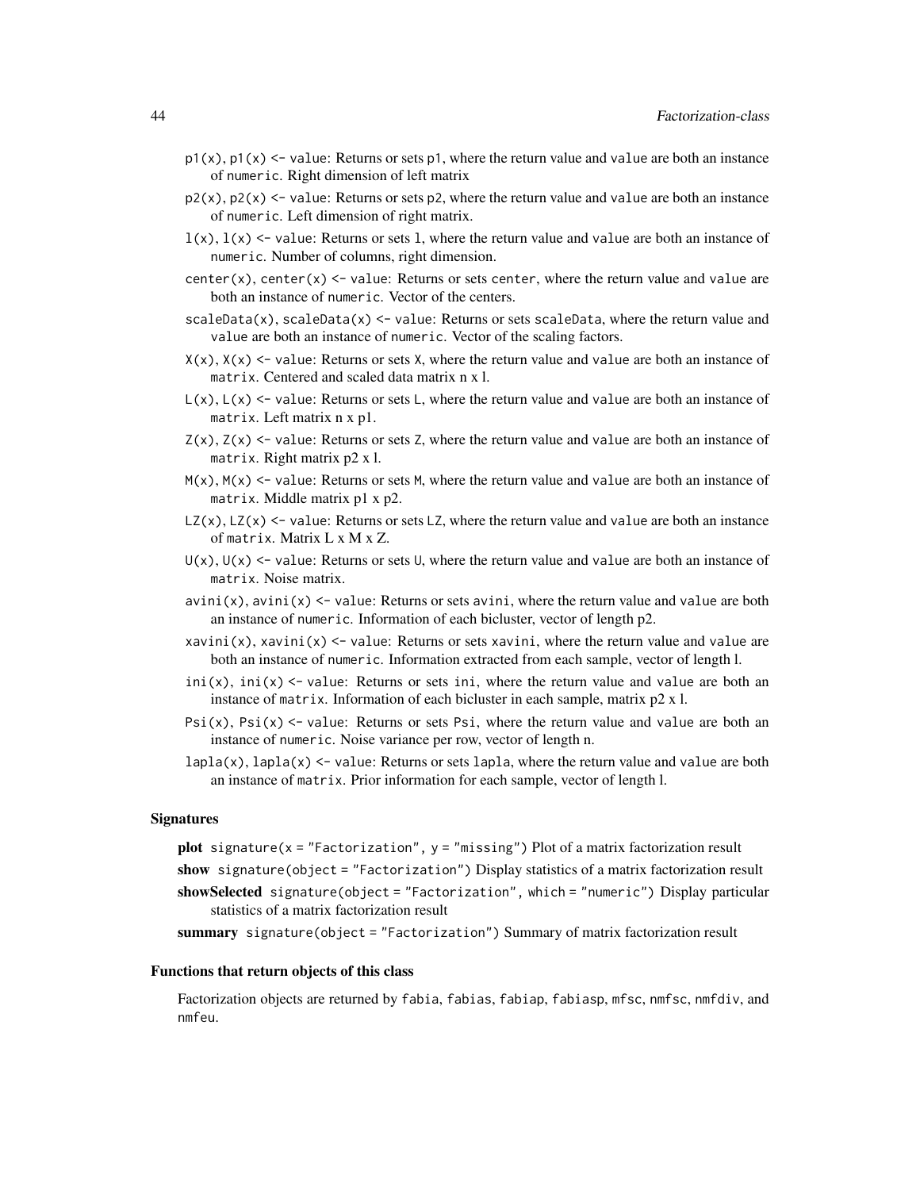- `p1(x)`, `p1(x) <- value`: Returns or sets `p1`, where the return value and `value` are both an instance of `numeric`. Right dimension of left matrix
- `p2(x)`, `p2(x) <- value`: Returns or sets `p2`, where the return value and `value` are both an instance of `numeric`. Left dimension of right matrix.
- `l(x)`, `l(x) <- value`: Returns or sets `l`, where the return value and `value` are both an instance of `numeric`. Number of columns, right dimension.
- `center(x)`, `center(x) <- value`: Returns or sets `center`, where the return value and `value` are both an instance of `numeric`. Vector of the centers.
- `scaleData(x)`, `scaleData(x) <- value`: Returns or sets `scaleData`, where the return value and `value` are both an instance of `numeric`. Vector of the scaling factors.
- `X(x)`, `X(x) <- value`: Returns or sets `X`, where the return value and `value` are both an instance of `matrix`. Centered and scaled data matrix n x l.
- `L(x)`, `L(x) <- value`: Returns or sets `L`, where the return value and `value` are both an instance of `matrix`. Left matrix n x p1.
- `Z(x)`, `Z(x) <- value`: Returns or sets `Z`, where the return value and `value` are both an instance of `matrix`. Right matrix p2 x l.
- `M(x)`, `M(x) <- value`: Returns or sets `M`, where the return value and `value` are both an instance of `matrix`. Middle matrix p1 x p2.
- `LZ(x)`, `LZ(x) <- value`: Returns or sets `LZ`, where the return value and `value` are both an instance of `matrix`. Matrix L x M x Z.
- `U(x)`, `U(x) <- value`: Returns or sets `U`, where the return value and `value` are both an instance of `matrix`. Noise matrix.
- `avini(x)`, `avini(x) <- value`: Returns or sets `avini`, where the return value and `value` are both an instance of `numeric`. Information of each bicluster, vector of length p2.
- `xavini(x)`, `xavini(x) <- value`: Returns or sets `xavini`, where the return value and `value` are both an instance of `numeric`. Information extracted from each sample, vector of length l.
- `ini(x)`, `ini(x) <- value`: Returns or sets `ini`, where the return value and `value` are both an instance of `matrix`. Information of each bicluster in each sample, matrix p2 x l.
- `Psi(x)`, `Psi(x) <- value`: Returns or sets `Psi`, where the return value and `value` are both an instance of `numeric`. Noise variance per row, vector of length n.
- `lapla(x)`, `lapla(x) <- value`: Returns or sets `lapla`, where the return value and `value` are both an instance of `matrix`. Prior information for each sample, vector of length l.

### Signatures

**plot** `signature(x = "Factorization", y = "missing")` Plot of a matrix factorization result

**show** `signature(object = "Factorization")` Display statistics of a matrix factorization result

**showSelected** `signature(object = "Factorization", which = "numeric")` Display particular statistics of a matrix factorization result

**summary** `signature(object = "Factorization")` Summary of matrix factorization result

### Functions that return objects of this class

Factorization objects are returned by `fabia`, `fabias`, `fabiap`, `fabiasp`, `mfsc`, `nmfsc`, `nmfdiv`, and `nmfeu`.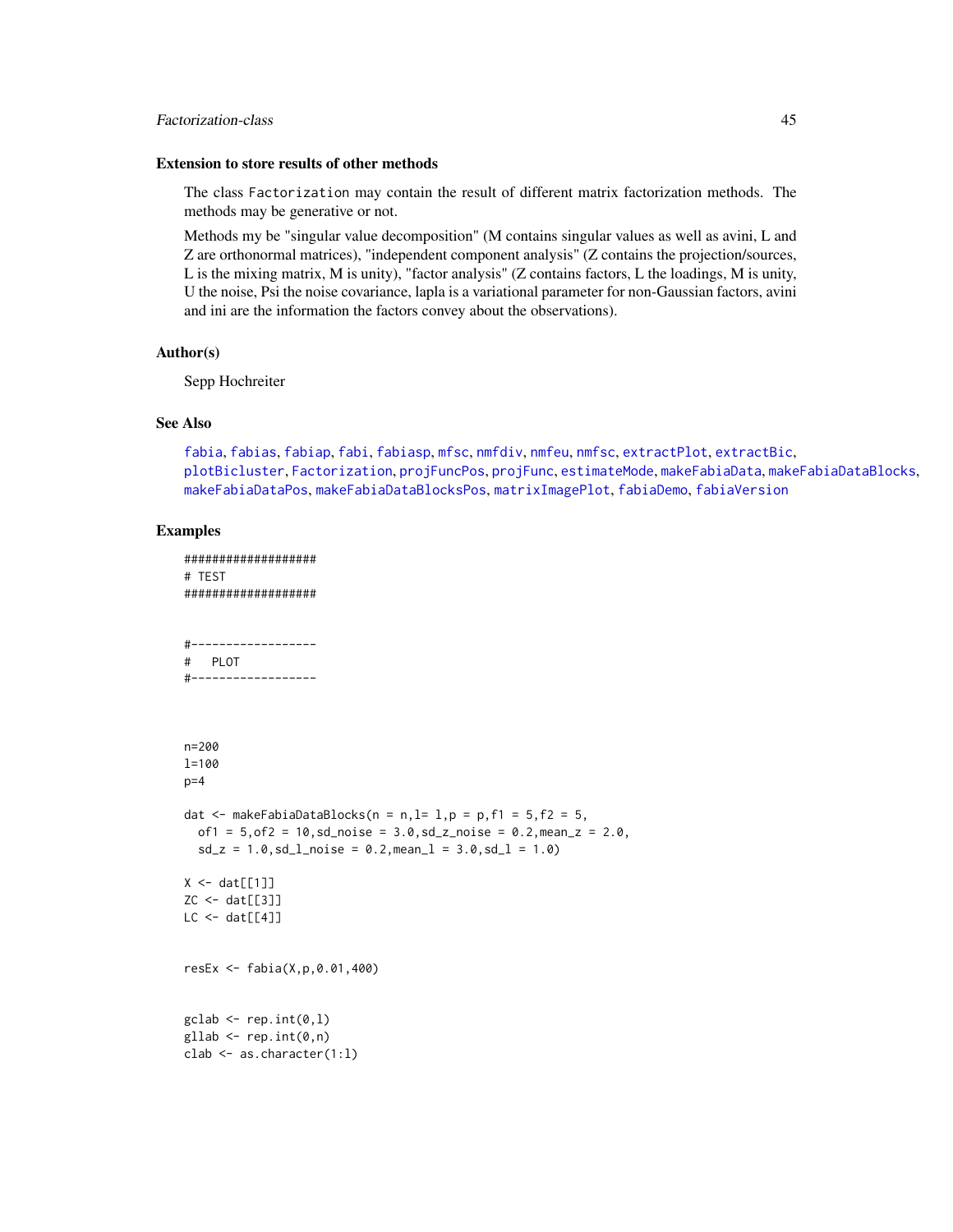### Extension to store results of other methods

The class `Factorization` may contain the result of different matrix factorization methods. The methods may be generative or not.

Methods my be "singular value decomposition" (M contains singular values as well as avini, L and Z are orthonormal matrices), "independent component analysis" (Z contains the projection/sources, L is the mixing matrix, M is unity), "factor analysis" (Z contains factors, L the loadings, M is unity, U the noise, Psi the noise covariance, lapla is a variational parameter for non-Gaussian factors, avini and ini are the information the factors convey about the observations).

### Author(s)

Sepp Hochreiter

### See Also

fabia, fabias, fabiap, fabi, fabiasp, mfsc, nmfdiv, nmfeu, nmfsc, extractPlot, extractBic, plotBicluster, Factorization, projFuncPos, projFunc, estimateMode, makeFabiaData, makeFabiaDataBlocks, makeFabiaDataPos, makeFabiaDataBlocksPos, matrixImagePlot, fabiaDemo, fabiaVersion

### Examples

```
###################
# TEST
###################


#------------------
#   PLOT
#------------------



n=200
l=100
p=4

dat <- makeFabiaDataBlocks(n = n,l= l,p = p,f1 = 5,f2 = 5,
  of1 = 5,of2 = 10,sd_noise = 3.0,sd_z_noise = 0.2,mean_z = 2.0,
  sd_z = 1.0,sd_l_noise = 0.2,mean_l = 3.0,sd_l = 1.0)

X <- dat[[1]]
ZC <- dat[[3]]
LC <- dat[[4]]


resEx <- fabia(X,p,0.01,400)


gclab <- rep.int(0,l)
gllab <- rep.int(0,n)
clab <- as.character(1:l)
```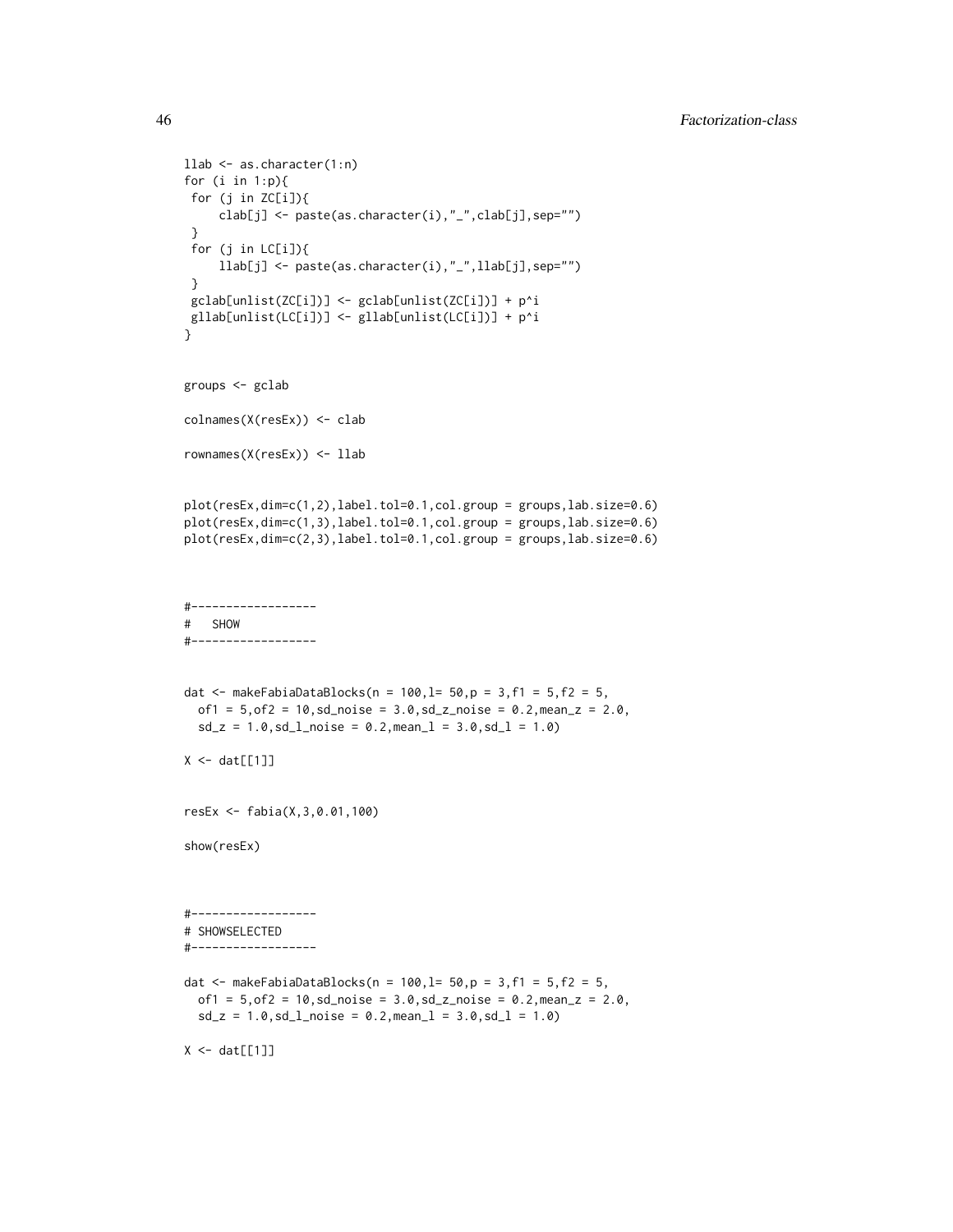```
llab <- as.character(1:n)
for (i in 1:p){
 for (j in ZC[i]){
     clab[j] <- paste(as.character(i),"_",clab[j],sep="")
 }
 for (j in LC[i]){
     llab[j] <- paste(as.character(i),"_",llab[j],sep="")
 }
 gclab[unlist(ZC[i])] <- gclab[unlist(ZC[i])] + p^i
 gllab[unlist(LC[i])] <- gllab[unlist(LC[i])] + p^i
}


groups <- gclab

colnames(X(resEx)) <- clab

rownames(X(resEx)) <- llab


plot(resEx,dim=c(1,2),label.tol=0.1,col.group = groups,lab.size=0.6)
plot(resEx,dim=c(1,3),label.tol=0.1,col.group = groups,lab.size=0.6)
plot(resEx,dim=c(2,3),label.tol=0.1,col.group = groups,lab.size=0.6)



#------------------
#   SHOW
#------------------


dat <- makeFabiaDataBlocks(n = 100,l= 50,p = 3,f1 = 5,f2 = 5,
  of1 = 5,of2 = 10,sd_noise = 3.0,sd_z_noise = 0.2,mean_z = 2.0,
  sd_z = 1.0,sd_l_noise = 0.2,mean_l = 3.0,sd_l = 1.0)

X <- dat[[1]]


resEx <- fabia(X,3,0.01,100)

show(resEx)



#------------------
# SHOWSELECTED
#------------------

dat <- makeFabiaDataBlocks(n = 100,l= 50,p = 3,f1 = 5,f2 = 5,
  of1 = 5,of2 = 10,sd_noise = 3.0,sd_z_noise = 0.2,mean_z = 2.0,
  sd_z = 1.0,sd_l_noise = 0.2,mean_l = 3.0,sd_l = 1.0)

X <- dat[[1]]
```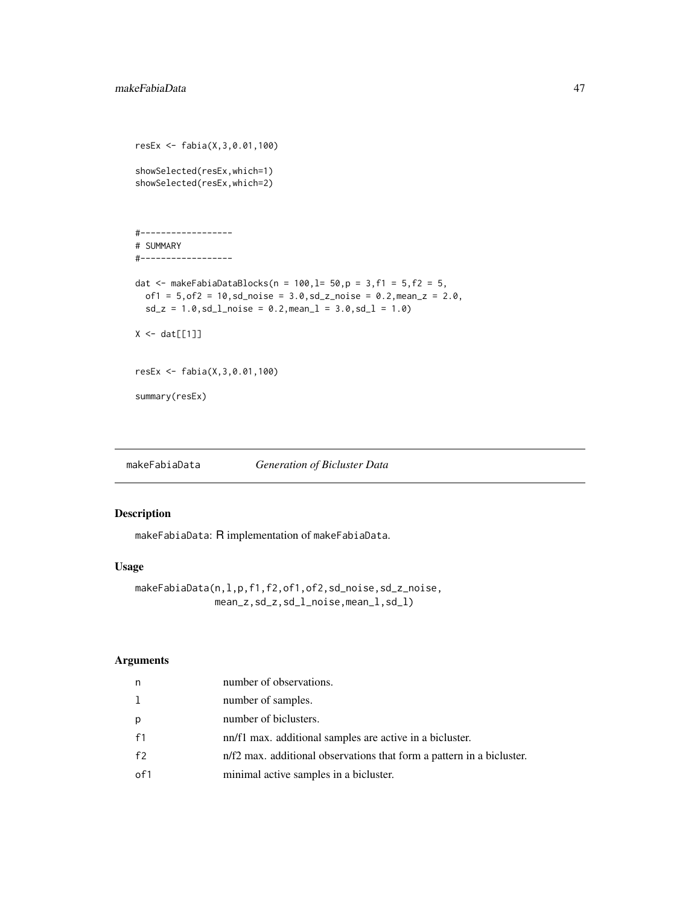```
resEx <- fabia(X,3,0.01,100)

showSelected(resEx,which=1)
showSelected(resEx,which=2)



#------------------
# SUMMARY
#------------------

dat <- makeFabiaDataBlocks(n = 100,l= 50,p = 3,f1 = 5,f2 = 5,
  of1 = 5,of2 = 10,sd_noise = 3.0,sd_z_noise = 0.2,mean_z = 2.0,
  sd_z = 1.0,sd_l_noise = 0.2,mean_l = 3.0,sd_l = 1.0)

X <- dat[[1]]


resEx <- fabia(X,3,0.01,100)

summary(resEx)
```

## makeFabiaData *Generation of Bicluster Data*

### Description

makeFabiaData: R implementation of makeFabiaData.

### Usage

```
makeFabiaData(n,l,p,f1,f2,of1,of2,sd_noise,sd_z_noise,
              mean_z,sd_z,sd_l_noise,mean_l,sd_l)
```

### Arguments

| | |
|---|---|
| n | number of observations. |
| l | number of samples. |
| p | number of biclusters. |
| f1 | nn/f1 max. additional samples are active in a bicluster. |
| f2 | n/f2 max. additional observations that form a pattern in a bicluster. |
| of1 | minimal active samples in a bicluster. |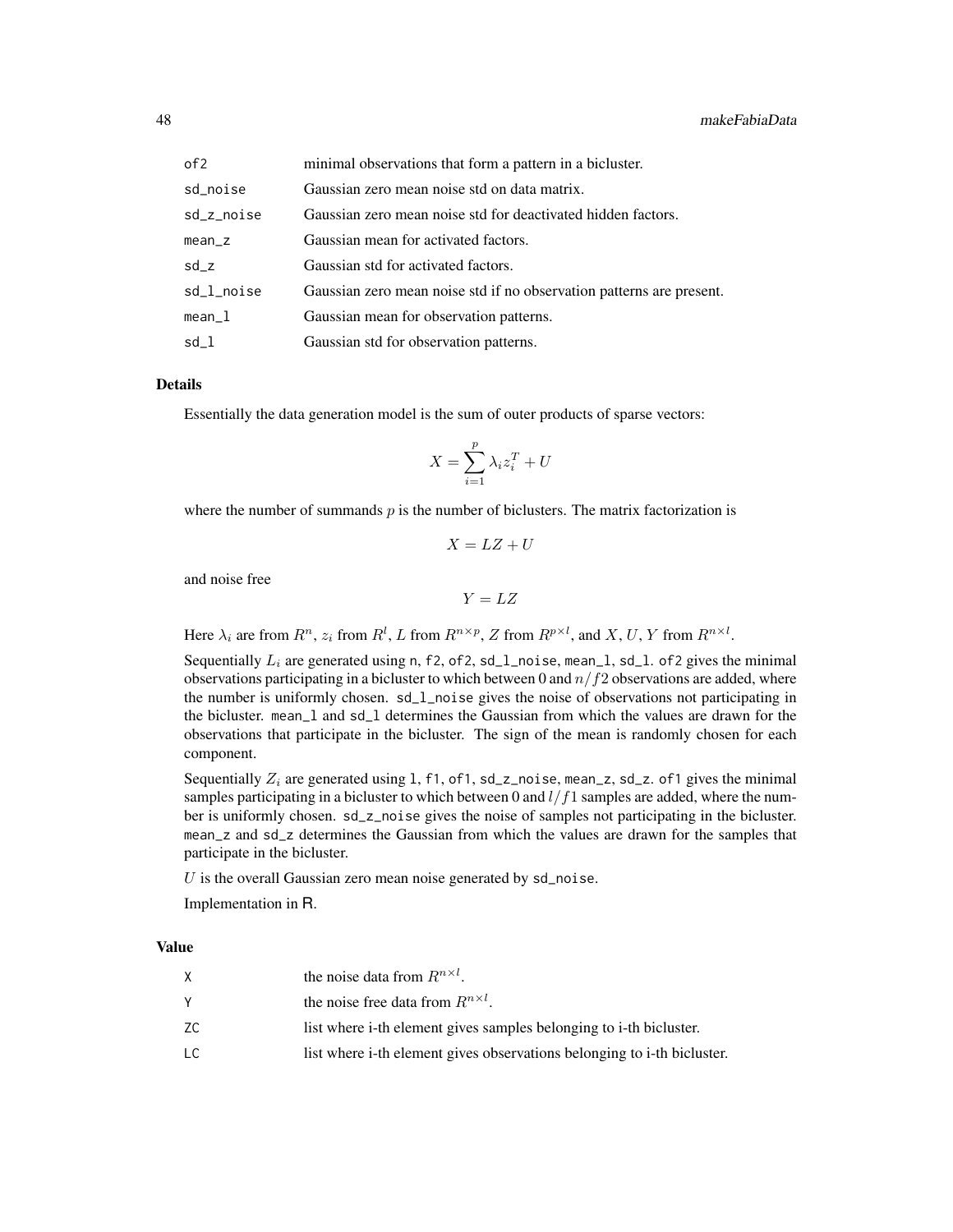| | |
|---|---|
| of2 | minimal observations that form a pattern in a bicluster. |
| sd_noise | Gaussian zero mean noise std on data matrix. |
| sd_z_noise | Gaussian zero mean noise std for deactivated hidden factors. |
| mean_z | Gaussian mean for activated factors. |
| sd_z | Gaussian std for activated factors. |
| sd_l_noise | Gaussian zero mean noise std if no observation patterns are present. |
| mean_l | Gaussian mean for observation patterns. |
| sd_l | Gaussian std for observation patterns. |

## Details

Essentially the data generation model is the sum of outer products of sparse vectors:

$$X = \sum_{i=1}^{p} \lambda_i z_i^T + U$$

where the number of summands $p$ is the number of biclusters. The matrix factorization is

$$X = LZ + U$$

and noise free

$$Y = LZ$$

Here $\lambda_i$ are from $R^n$, $z_i$ from $R^l$, $L$ from $R^{n \times p}$, $Z$ from $R^{p \times l}$, and $X, U, Y$ from $R^{n \times l}$.

Sequentially $L_i$ are generated using n, f2, of2, sd_l_noise, mean_l, sd_l. of2 gives the minimal observations participating in a bicluster to which between 0 and $n/f2$ observations are added, where the number is uniformly chosen. sd_l_noise gives the noise of observations not participating in the bicluster. mean_l and sd_l determines the Gaussian from which the values are drawn for the observations that participate in the bicluster. The sign of the mean is randomly chosen for each component.

Sequentially $Z_i$ are generated using l, f1, of1, sd_z_noise, mean_z, sd_z. of1 gives the minimal samples participating in a bicluster to which between 0 and $l/f1$ samples are added, where the number is uniformly chosen. sd_z_noise gives the noise of samples not participating in the bicluster. mean_z and sd_z determines the Gaussian from which the values are drawn for the samples that participate in the bicluster.

$U$ is the overall Gaussian zero mean noise generated by sd_noise.

Implementation in R.

## Value

| | |
|---|---|
| X | the noise data from $R^{n \times l}$. |
| Y | the noise free data from $R^{n \times l}$. |
| ZC | list where i-th element gives samples belonging to i-th bicluster. |
| LC | list where i-th element gives observations belonging to i-th bicluster. |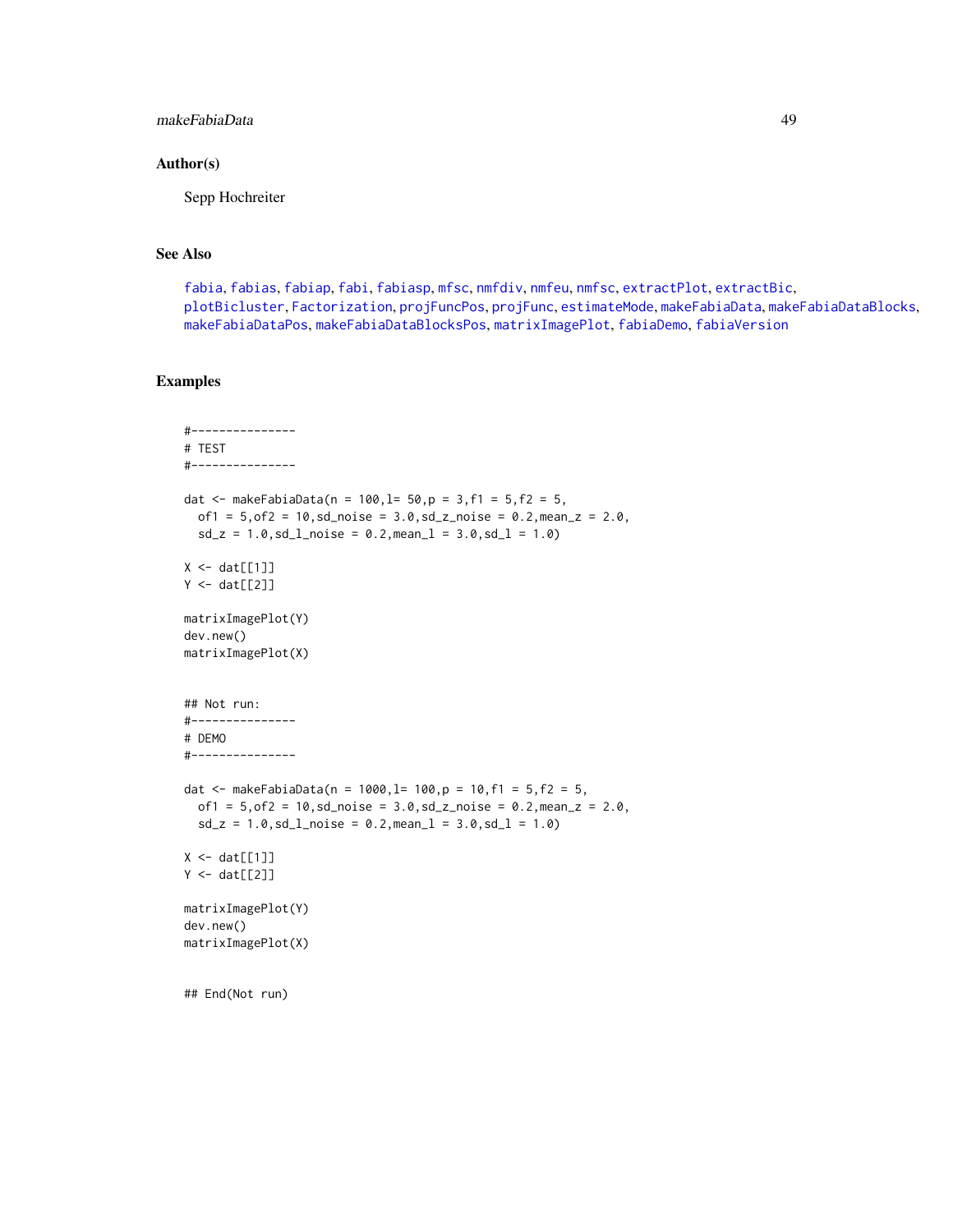### Author(s)

Sepp Hochreiter

### See Also

fabia, fabias, fabiap, fabi, fabiasp, mfsc, nmfdiv, nmfeu, nmfsc, extractPlot, extractBic, plotBicluster, Factorization, projFuncPos, projFunc, estimateMode, makeFabiaData, makeFabiaDataBlocks, makeFabiaDataPos, makeFabiaDataBlocksPos, matrixImagePlot, fabiaDemo, fabiaVersion

### Examples

```
#---------------
# TEST
#---------------

dat <- makeFabiaData(n = 100,l= 50,p = 3,f1 = 5,f2 = 5,
  of1 = 5,of2 = 10,sd_noise = 3.0,sd_z_noise = 0.2,mean_z = 2.0,
  sd_z = 1.0,sd_l_noise = 0.2,mean_l = 3.0,sd_l = 1.0)

X <- dat[[1]]
Y <- dat[[2]]

matrixImagePlot(Y)
dev.new()
matrixImagePlot(X)


## Not run:
#---------------
# DEMO
#---------------

dat <- makeFabiaData(n = 1000,l= 100,p = 10,f1 = 5,f2 = 5,
  of1 = 5,of2 = 10,sd_noise = 3.0,sd_z_noise = 0.2,mean_z = 2.0,
  sd_z = 1.0,sd_l_noise = 0.2,mean_l = 3.0,sd_l = 1.0)

X <- dat[[1]]
Y <- dat[[2]]

matrixImagePlot(Y)
dev.new()
matrixImagePlot(X)


## End(Not run)
```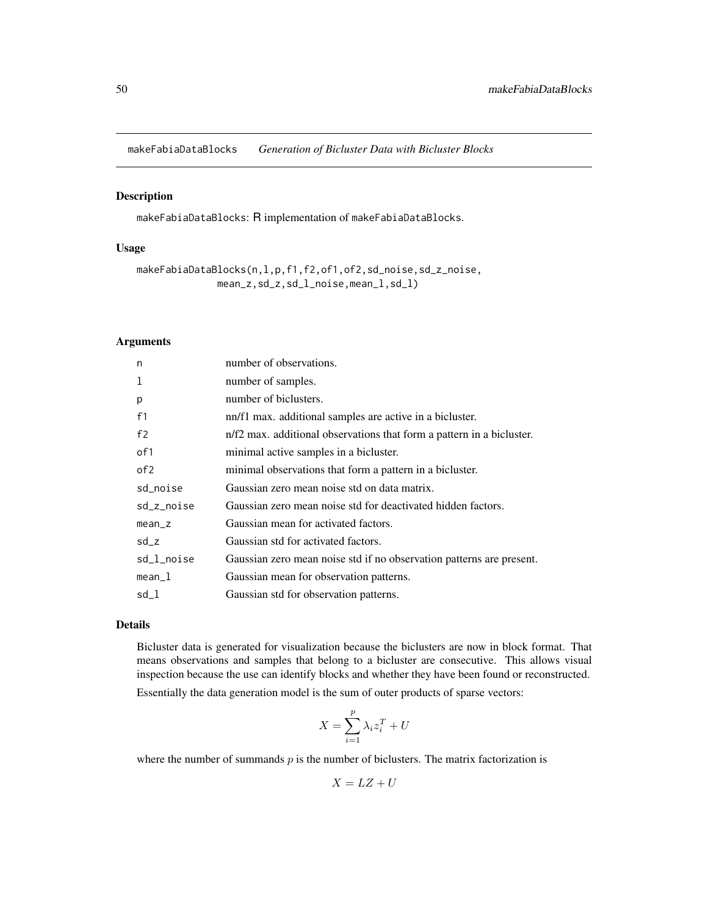`makeFabiaDataBlocks` *Generation of Bicluster Data with Bicluster Blocks*

## Description

`makeFabiaDataBlocks`: R implementation of `makeFabiaDataBlocks`.

## Usage

```
makeFabiaDataBlocks(n,l,p,f1,f2,of1,of2,sd_noise,sd_z_noise,
             mean_z,sd_z,sd_l_noise,mean_l,sd_l)
```

## Arguments

| | |
|---|---|
| `n` | number of observations. |
| `l` | number of samples. |
| `p` | number of biclusters. |
| `f1` | nn/f1 max. additional samples are active in a bicluster. |
| `f2` | n/f2 max. additional observations that form a pattern in a bicluster. |
| `of1` | minimal active samples in a bicluster. |
| `of2` | minimal observations that form a pattern in a bicluster. |
| `sd_noise` | Gaussian zero mean noise std on data matrix. |
| `sd_z_noise` | Gaussian zero mean noise std for deactivated hidden factors. |
| `mean_z` | Gaussian mean for activated factors. |
| `sd_z` | Gaussian std for activated factors. |
| `sd_l_noise` | Gaussian zero mean noise std if no observation patterns are present. |
| `mean_l` | Gaussian mean for observation patterns. |
| `sd_l` | Gaussian std for observation patterns. |

## Details

Bicluster data is generated for visualization because the biclusters are now in block format. That means observations and samples that belong to a bicluster are consecutive. This allows visual inspection because the use can identify blocks and whether they have been found or reconstructed.

Essentially the data generation model is the sum of outer products of sparse vectors:

$$X = \sum_{i=1}^{p} \lambda_i z_i^T + U$$

where the number of summands $p$ is the number of biclusters. The matrix factorization is

$$X = LZ + U$$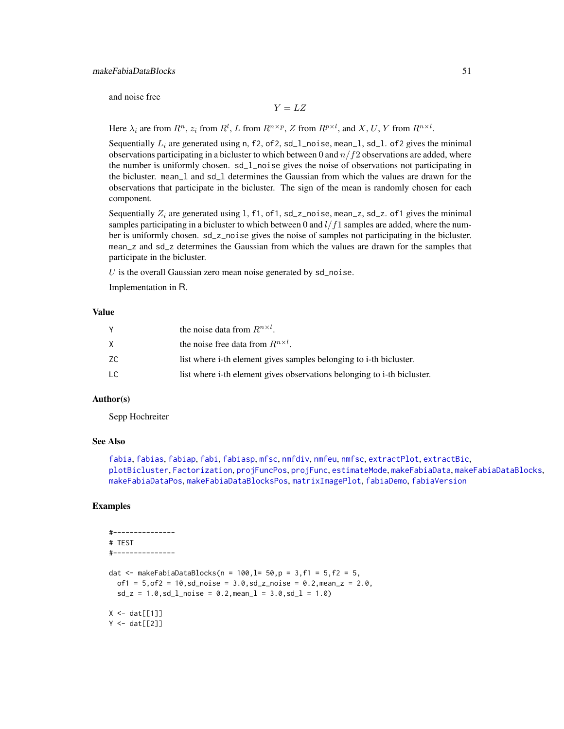and noise free

$$Y = LZ$$

Here $\lambda_i$ are from $R^n$, $z_i$ from $R^l$, $L$ from $R^{n \times p}$, $Z$ from $R^{p \times l}$, and $X, U, Y$ from $R^{n \times l}$.

Sequentially $L_i$ are generated using n, f2, of2, sd_l_noise, mean_l, sd_l. of2 gives the minimal observations participating in a bicluster to which between 0 and $n/f2$ observations are added, where the number is uniformly chosen. sd_l_noise gives the noise of observations not participating in the bicluster. mean_l and sd_l determines the Gaussian from which the values are drawn for the observations that participate in the bicluster. The sign of the mean is randomly chosen for each component.

Sequentially $Z_i$ are generated using l, f1, of1, sd_z_noise, mean_z, sd_z. of1 gives the minimal samples participating in a bicluster to which between 0 and $l/f1$ samples are added, where the number is uniformly chosen. sd_z_noise gives the noise of samples not participating in the bicluster. mean_z and sd_z determines the Gaussian from which the values are drawn for the samples that participate in the bicluster.

$U$ is the overall Gaussian zero mean noise generated by sd_noise.

Implementation in R.

## Value

| | |
|---|---|
| Y | the noise data from $R^{n \times l}$. |
| X | the noise free data from $R^{n \times l}$. |
| ZC | list where i-th element gives samples belonging to i-th bicluster. |
| LC | list where i-th element gives observations belonging to i-th bicluster. |

## Author(s)

Sepp Hochreiter

## See Also

fabia, fabias, fabiap, fabi, fabiasp, mfsc, nmfdiv, nmfeu, nmfsc, extractPlot, extractBic, plotBicluster, Factorization, projFuncPos, projFunc, estimateMode, makeFabiaData, makeFabiaDataBlocks, makeFabiaDataPos, makeFabiaDataBlocksPos, matrixImagePlot, fabiaDemo, fabiaVersion

## Examples

```
#---------------
# TEST
#---------------

dat <- makeFabiaDataBlocks(n = 100,l= 50,p = 3,f1 = 5,f2 = 5,
  of1 = 5,of2 = 10,sd_noise = 3.0,sd_z_noise = 0.2,mean_z = 2.0,
  sd_z = 1.0,sd_l_noise = 0.2,mean_l = 3.0,sd_l = 1.0)

X <- dat[[1]]
Y <- dat[[2]]
```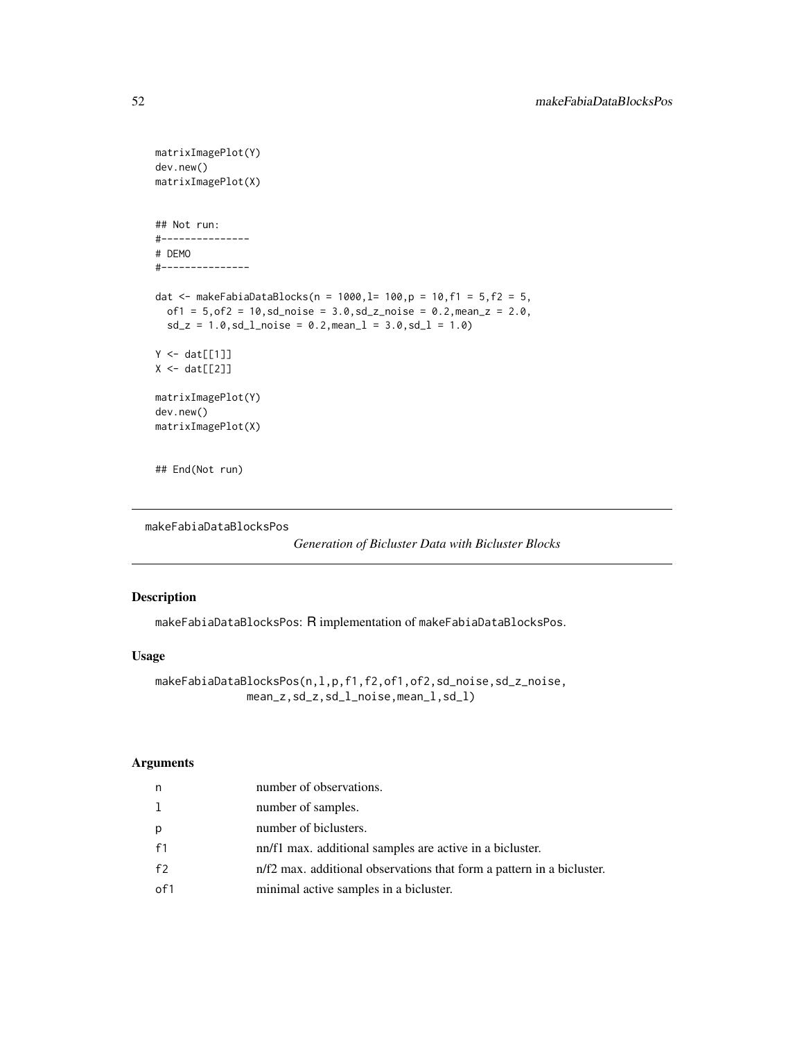```
matrixImagePlot(Y)
dev.new()
matrixImagePlot(X)


## Not run:
#---------------
# DEMO
#---------------

dat <- makeFabiaDataBlocks(n = 1000,l= 100,p = 10,f1 = 5,f2 = 5,
  of1 = 5,of2 = 10,sd_noise = 3.0,sd_z_noise = 0.2,mean_z = 2.0,
  sd_z = 1.0,sd_l_noise = 0.2,mean_l = 3.0,sd_l = 1.0)

Y <- dat[[1]]
X <- dat[[2]]

matrixImagePlot(Y)
dev.new()
matrixImagePlot(X)


## End(Not run)
```

---

## makeFabiaDataBlocksPos *Generation of Bicluster Data with Bicluster Blocks*

### Description

makeFabiaDataBlocksPos: R implementation of makeFabiaDataBlocksPos.

### Usage

```
makeFabiaDataBlocksPos(n,l,p,f1,f2,of1,of2,sd_noise,sd_z_noise,
             mean_z,sd_z,sd_l_noise,mean_l,sd_l)
```

### Arguments

| | |
|---|---|
| n | number of observations. |
| l | number of samples. |
| p | number of biclusters. |
| f1 | nn/f1 max. additional samples are active in a bicluster. |
| f2 | n/f2 max. additional observations that form a pattern in a bicluster. |
| of1 | minimal active samples in a bicluster. |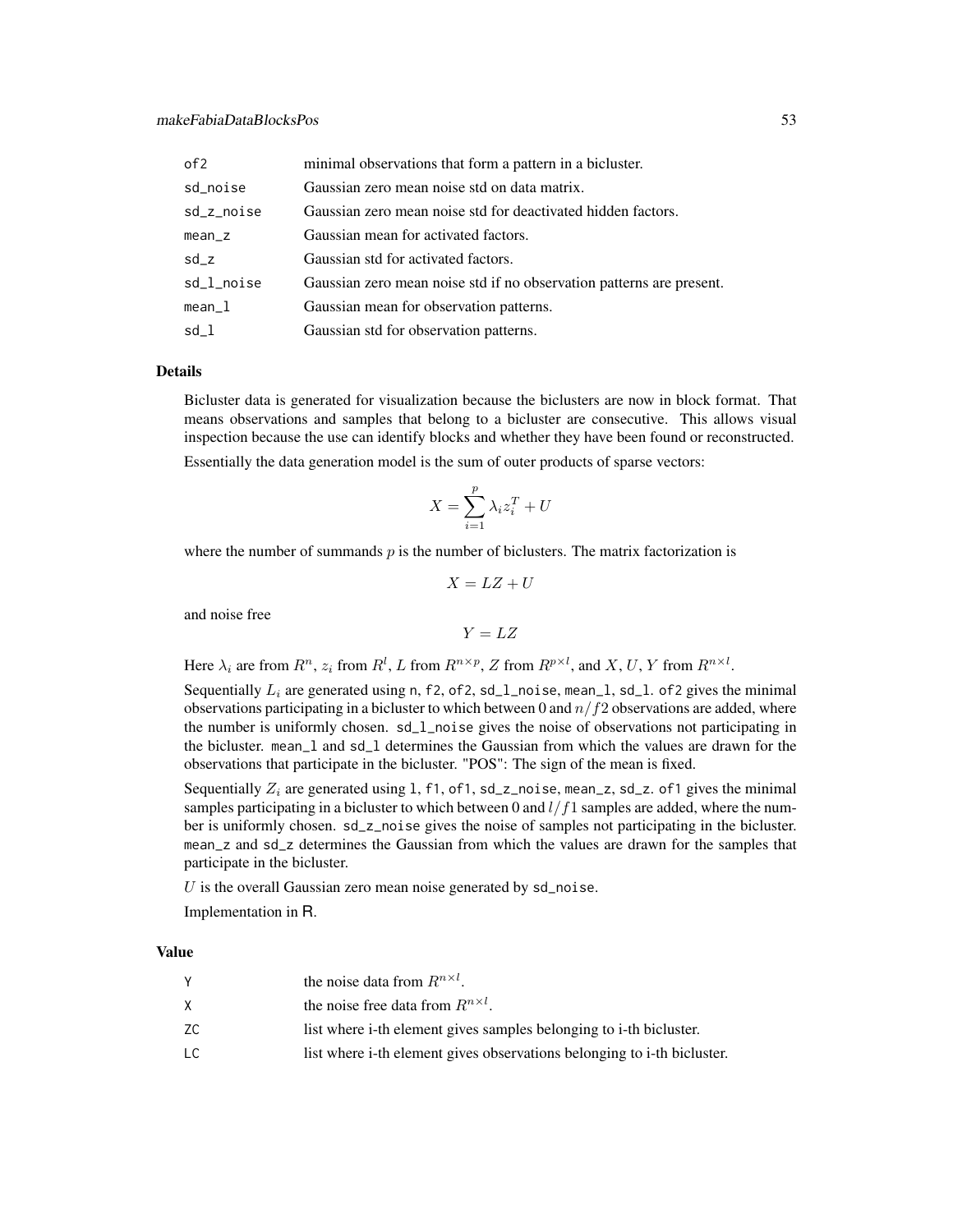| | |
|---|---|
| of2 | minimal observations that form a pattern in a bicluster. |
| sd_noise | Gaussian zero mean noise std on data matrix. |
| sd_z_noise | Gaussian zero mean noise std for deactivated hidden factors. |
| mean_z | Gaussian mean for activated factors. |
| sd_z | Gaussian std for activated factors. |
| sd_l_noise | Gaussian zero mean noise std if no observation patterns are present. |
| mean_l | Gaussian mean for observation patterns. |
| sd_l | Gaussian std for observation patterns. |

### Details

Bicluster data is generated for visualization because the biclusters are now in block format. That means observations and samples that belong to a bicluster are consecutive. This allows visual inspection because the use can identify blocks and whether they have been found or reconstructed.

Essentially the data generation model is the sum of outer products of sparse vectors:

$$X = \sum_{i=1}^{p} \lambda_i z_i^T + U$$

where the number of summands $p$ is the number of biclusters. The matrix factorization is

$$X = LZ + U$$

and noise free

$$Y = LZ$$

Here $\lambda_i$ are from $R^n$, $z_i$ from $R^l$, $L$ from $R^{n \times p}$, $Z$ from $R^{p \times l}$, and $X, U, Y$ from $R^{n \times l}$.

Sequentially $L_i$ are generated using n, f2, of2, sd_l_noise, mean_l, sd_l. of2 gives the minimal observations participating in a bicluster to which between 0 and $n/f2$ observations are added, where the number is uniformly chosen. sd_l_noise gives the noise of observations not participating in the bicluster. mean_l and sd_l determines the Gaussian from which the values are drawn for the observations that participate in the bicluster. "POS": The sign of the mean is fixed.

Sequentially $Z_i$ are generated using l, f1, of1, sd_z_noise, mean_z, sd_z. of1 gives the minimal samples participating in a bicluster to which between 0 and $l/f1$ samples are added, where the number is uniformly chosen. sd_z_noise gives the noise of samples not participating in the bicluster. mean_z and sd_z determines the Gaussian from which the values are drawn for the samples that participate in the bicluster.

$U$ is the overall Gaussian zero mean noise generated by sd_noise.

Implementation in R.

### Value

| | |
|---|---|
| Y | the noise data from $R^{n \times l}$. |
| X | the noise free data from $R^{n \times l}$. |
| ZC | list where i-th element gives samples belonging to i-th bicluster. |
| LC | list where i-th element gives observations belonging to i-th bicluster. |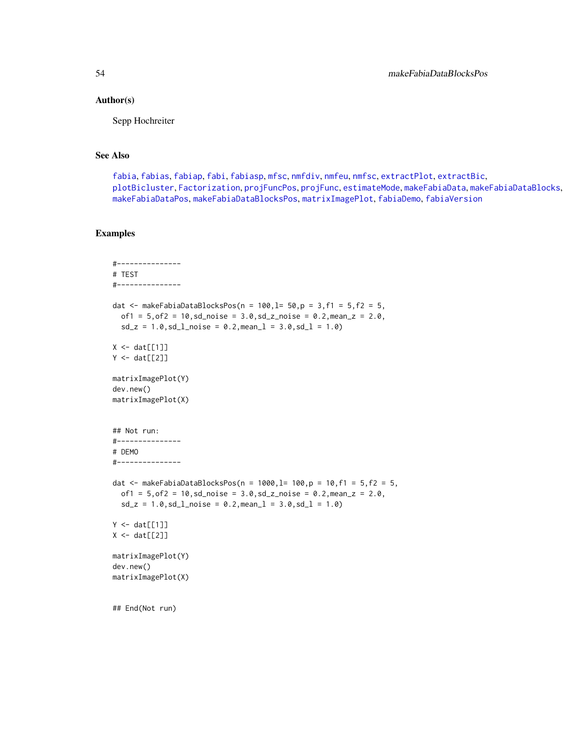### Author(s)

Sepp Hochreiter

### See Also

fabia, fabias, fabiap, fabi, fabiasp, mfsc, nmfdiv, nmfeu, nmfsc, extractPlot, extractBic, plotBicluster, Factorization, projFuncPos, projFunc, estimateMode, makeFabiaData, makeFabiaDataBlocks, makeFabiaDataPos, makeFabiaDataBlocksPos, matrixImagePlot, fabiaDemo, fabiaVersion

### Examples

```
#---------------
# TEST
#---------------

dat <- makeFabiaDataBlocksPos(n = 100,l= 50,p = 3,f1 = 5,f2 = 5,
  of1 = 5,of2 = 10,sd_noise = 3.0,sd_z_noise = 0.2,mean_z = 2.0,
  sd_z = 1.0,sd_l_noise = 0.2,mean_l = 3.0,sd_l = 1.0)

X <- dat[[1]]
Y <- dat[[2]]

matrixImagePlot(Y)
dev.new()
matrixImagePlot(X)


## Not run:
#---------------
# DEMO
#---------------

dat <- makeFabiaDataBlocksPos(n = 1000,l= 100,p = 10,f1 = 5,f2 = 5,
  of1 = 5,of2 = 10,sd_noise = 3.0,sd_z_noise = 0.2,mean_z = 2.0,
  sd_z = 1.0,sd_l_noise = 0.2,mean_l = 3.0,sd_l = 1.0)

Y <- dat[[1]]
X <- dat[[2]]

matrixImagePlot(Y)
dev.new()
matrixImagePlot(X)


## End(Not run)
```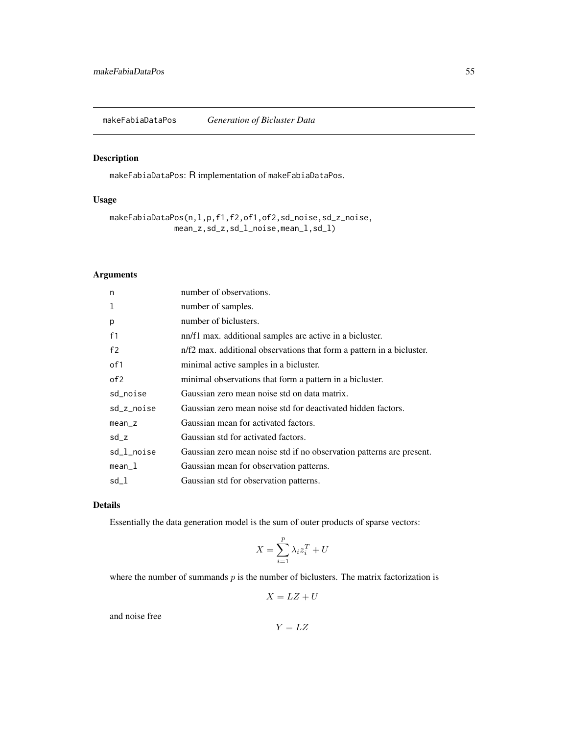makeFabiaDataPos *Generation of Bicluster Data*

## Description

makeFabiaDataPos: R implementation of makeFabiaDataPos.

## Usage

```
makeFabiaDataPos(n,l,p,f1,f2,of1,of2,sd_noise,sd_z_noise,
                 mean_z,sd_z,sd_l_noise,mean_l,sd_l)
```

## Arguments

| | |
|---|---|
| n | number of observations. |
| l | number of samples. |
| p | number of biclusters. |
| f1 | nn/f1 max. additional samples are active in a bicluster. |
| f2 | n/f2 max. additional observations that form a pattern in a bicluster. |
| of1 | minimal active samples in a bicluster. |
| of2 | minimal observations that form a pattern in a bicluster. |
| sd_noise | Gaussian zero mean noise std on data matrix. |
| sd_z_noise | Gaussian zero mean noise std for deactivated hidden factors. |
| mean_z | Gaussian mean for activated factors. |
| sd_z | Gaussian std for activated factors. |
| sd_l_noise | Gaussian zero mean noise std if no observation patterns are present. |
| mean_l | Gaussian mean for observation patterns. |
| sd_l | Gaussian std for observation patterns. |

## Details

Essentially the data generation model is the sum of outer products of sparse vectors:

$$X = \sum_{i=1}^{p} \lambda_i z_i^T + U$$

where the number of summands $p$ is the number of biclusters. The matrix factorization is

$$X = LZ + U$$

and noise free

$$Y = LZ$$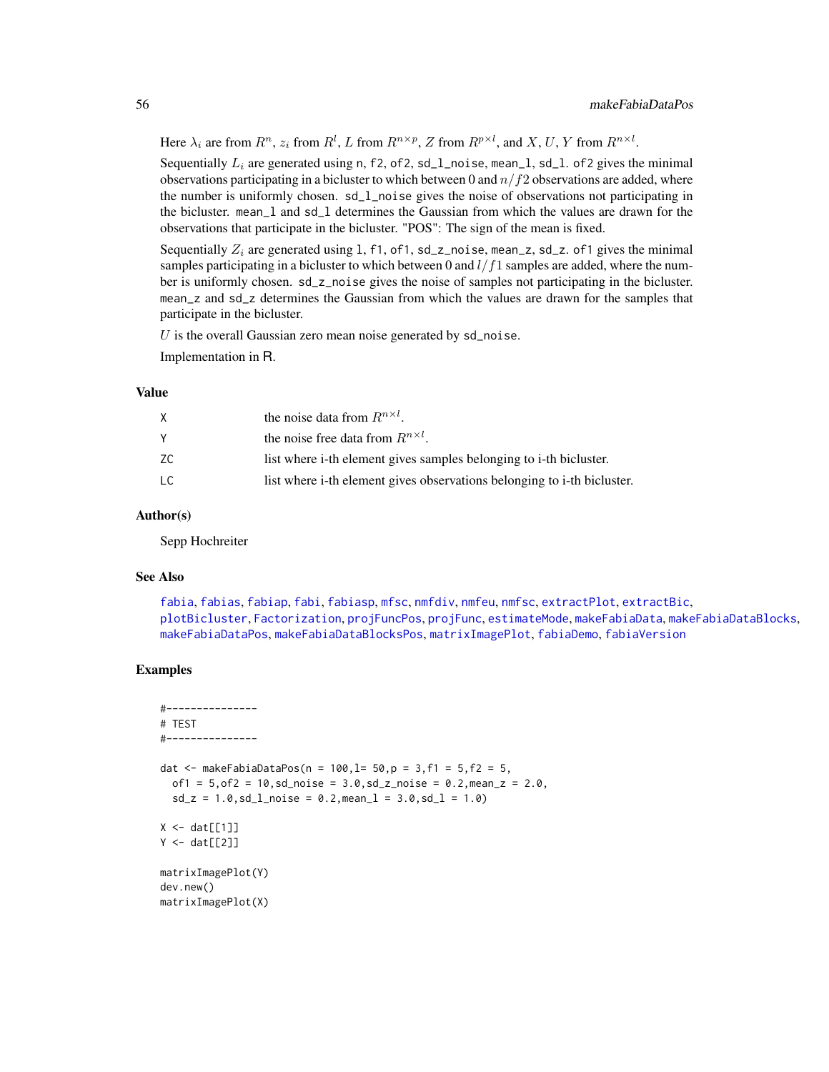Here $\lambda_i$ are from $R^n$, $z_i$ from $R^l$, $L$ from $R^{n \times p}$, $Z$ from $R^{p \times l}$, and $X, U, Y$ from $R^{n \times l}$.

Sequentially $L_i$ are generated using n, f2, of2, sd_l_noise, mean_l, sd_l. of2 gives the minimal observations participating in a bicluster to which between 0 and $n/f2$ observations are added, where the number is uniformly chosen. sd_l_noise gives the noise of observations not participating in the bicluster. mean_l and sd_l determines the Gaussian from which the values are drawn for the observations that participate in the bicluster. "POS": The sign of the mean is fixed.

Sequentially $Z_i$ are generated using l, f1, of1, sd_z_noise, mean_z, sd_z. of1 gives the minimal samples participating in a bicluster to which between 0 and $l/f1$ samples are added, where the number is uniformly chosen. sd_z_noise gives the noise of samples not participating in the bicluster. mean_z and sd_z determines the Gaussian from which the values are drawn for the samples that participate in the bicluster.

$U$ is the overall Gaussian zero mean noise generated by sd_noise.

Implementation in R.

## Value

| | |
|---|---|
| X | the noise data from $R^{n \times l}$. |
| Y | the noise free data from $R^{n \times l}$. |
| ZC | list where i-th element gives samples belonging to i-th bicluster. |
| LC | list where i-th element gives observations belonging to i-th bicluster. |

## Author(s)

Sepp Hochreiter

## See Also

fabia, fabias, fabiap, fabi, fabiasp, mfsc, nmfdiv, nmfeu, nmfsc, extractPlot, extractBic, plotBicluster, Factorization, projFuncPos, projFunc, estimateMode, makeFabiaData, makeFabiaDataBlocks, makeFabiaDataPos, makeFabiaDataBlocksPos, matrixImagePlot, fabiaDemo, fabiaVersion

## Examples

```
#---------------
# TEST
#---------------

dat <- makeFabiaDataPos(n = 100,l= 50,p = 3,f1 = 5,f2 = 5,
  of1 = 5,of2 = 10,sd_noise = 3.0,sd_z_noise = 0.2,mean_z = 2.0,
  sd_z = 1.0,sd_l_noise = 0.2,mean_l = 3.0,sd_l = 1.0)

X <- dat[[1]]
Y <- dat[[2]]

matrixImagePlot(Y)
dev.new()
matrixImagePlot(X)
```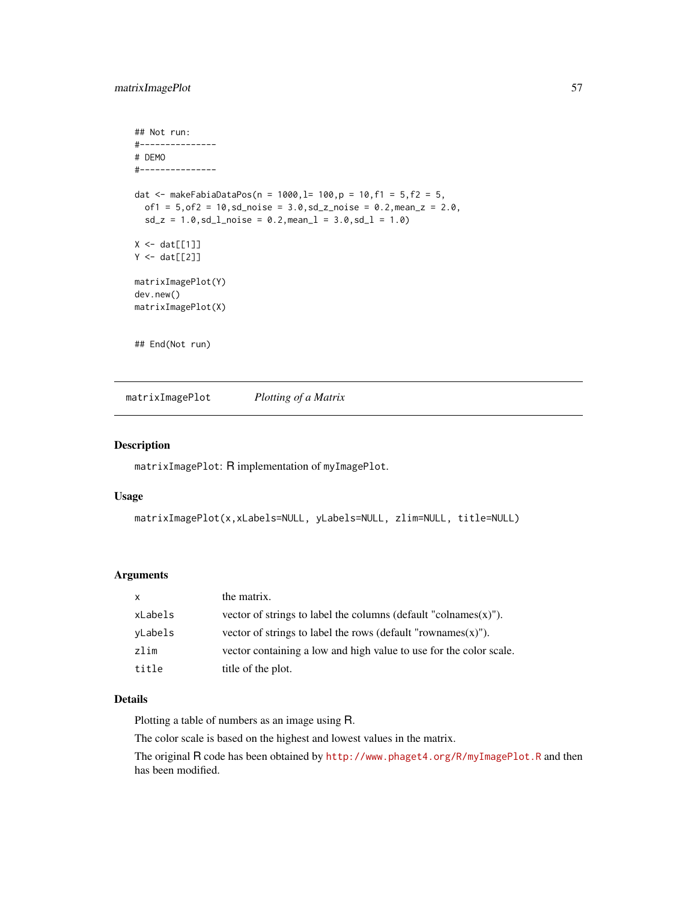```
## Not run:
#---------------
# DEMO
#---------------

dat <- makeFabiaDataPos(n = 1000,l= 100,p = 10,f1 = 5,f2 = 5,
  of1 = 5,of2 = 10,sd_noise = 3.0,sd_z_noise = 0.2,mean_z = 2.0,
  sd_z = 1.0,sd_l_noise = 0.2,mean_l = 3.0,sd_l = 1.0)

X <- dat[[1]]
Y <- dat[[2]]

matrixImagePlot(Y)
dev.new()
matrixImagePlot(X)


## End(Not run)
```

---

## matrixImagePlot *Plotting of a Matrix*

---

### Description

`matrixImagePlot`: R implementation of `myImagePlot`.

### Usage

```
matrixImagePlot(x,xLabels=NULL, yLabels=NULL, zlim=NULL, title=NULL)
```

### Arguments

| | |
|---|---|
| `x` | the matrix. |
| `xLabels` | vector of strings to label the columns (default "colnames(x)"). |
| `yLabels` | vector of strings to label the rows (default "rownames(x)"). |
| `zlim` | vector containing a low and high value to use for the color scale. |
| `title` | title of the plot. |

### Details

Plotting a table of numbers as an image using R.

The color scale is based on the highest and lowest values in the matrix.

The original R code has been obtained by http://www.phaget4.org/R/myImagePlot.R and then has been modified.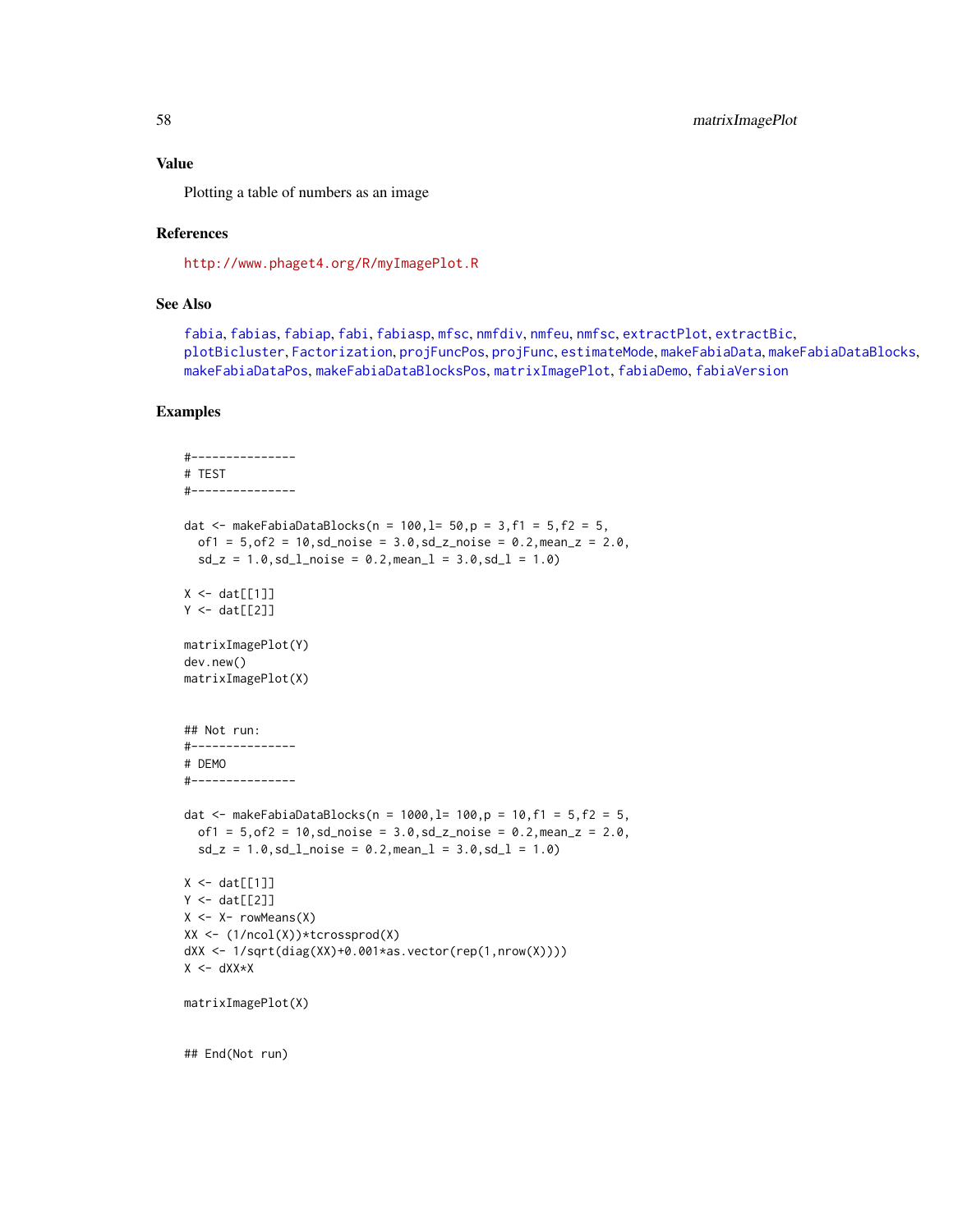### Value

Plotting a table of numbers as an image

### References

http://www.phaget4.org/R/myImagePlot.R

### See Also

fabia, fabias, fabiap, fabi, fabiasp, mfsc, nmfdiv, nmfeu, nmfsc, extractPlot, extractBic, plotBicluster, Factorization, projFuncPos, projFunc, estimateMode, makeFabiaData, makeFabiaDataBlocks, makeFabiaDataPos, makeFabiaDataBlocksPos, matrixImagePlot, fabiaDemo, fabiaVersion

### Examples

```
#---------------
# TEST
#---------------

dat <- makeFabiaDataBlocks(n = 100,l= 50,p = 3,f1 = 5,f2 = 5,
  of1 = 5,of2 = 10,sd_noise = 3.0,sd_z_noise = 0.2,mean_z = 2.0,
  sd_z = 1.0,sd_l_noise = 0.2,mean_l = 3.0,sd_l = 1.0)

X <- dat[[1]]
Y <- dat[[2]]

matrixImagePlot(Y)
dev.new()
matrixImagePlot(X)


## Not run:
#---------------
# DEMO
#---------------

dat <- makeFabiaDataBlocks(n = 1000,l= 100,p = 10,f1 = 5,f2 = 5,
  of1 = 5,of2 = 10,sd_noise = 3.0,sd_z_noise = 0.2,mean_z = 2.0,
  sd_z = 1.0,sd_l_noise = 0.2,mean_l = 3.0,sd_l = 1.0)

X <- dat[[1]]
Y <- dat[[2]]
X <- X- rowMeans(X)
XX <- (1/ncol(X))*tcrossprod(X)
dXX <- 1/sqrt(diag(XX)+0.001*as.vector(rep(1,nrow(X))))
X <- dXX*X

matrixImagePlot(X)


## End(Not run)
```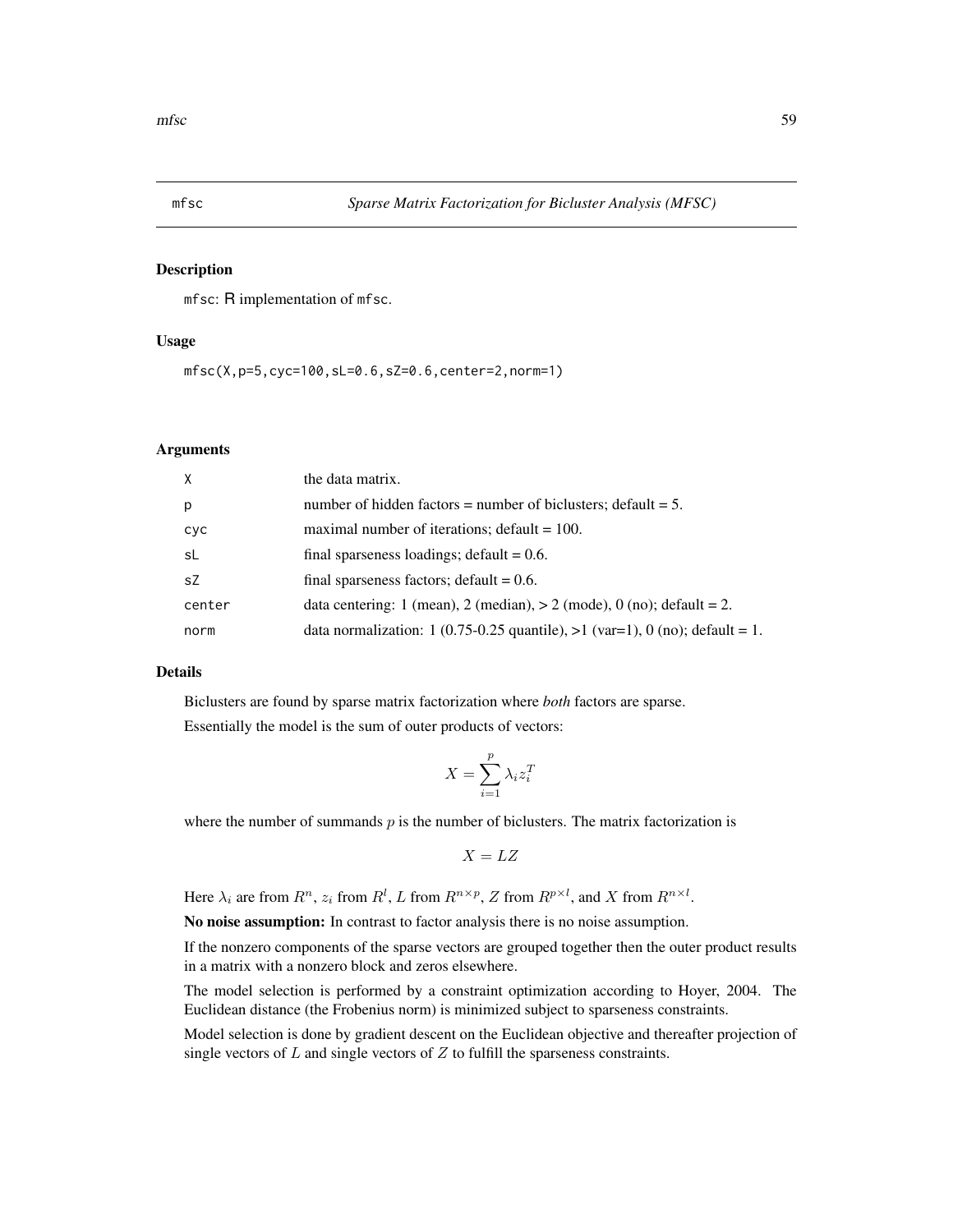mfsc *Sparse Matrix Factorization for Bicluster Analysis (MFSC)*

## Description

`mfsc`: R implementation of `mfsc`.

## Usage

```
mfsc(X,p=5,cyc=100,sL=0.6,sZ=0.6,center=2,norm=1)
```

## Arguments

| | |
|---|---|
| X | the data matrix. |
| p | number of hidden factors = number of biclusters; default = 5. |
| cyc | maximal number of iterations; default = 100. |
| sL | final sparseness loadings; default = 0.6. |
| sZ | final sparseness factors; default = 0.6. |
| center | data centering: 1 (mean), 2 (median), > 2 (mode), 0 (no); default = 2. |
| norm | data normalization: 1 (0.75-0.25 quantile), >1 (var=1), 0 (no); default = 1. |

## Details

Biclusters are found by sparse matrix factorization where *both* factors are sparse.

Essentially the model is the sum of outer products of vectors:

$$X = \sum_{i=1}^{p} \lambda_i z_i^T$$

where the number of summands $p$ is the number of biclusters. The matrix factorization is

$$X = LZ$$

Here $\lambda_i$ are from $R^n$, $z_i$ from $R^l$, $L$ from $R^{n \times p}$, $Z$ from $R^{p \times l}$, and $X$ from $R^{n \times l}$.

**No noise assumption:** In contrast to factor analysis there is no noise assumption.

If the nonzero components of the sparse vectors are grouped together then the outer product results in a matrix with a nonzero block and zeros elsewhere.

The model selection is performed by a constraint optimization according to Hoyer, 2004. The Euclidean distance (the Frobenius norm) is minimized subject to sparseness constraints.

Model selection is done by gradient descent on the Euclidean objective and thereafter projection of single vectors of $L$ and single vectors of $Z$ to fulfill the sparseness constraints.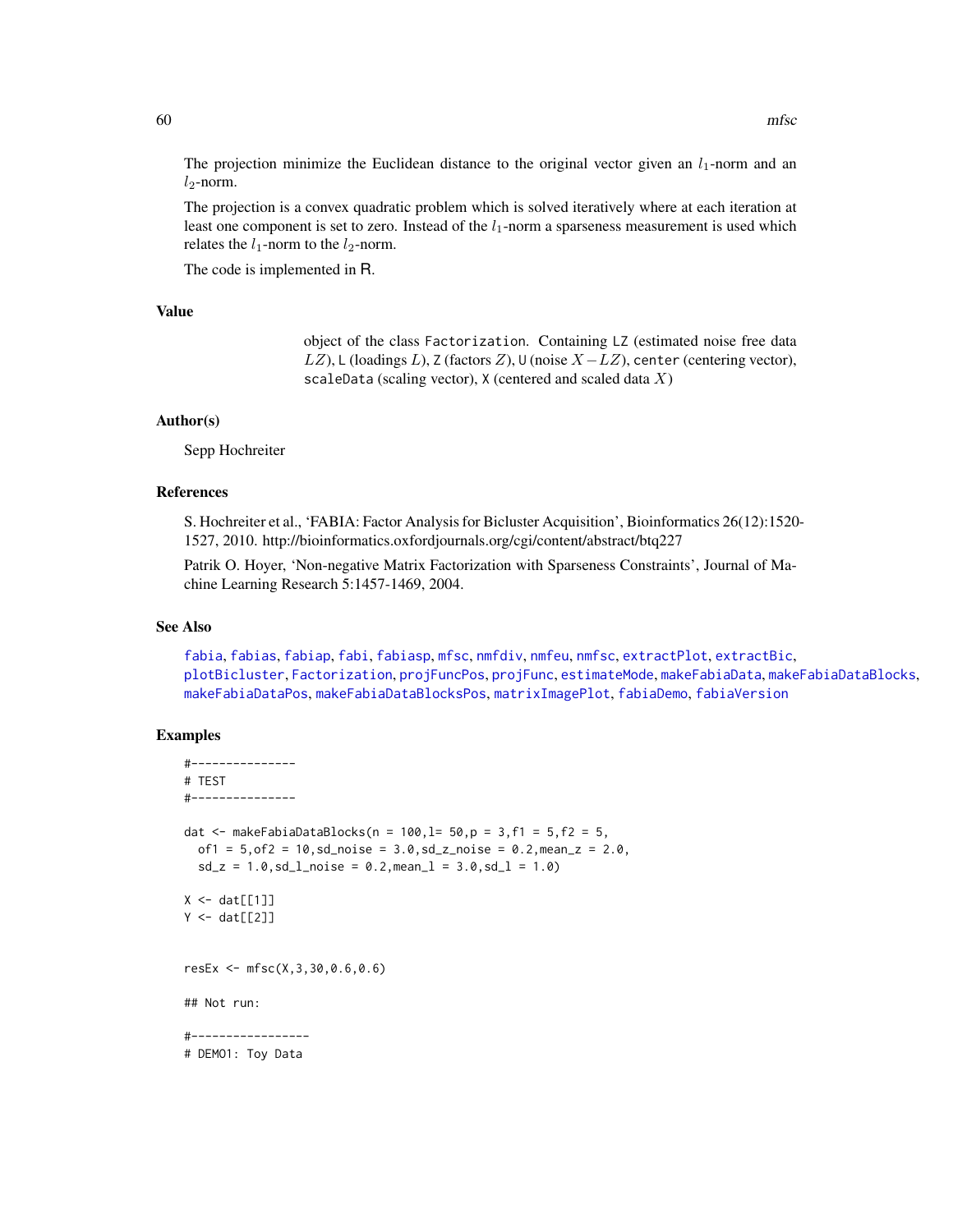The projection minimize the Euclidean distance to the original vector given an $l_1$-norm and an $l_2$-norm.

The projection is a convex quadratic problem which is solved iteratively where at each iteration at least one component is set to zero. Instead of the $l_1$-norm a sparseness measurement is used which relates the $l_1$-norm to the $l_2$-norm.

The code is implemented in R.

### Value

object of the class `Factorization`. Containing `LZ` (estimated noise free data $LZ$), `L` (loadings $L$), `Z` (factors $Z$), `U` (noise $X - LZ$), `center` (centering vector), `scaleData` (scaling vector), `X` (centered and scaled data $X$)

### Author(s)

Sepp Hochreiter

### References

S. Hochreiter et al., 'FABIA: Factor Analysis for Bicluster Acquisition', Bioinformatics 26(12):1520-1527, 2010. http://bioinformatics.oxfordjournals.org/cgi/content/abstract/btq227

Patrik O. Hoyer, 'Non-negative Matrix Factorization with Sparseness Constraints', Journal of Machine Learning Research 5:1457-1469, 2004.

### See Also

fabia, fabias, fabiap, fabi, fabiasp, mfsc, nmfdiv, nmfeu, nmfsc, extractPlot, extractBic, plotBicluster, Factorization, projFuncPos, projFunc, estimateMode, makeFabiaData, makeFabiaDataBlocks, makeFabiaDataPos, makeFabiaDataBlocksPos, matrixImagePlot, fabiaDemo, fabiaVersion

### Examples

```
#---------------
# TEST
#---------------

dat <- makeFabiaDataBlocks(n = 100,l= 50,p = 3,f1 = 5,f2 = 5,
  of1 = 5,of2 = 10,sd_noise = 3.0,sd_z_noise = 0.2,mean_z = 2.0,
  sd_z = 1.0,sd_l_noise = 0.2,mean_l = 3.0,sd_l = 1.0)

X <- dat[[1]]
Y <- dat[[2]]


resEx <- mfsc(X,3,30,0.6,0.6)

## Not run:

#-----------------
# DEMO1: Toy Data
```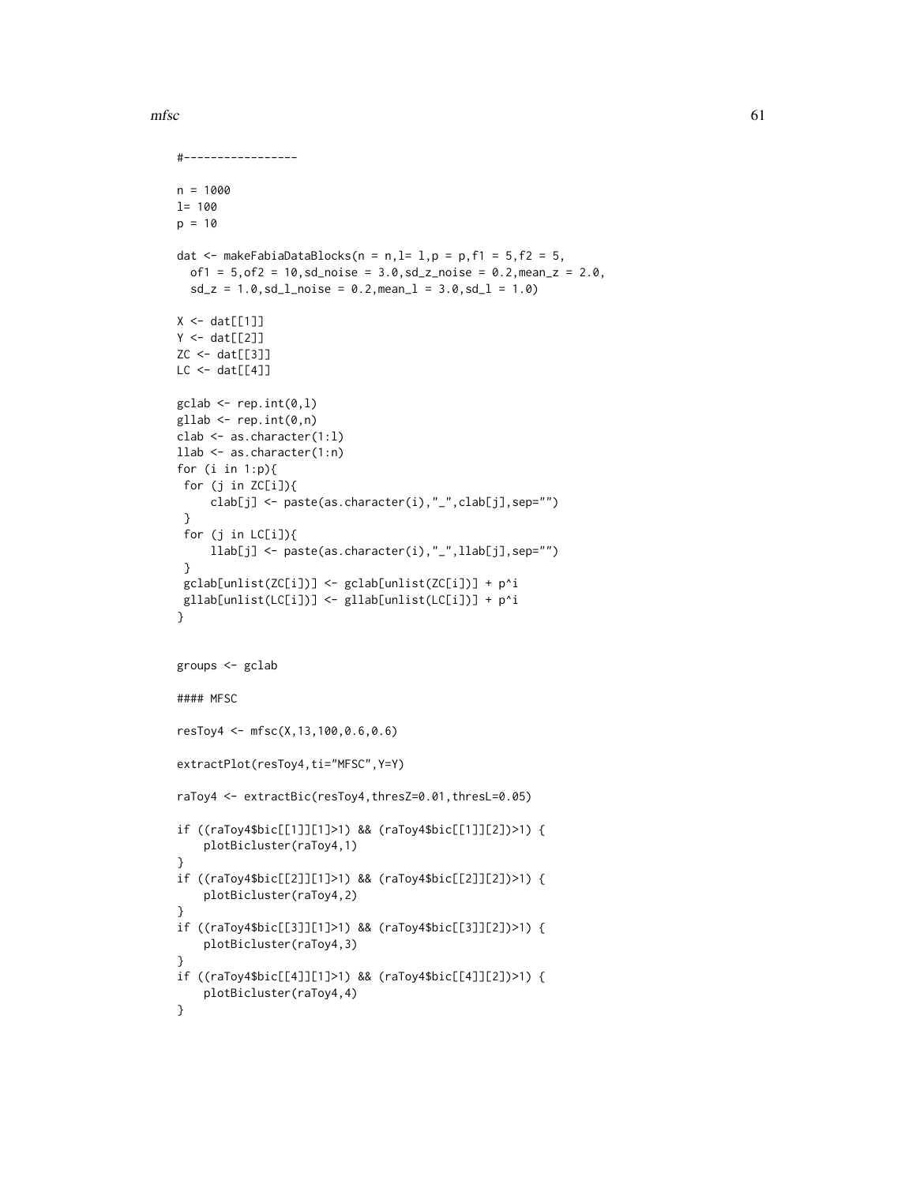```
#-----------------

n = 1000
l= 100
p = 10

dat <- makeFabiaDataBlocks(n = n,l= l,p = p,f1 = 5,f2 = 5,
  of1 = 5,of2 = 10,sd_noise = 3.0,sd_z_noise = 0.2,mean_z = 2.0,
  sd_z = 1.0,sd_l_noise = 0.2,mean_l = 3.0,sd_l = 1.0)

X <- dat[[1]]
Y <- dat[[2]]
ZC <- dat[[3]]
LC <- dat[[4]]

gclab <- rep.int(0,l)
gllab <- rep.int(0,n)
clab <- as.character(1:l)
llab <- as.character(1:n)
for (i in 1:p){
 for (j in ZC[i]){
     clab[j] <- paste(as.character(i),"_",clab[j],sep="")
 }
 for (j in LC[i]){
     llab[j] <- paste(as.character(i),"_",llab[j],sep="")
 }
 gclab[unlist(ZC[i])] <- gclab[unlist(ZC[i])] + p^i
 gllab[unlist(LC[i])] <- gllab[unlist(LC[i])] + p^i
}


groups <- gclab

#### MFSC

resToy4 <- mfsc(X,13,100,0.6,0.6)

extractPlot(resToy4,ti="MFSC",Y=Y)

raToy4 <- extractBic(resToy4,thresZ=0.01,thresL=0.05)

if ((raToy4$bic[[1]][1]>1) && (raToy4$bic[[1]][2])>1) {
    plotBicluster(raToy4,1)
}
if ((raToy4$bic[[2]][1]>1) && (raToy4$bic[[2]][2])>1) {
    plotBicluster(raToy4,2)
}
if ((raToy4$bic[[3]][1]>1) && (raToy4$bic[[3]][2])>1) {
    plotBicluster(raToy4,3)
}
if ((raToy4$bic[[4]][1]>1) && (raToy4$bic[[4]][2])>1) {
    plotBicluster(raToy4,4)
}
```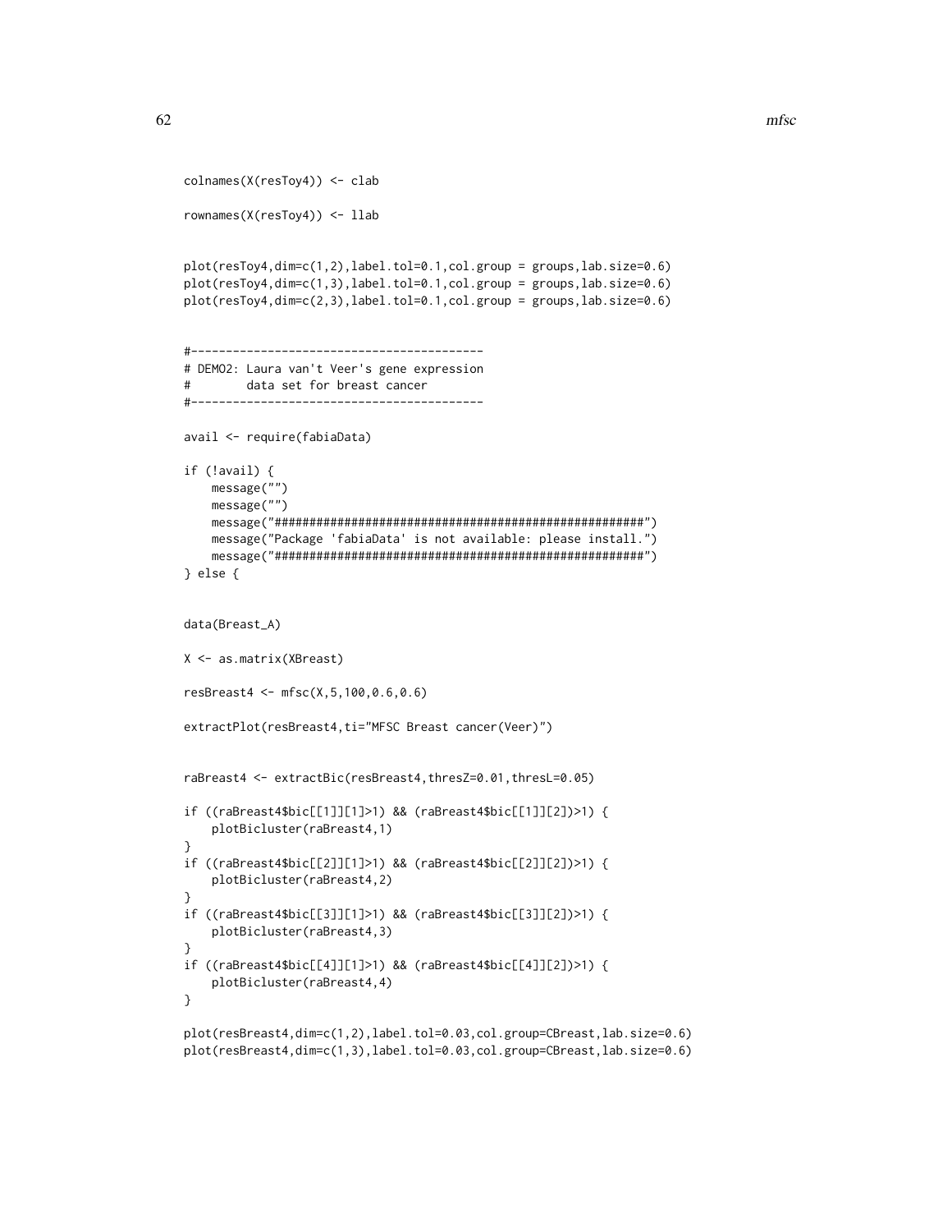```
colnames(X(resToy4)) <- clab

rownames(X(resToy4)) <- llab


plot(resToy4,dim=c(1,2),label.tol=0.1,col.group = groups,lab.size=0.6)
plot(resToy4,dim=c(1,3),label.tol=0.1,col.group = groups,lab.size=0.6)
plot(resToy4,dim=c(2,3),label.tol=0.1,col.group = groups,lab.size=0.6)


#------------------------------------------
# DEMO2: Laura van't Veer's gene expression
#        data set for breast cancer
#------------------------------------------

avail <- require(fabiaData)

if (!avail) {
    message("")
    message("")
    message("#####################################################")
    message("Package 'fabiaData' is not available: please install.")
    message("#####################################################")
} else {


data(Breast_A)

X <- as.matrix(XBreast)

resBreast4 <- mfsc(X,5,100,0.6,0.6)

extractPlot(resBreast4,ti="MFSC Breast cancer(Veer)")


raBreast4 <- extractBic(resBreast4,thresZ=0.01,thresL=0.05)

if ((raBreast4$bic[[1]][1]>1) && (raBreast4$bic[[1]][2])>1) {
    plotBicluster(raBreast4,1)
}
if ((raBreast4$bic[[2]][1]>1) && (raBreast4$bic[[2]][2])>1) {
    plotBicluster(raBreast4,2)
}
if ((raBreast4$bic[[3]][1]>1) && (raBreast4$bic[[3]][2])>1) {
    plotBicluster(raBreast4,3)
}
if ((raBreast4$bic[[4]][1]>1) && (raBreast4$bic[[4]][2])>1) {
    plotBicluster(raBreast4,4)
}

plot(resBreast4,dim=c(1,2),label.tol=0.03,col.group=CBreast,lab.size=0.6)
plot(resBreast4,dim=c(1,3),label.tol=0.03,col.group=CBreast,lab.size=0.6)
```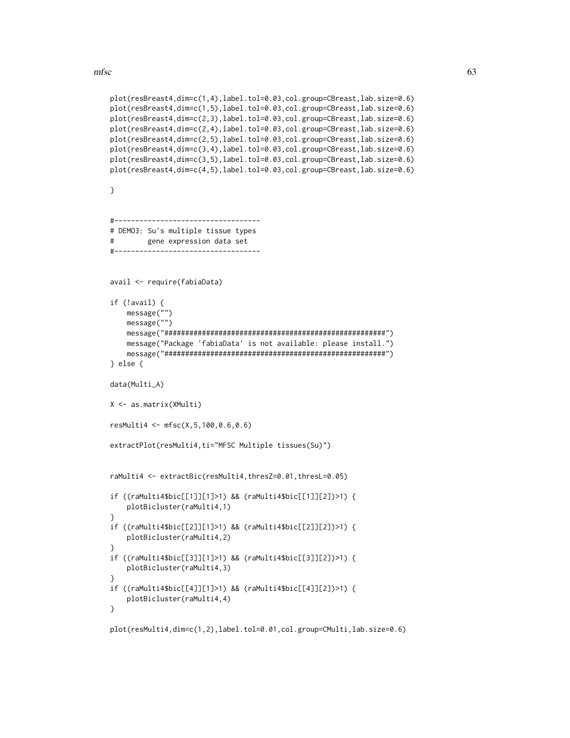```
plot(resBreast4,dim=c(1,4),label.tol=0.03,col.group=CBreast,lab.size=0.6)
plot(resBreast4,dim=c(1,5),label.tol=0.03,col.group=CBreast,lab.size=0.6)
plot(resBreast4,dim=c(2,3),label.tol=0.03,col.group=CBreast,lab.size=0.6)
plot(resBreast4,dim=c(2,4),label.tol=0.03,col.group=CBreast,lab.size=0.6)
plot(resBreast4,dim=c(2,5),label.tol=0.03,col.group=CBreast,lab.size=0.6)
plot(resBreast4,dim=c(3,4),label.tol=0.03,col.group=CBreast,lab.size=0.6)
plot(resBreast4,dim=c(3,5),label.tol=0.03,col.group=CBreast,lab.size=0.6)
plot(resBreast4,dim=c(4,5),label.tol=0.03,col.group=CBreast,lab.size=0.6)

}


#-----------------------------------
# DEMO3: Su's multiple tissue types
#        gene expression data set
#-----------------------------------


avail <- require(fabiaData)

if (!avail) {
    message("")
    message("")
    message("#####################################################")
    message("Package 'fabiaData' is not available: please install.")
    message("#####################################################")
} else {

data(Multi_A)

X <- as.matrix(XMulti)

resMulti4 <- mfsc(X,5,100,0.6,0.6)

extractPlot(resMulti4,ti="MFSC Multiple tissues(Su)")


raMulti4 <- extractBic(resMulti4,thresZ=0.01,thresL=0.05)

if ((raMulti4$bic[[1]][1]>1) && (raMulti4$bic[[1]][2])>1) {
    plotBicluster(raMulti4,1)
}
if ((raMulti4$bic[[2]][1]>1) && (raMulti4$bic[[2]][2])>1) {
    plotBicluster(raMulti4,2)
}
if ((raMulti4$bic[[3]][1]>1) && (raMulti4$bic[[3]][2])>1) {
    plotBicluster(raMulti4,3)
}
if ((raMulti4$bic[[4]][1]>1) && (raMulti4$bic[[4]][2])>1) {
    plotBicluster(raMulti4,4)
}

plot(resMulti4,dim=c(1,2),label.tol=0.01,col.group=CMulti,lab.size=0.6)
```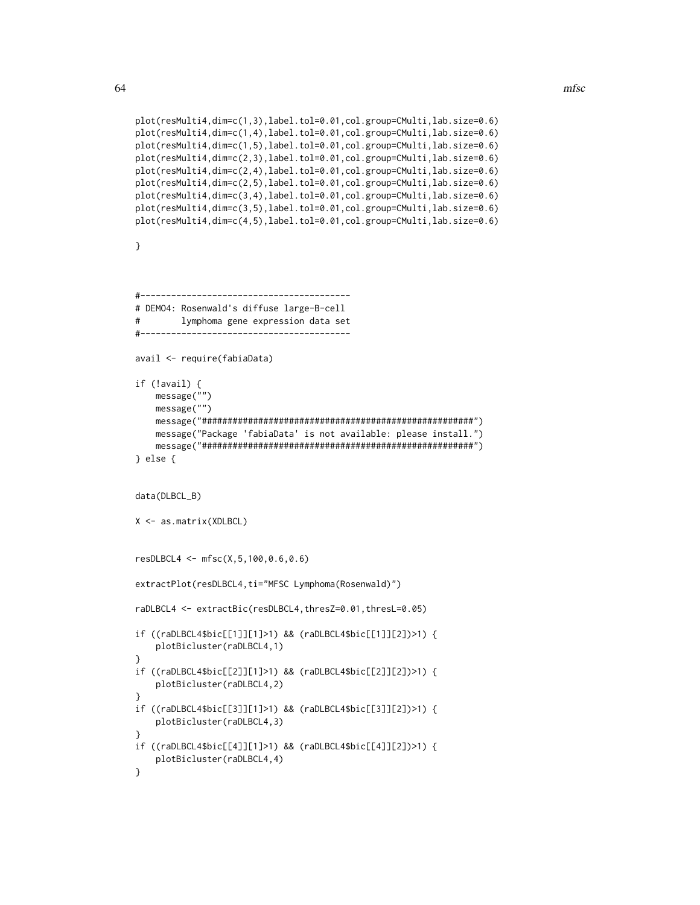```
plot(resMulti4,dim=c(1,3),label.tol=0.01,col.group=CMulti,lab.size=0.6)
plot(resMulti4,dim=c(1,4),label.tol=0.01,col.group=CMulti,lab.size=0.6)
plot(resMulti4,dim=c(1,5),label.tol=0.01,col.group=CMulti,lab.size=0.6)
plot(resMulti4,dim=c(2,3),label.tol=0.01,col.group=CMulti,lab.size=0.6)
plot(resMulti4,dim=c(2,4),label.tol=0.01,col.group=CMulti,lab.size=0.6)
plot(resMulti4,dim=c(2,5),label.tol=0.01,col.group=CMulti,lab.size=0.6)
plot(resMulti4,dim=c(3,4),label.tol=0.01,col.group=CMulti,lab.size=0.6)
plot(resMulti4,dim=c(3,5),label.tol=0.01,col.group=CMulti,lab.size=0.6)
plot(resMulti4,dim=c(4,5),label.tol=0.01,col.group=CMulti,lab.size=0.6)

}



#-----------------------------------------
# DEMO4: Rosenwald's diffuse large-B-cell
#        lymphoma gene expression data set
#-----------------------------------------

avail <- require(fabiaData)

if (!avail) {
    message("")
    message("")
    message("#####################################################")
    message("Package 'fabiaData' is not available: please install.")
    message("#####################################################")
} else {


data(DLBCL_B)

X <- as.matrix(XDLBCL)


resDLBCL4 <- mfsc(X,5,100,0.6,0.6)

extractPlot(resDLBCL4,ti="MFSC Lymphoma(Rosenwald)")

raDLBCL4 <- extractBic(resDLBCL4,thresZ=0.01,thresL=0.05)

if ((raDLBCL4$bic[[1]][1]>1) && (raDLBCL4$bic[[1]][2])>1) {
    plotBicluster(raDLBCL4,1)
}
if ((raDLBCL4$bic[[2]][1]>1) && (raDLBCL4$bic[[2]][2])>1) {
    plotBicluster(raDLBCL4,2)
}
if ((raDLBCL4$bic[[3]][1]>1) && (raDLBCL4$bic[[3]][2])>1) {
    plotBicluster(raDLBCL4,3)
}
if ((raDLBCL4$bic[[4]][1]>1) && (raDLBCL4$bic[[4]][2])>1) {
    plotBicluster(raDLBCL4,4)
}
```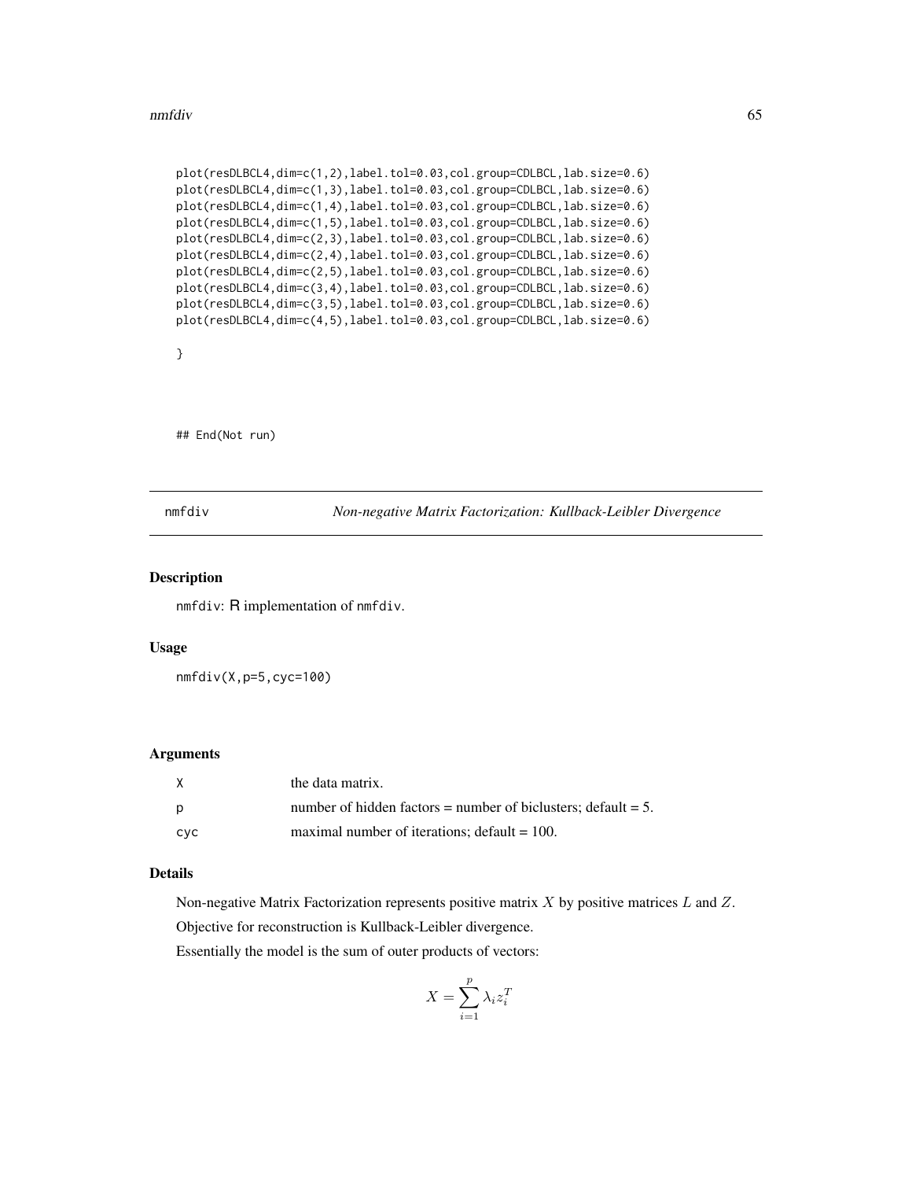```
plot(resDLBCL4,dim=c(1,2),label.tol=0.03,col.group=CDLBCL,lab.size=0.6)
plot(resDLBCL4,dim=c(1,3),label.tol=0.03,col.group=CDLBCL,lab.size=0.6)
plot(resDLBCL4,dim=c(1,4),label.tol=0.03,col.group=CDLBCL,lab.size=0.6)
plot(resDLBCL4,dim=c(1,5),label.tol=0.03,col.group=CDLBCL,lab.size=0.6)
plot(resDLBCL4,dim=c(2,3),label.tol=0.03,col.group=CDLBCL,lab.size=0.6)
plot(resDLBCL4,dim=c(2,4),label.tol=0.03,col.group=CDLBCL,lab.size=0.6)
plot(resDLBCL4,dim=c(2,5),label.tol=0.03,col.group=CDLBCL,lab.size=0.6)
plot(resDLBCL4,dim=c(3,4),label.tol=0.03,col.group=CDLBCL,lab.size=0.6)
plot(resDLBCL4,dim=c(3,5),label.tol=0.03,col.group=CDLBCL,lab.size=0.6)
plot(resDLBCL4,dim=c(4,5),label.tol=0.03,col.group=CDLBCL,lab.size=0.6)

}



## End(Not run)
```

---

## nmfdiv — *Non-negative Matrix Factorization: Kullback-Leibler Divergence*

---

### Description

nmfdiv: R implementation of nmfdiv.

### Usage

```
nmfdiv(X,p=5,cyc=100)
```

### Arguments

| | |
|---|---|
| X | the data matrix. |
| p | number of hidden factors = number of biclusters; default = 5. |
| cyc | maximal number of iterations; default = 100. |

### Details

Non-negative Matrix Factorization represents positive matrix $X$ by positive matrices $L$ and $Z$.

Objective for reconstruction is Kullback-Leibler divergence.

Essentially the model is the sum of outer products of vectors:

$$X = \sum_{i=1}^{p} \lambda_i z_i^T$$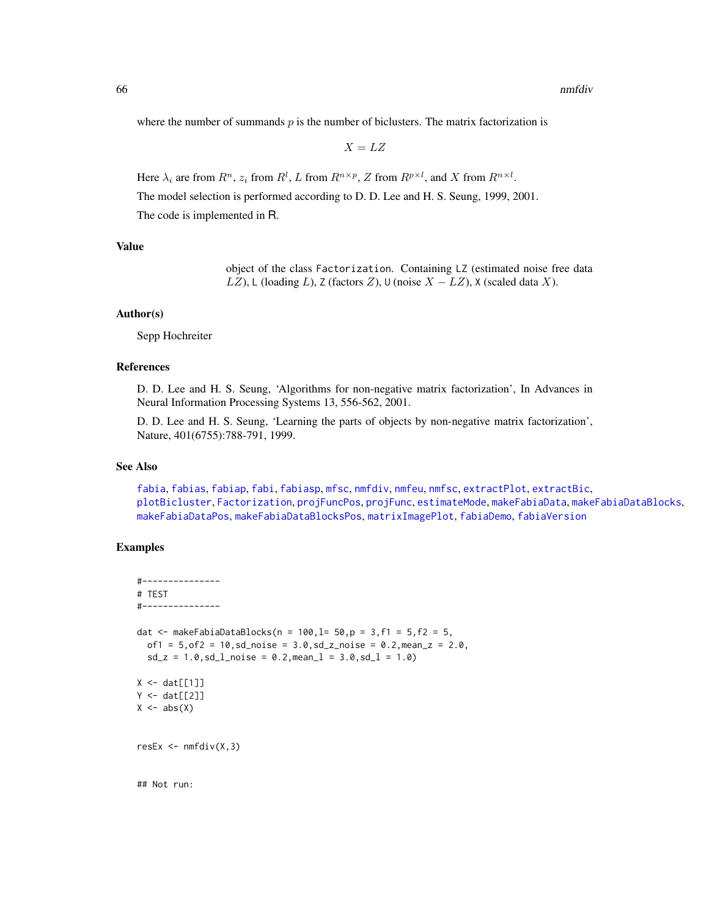where the number of summands $p$ is the number of biclusters. The matrix factorization is

$$X = LZ$$

Here $\lambda_i$ are from $R^n$, $z_i$ from $R^l$, $L$ from $R^{n \times p}$, $Z$ from $R^{p \times l}$, and $X$ from $R^{n \times l}$.

The model selection is performed according to D. D. Lee and H. S. Seung, 1999, 2001.

The code is implemented in R.

## Value

object of the class `Factorization`. Containing `LZ` (estimated noise free data $LZ$), `L` (loading $L$), `Z` (factors $Z$), `U` (noise $X - LZ$), `X` (scaled data $X$).

## Author(s)

Sepp Hochreiter

## References

D. D. Lee and H. S. Seung, 'Algorithms for non-negative matrix factorization', In Advances in Neural Information Processing Systems 13, 556-562, 2001.

D. D. Lee and H. S. Seung, 'Learning the parts of objects by non-negative matrix factorization', Nature, 401(6755):788-791, 1999.

## See Also

`fabia`, `fabias`, `fabiap`, `fabi`, `fabiasp`, `mfsc`, `nmfdiv`, `nmfeu`, `nmfsc`, `extractPlot`, `extractBic`, `plotBicluster`, `Factorization`, `projFuncPos`, `projFunc`, `estimateMode`, `makeFabiaData`, `makeFabiaDataBlocks`, `makeFabiaDataPos`, `makeFabiaDataBlocksPos`, `matrixImagePlot`, `fabiaDemo`, `fabiaVersion`

## Examples

```
#---------------
# TEST
#---------------

dat <- makeFabiaDataBlocks(n = 100,l= 50,p = 3,f1 = 5,f2 = 5,
  of1 = 5,of2 = 10,sd_noise = 3.0,sd_z_noise = 0.2,mean_z = 2.0,
  sd_z = 1.0,sd_l_noise = 0.2,mean_l = 3.0,sd_l = 1.0)

X <- dat[[1]]
Y <- dat[[2]]
X <- abs(X)


resEx <- nmfdiv(X,3)


## Not run:
```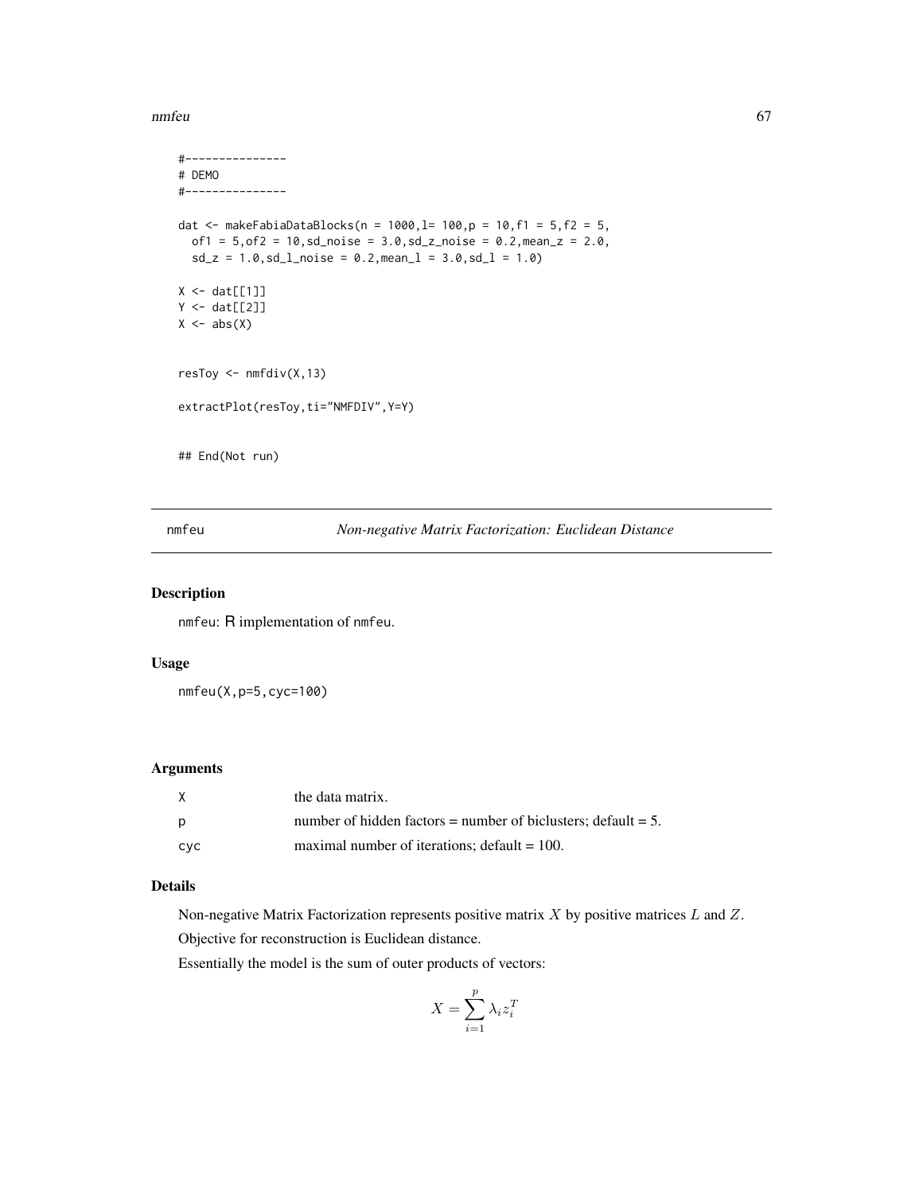```
#---------------
# DEMO
#---------------

dat <- makeFabiaDataBlocks(n = 1000,l= 100,p = 10,f1 = 5,f2 = 5,
  of1 = 5,of2 = 10,sd_noise = 3.0,sd_z_noise = 0.2,mean_z = 2.0,
  sd_z = 1.0,sd_l_noise = 0.2,mean_l = 3.0,sd_l = 1.0)

X <- dat[[1]]
Y <- dat[[2]]
X <- abs(X)


resToy <- nmfdiv(X,13)

extractPlot(resToy,ti="NMFDIV",Y=Y)


## End(Not run)
```

---

## nmfeu — *Non-negative Matrix Factorization: Euclidean Distance*

### Description

nmfeu: R implementation of nmfeu.

### Usage

```
nmfeu(X,p=5,cyc=100)
```

### Arguments

| | |
|---|---|
| X | the data matrix. |
| p | number of hidden factors = number of biclusters; default = 5. |
| cyc | maximal number of iterations; default = 100. |

### Details

Non-negative Matrix Factorization represents positive matrix $X$ by positive matrices $L$ and $Z$.

Objective for reconstruction is Euclidean distance.

Essentially the model is the sum of outer products of vectors:

$$X = \sum_{i=1}^{p} \lambda_i z_i^T$$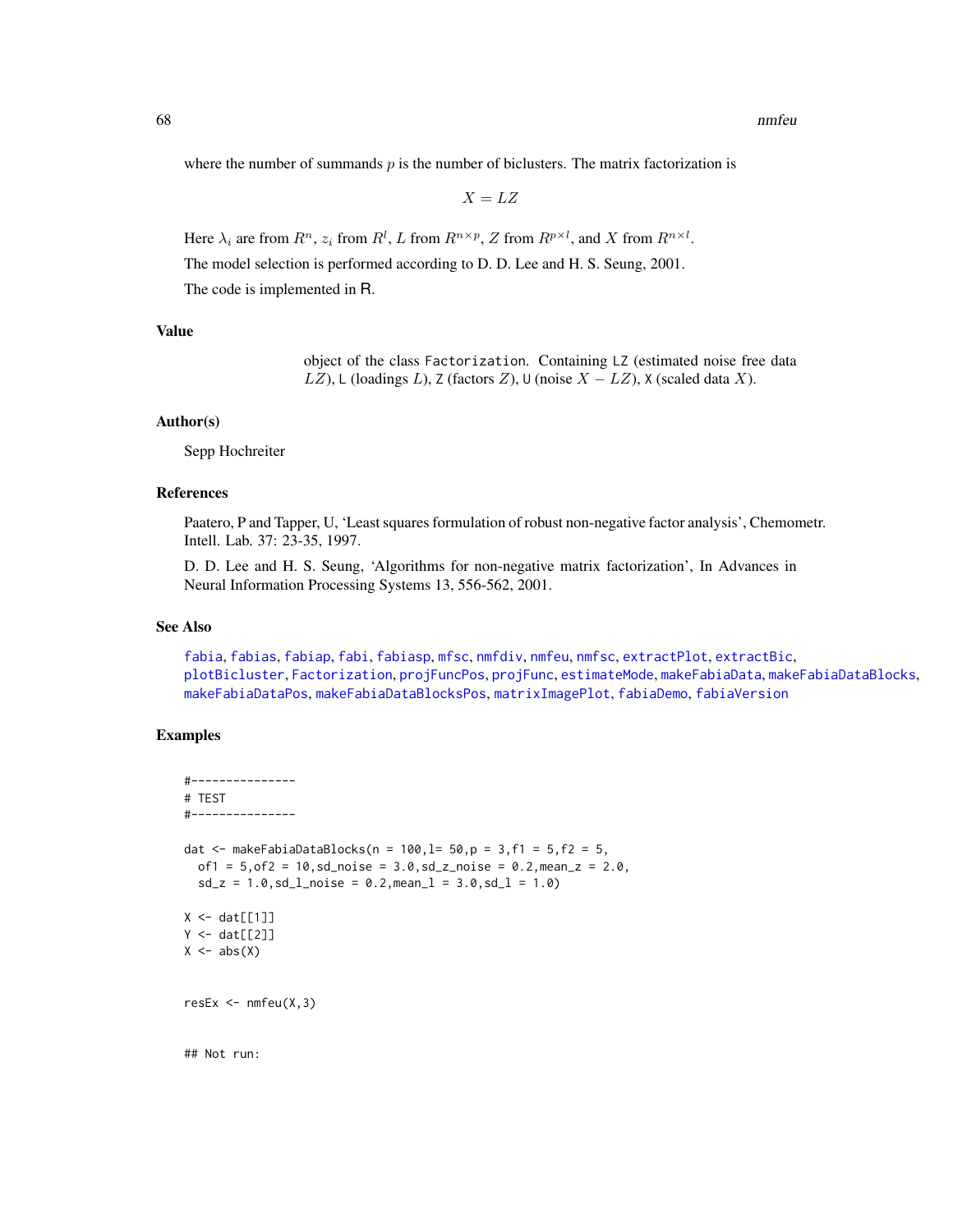where the number of summands $p$ is the number of biclusters. The matrix factorization is

$$X = LZ$$

Here $\lambda_i$ are from $R^n$, $z_i$ from $R^l$, $L$ from $R^{n \times p}$, $Z$ from $R^{p \times l}$, and $X$ from $R^{n \times l}$.

The model selection is performed according to D. D. Lee and H. S. Seung, 2001.

The code is implemented in R.

## Value

object of the class `Factorization`. Containing `LZ` (estimated noise free data $LZ$), `L` (loadings $L$), `Z` (factors $Z$), `U` (noise $X - LZ$), `X` (scaled data $X$).

## Author(s)

Sepp Hochreiter

## References

Paatero, P and Tapper, U, 'Least squares formulation of robust non-negative factor analysis', Chemometr. Intell. Lab. 37: 23-35, 1997.

D. D. Lee and H. S. Seung, 'Algorithms for non-negative matrix factorization', In Advances in Neural Information Processing Systems 13, 556-562, 2001.

## See Also

fabia, fabias, fabiap, fabi, fabiasp, mfsc, nmfdiv, nmfeu, nmfsc, extractPlot, extractBic, plotBicluster, Factorization, projFuncPos, projFunc, estimateMode, makeFabiaData, makeFabiaDataBlocks, makeFabiaDataPos, makeFabiaDataBlocksPos, matrixImagePlot, fabiaDemo, fabiaVersion

## Examples

```
#---------------
# TEST
#---------------

dat <- makeFabiaDataBlocks(n = 100,l= 50,p = 3,f1 = 5,f2 = 5,
  of1 = 5,of2 = 10,sd_noise = 3.0,sd_z_noise = 0.2,mean_z = 2.0,
  sd_z = 1.0,sd_l_noise = 0.2,mean_l = 3.0,sd_l = 1.0)

X <- dat[[1]]
Y <- dat[[2]]
X <- abs(X)


resEx <- nmfeu(X,3)


## Not run:
```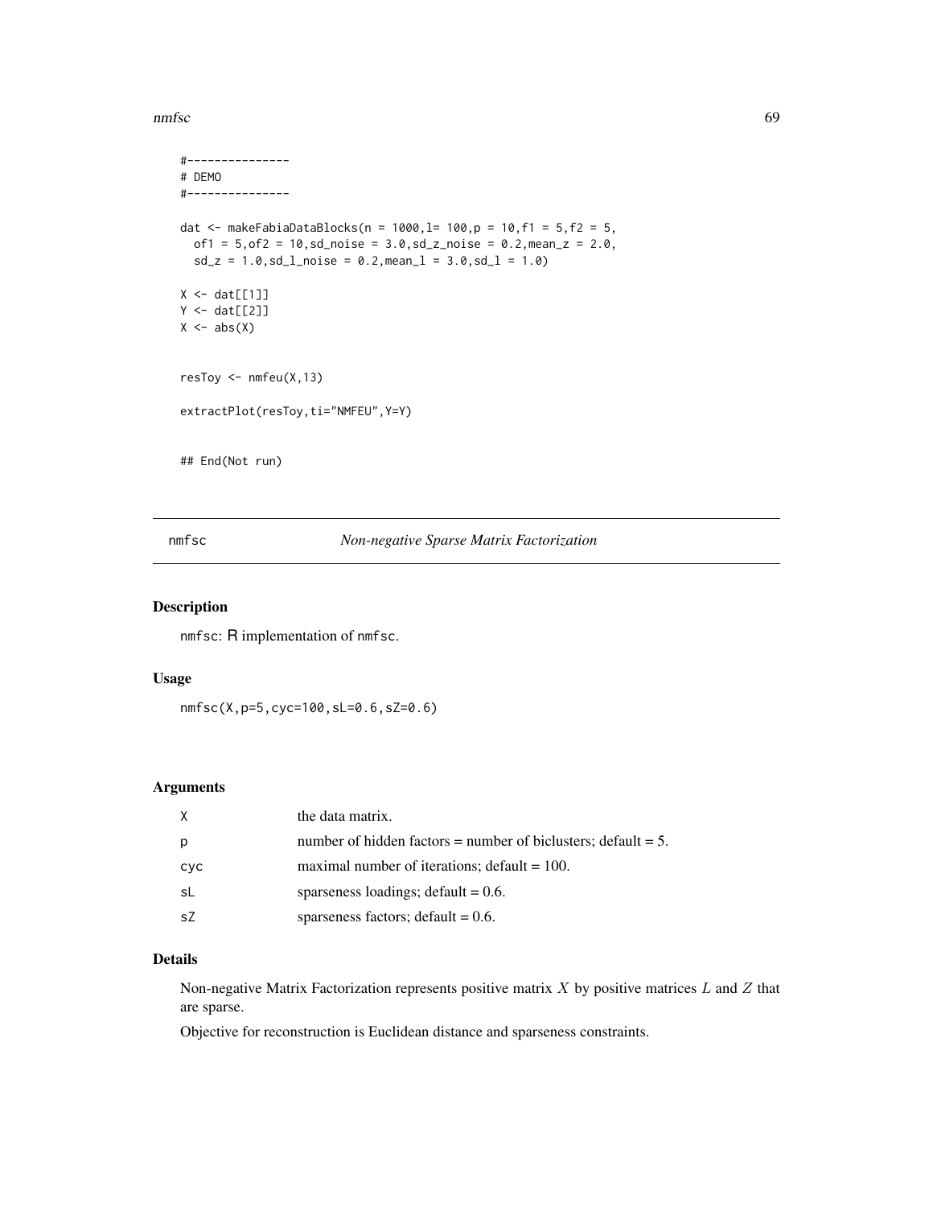```
#---------------
# DEMO
#---------------

dat <- makeFabiaDataBlocks(n = 1000,l= 100,p = 10,f1 = 5,f2 = 5,
  of1 = 5,of2 = 10,sd_noise = 3.0,sd_z_noise = 0.2,mean_z = 2.0,
  sd_z = 1.0,sd_l_noise = 0.2,mean_l = 3.0,sd_l = 1.0)

X <- dat[[1]]
Y <- dat[[2]]
X <- abs(X)


resToy <- nmfeu(X,13)

extractPlot(resToy,ti="NMFEU",Y=Y)


## End(Not run)
```

---

## nmfsc — *Non-negative Sparse Matrix Factorization*

### Description

`nmfsc`: R implementation of `nmfsc`.

### Usage

```
nmfsc(X,p=5,cyc=100,sL=0.6,sZ=0.6)
```

### Arguments

| | |
|---|---|
| `X` | the data matrix. |
| `p` | number of hidden factors = number of biclusters; default = 5. |
| `cyc` | maximal number of iterations; default = 100. |
| `sL` | sparseness loadings; default = 0.6. |
| `sZ` | sparseness factors; default = 0.6. |

### Details

Non-negative Matrix Factorization represents positive matrix $X$ by positive matrices $L$ and $Z$ that are sparse.

Objective for reconstruction is Euclidean distance and sparseness constraints.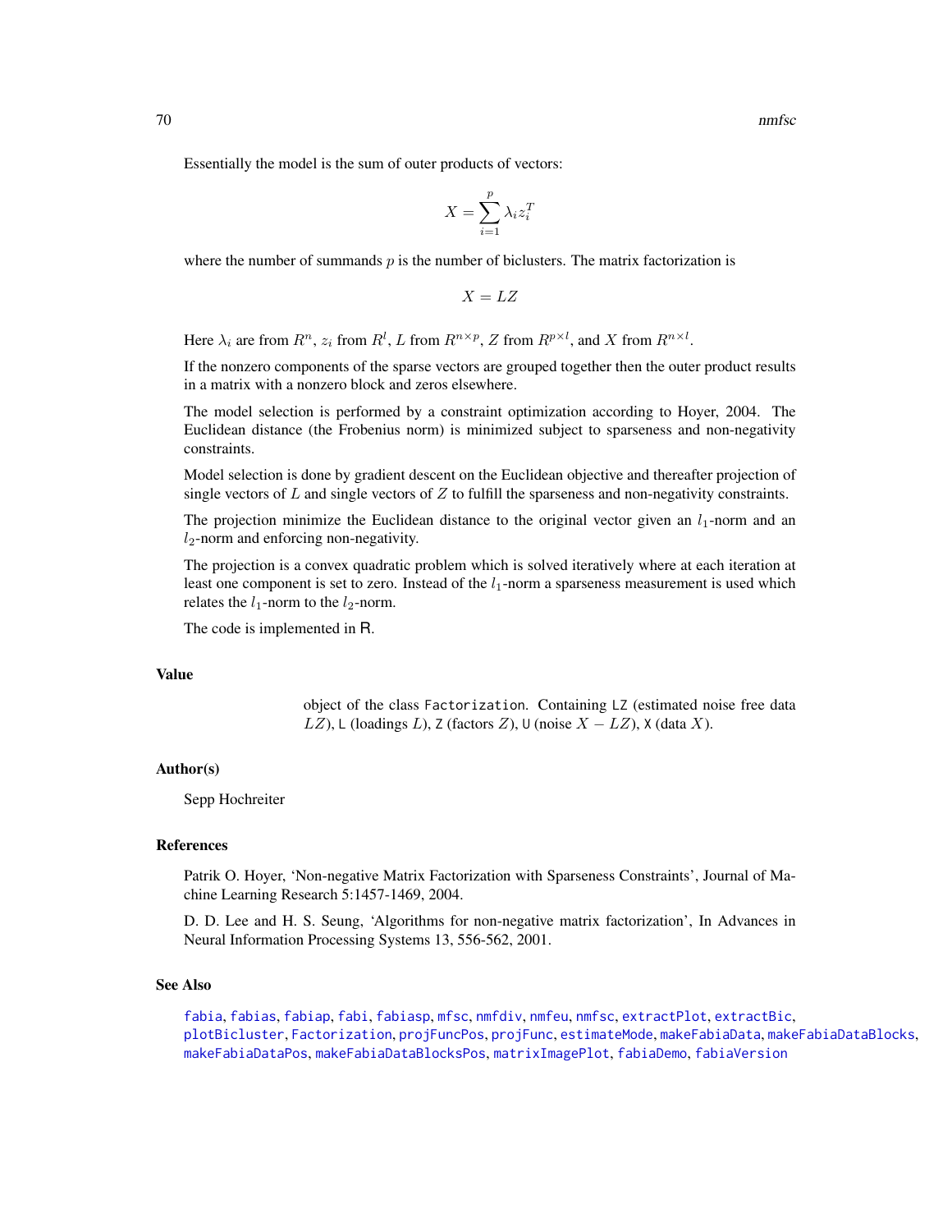Essentially the model is the sum of outer products of vectors:

$$X = \sum_{i=1}^{p} \lambda_i z_i^T$$

where the number of summands $p$ is the number of biclusters. The matrix factorization is

$$X = LZ$$

Here $\lambda_i$ are from $R^n$, $z_i$ from $R^l$, $L$ from $R^{n \times p}$, $Z$ from $R^{p \times l}$, and $X$ from $R^{n \times l}$.

If the nonzero components of the sparse vectors are grouped together then the outer product results in a matrix with a nonzero block and zeros elsewhere.

The model selection is performed by a constraint optimization according to Hoyer, 2004. The Euclidean distance (the Frobenius norm) is minimized subject to sparseness and non-negativity constraints.

Model selection is done by gradient descent on the Euclidean objective and thereafter projection of single vectors of $L$ and single vectors of $Z$ to fulfill the sparseness and non-negativity constraints.

The projection minimize the Euclidean distance to the original vector given an $l_1$-norm and an $l_2$-norm and enforcing non-negativity.

The projection is a convex quadratic problem which is solved iteratively where at each iteration at least one component is set to zero. Instead of the $l_1$-norm a sparseness measurement is used which relates the $l_1$-norm to the $l_2$-norm.

The code is implemented in R.

## Value

object of the class `Factorization`. Containing `LZ` (estimated noise free data $LZ$), `L` (loadings $L$), `Z` (factors $Z$), `U` (noise $X - LZ$), `X` (data $X$).

## Author(s)

Sepp Hochreiter

## References

Patrik O. Hoyer, 'Non-negative Matrix Factorization with Sparseness Constraints', Journal of Machine Learning Research 5:1457-1469, 2004.

D. D. Lee and H. S. Seung, 'Algorithms for non-negative matrix factorization', In Advances in Neural Information Processing Systems 13, 556-562, 2001.

## See Also

`fabia`, `fabias`, `fabiap`, `fabi`, `fabiasp`, `mfsc`, `nmfdiv`, `nmfeu`, `nmfsc`, `extractPlot`, `extractBic`, `plotBicluster`, `Factorization`, `projFuncPos`, `projFunc`, `estimateMode`, `makeFabiaData`, `makeFabiaDataBlocks`, `makeFabiaDataPos`, `makeFabiaDataBlocksPos`, `matrixImagePlot`, `fabiaDemo`, `fabiaVersion`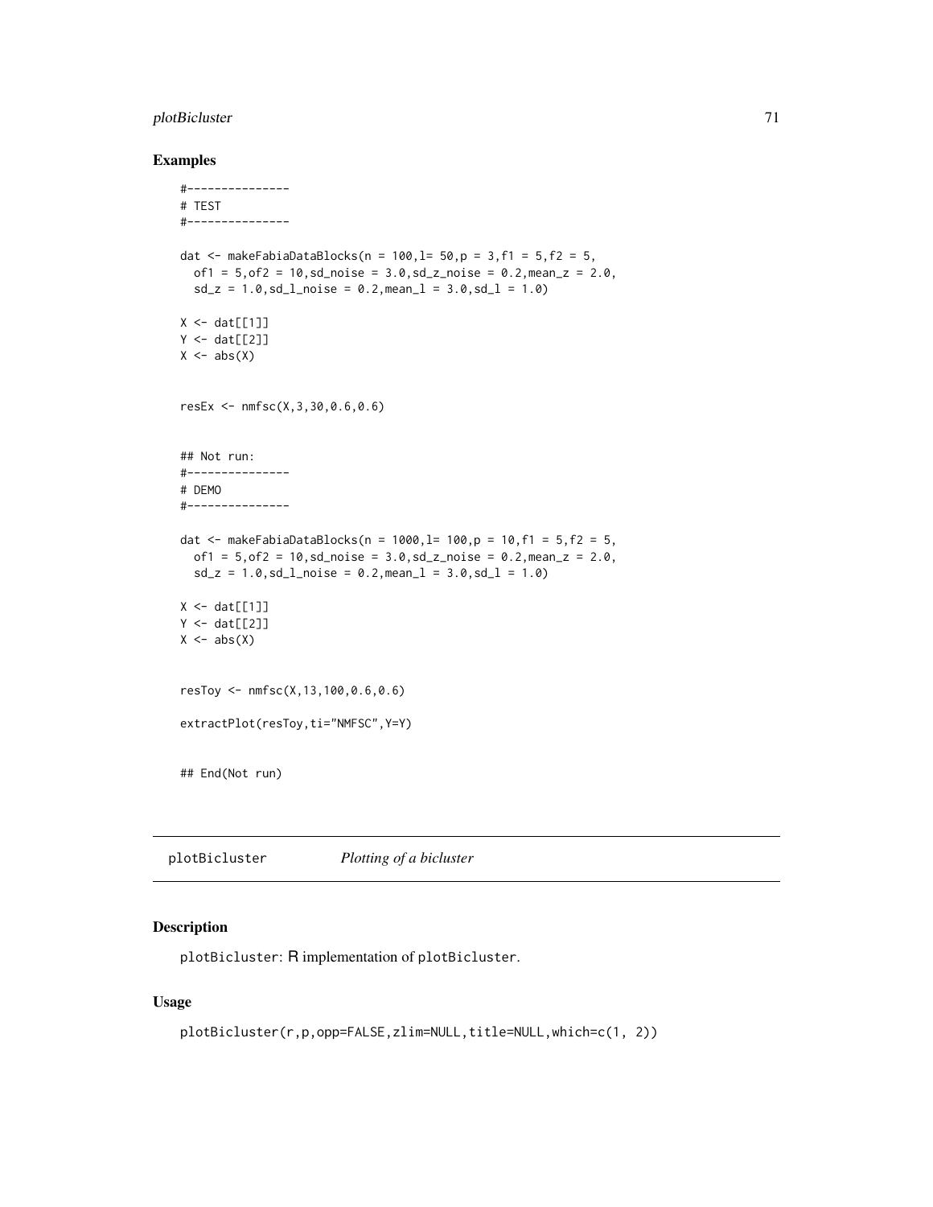## Examples

```
#---------------
# TEST
#---------------

dat <- makeFabiaDataBlocks(n = 100,l= 50,p = 3,f1 = 5,f2 = 5,
  of1 = 5,of2 = 10,sd_noise = 3.0,sd_z_noise = 0.2,mean_z = 2.0,
  sd_z = 1.0,sd_l_noise = 0.2,mean_l = 3.0,sd_l = 1.0)

X <- dat[[1]]
Y <- dat[[2]]
X <- abs(X)


resEx <- nmfsc(X,3,30,0.6,0.6)


## Not run:
#---------------
# DEMO
#---------------

dat <- makeFabiaDataBlocks(n = 1000,l= 100,p = 10,f1 = 5,f2 = 5,
  of1 = 5,of2 = 10,sd_noise = 3.0,sd_z_noise = 0.2,mean_z = 2.0,
  sd_z = 1.0,sd_l_noise = 0.2,mean_l = 3.0,sd_l = 1.0)

X <- dat[[1]]
Y <- dat[[2]]
X <- abs(X)


resToy <- nmfsc(X,13,100,0.6,0.6)

extractPlot(resToy,ti="NMFSC",Y=Y)


## End(Not run)
```

---

# plotBicluster &nbsp;&nbsp;&nbsp;&nbsp; *Plotting of a bicluster*

---

## Description

plotBicluster: R implementation of plotBicluster.

## Usage

```
plotBicluster(r,p,opp=FALSE,zlim=NULL,title=NULL,which=c(1, 2))
```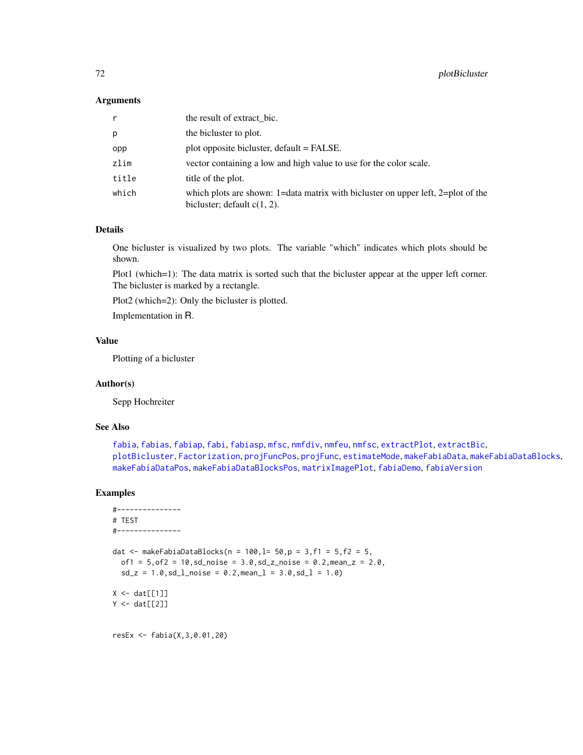## Arguments

| | |
|---|---|
| r | the result of extract_bic. |
| p | the bicluster to plot. |
| opp | plot opposite bicluster, default = FALSE. |
| zlim | vector containing a low and high value to use for the color scale. |
| title | title of the plot. |
| which | which plots are shown: 1=data matrix with bicluster on upper left, 2=plot of the bicluster; default c(1, 2). |

## Details

One bicluster is visualized by two plots. The variable "which" indicates which plots should be shown.

Plot1 (which=1): The data matrix is sorted such that the bicluster appear at the upper left corner. The bicluster is marked by a rectangle.

Plot2 (which=2): Only the bicluster is plotted.

Implementation in R.

## Value

Plotting of a bicluster

## Author(s)

Sepp Hochreiter

## See Also

fabia, fabias, fabiap, fabi, fabiasp, mfsc, nmfdiv, nmfeu, nmfsc, extractPlot, extractBic, plotBicluster, Factorization, projFuncPos, projFunc, estimateMode, makeFabiaData, makeFabiaDataBlocks, makeFabiaDataPos, makeFabiaDataBlocksPos, matrixImagePlot, fabiaDemo, fabiaVersion

## Examples

```
#---------------
# TEST
#---------------

dat <- makeFabiaDataBlocks(n = 100,l= 50,p = 3,f1 = 5,f2 = 5,
  of1 = 5,of2 = 10,sd_noise = 3.0,sd_z_noise = 0.2,mean_z = 2.0,
  sd_z = 1.0,sd_l_noise = 0.2,mean_l = 3.0,sd_l = 1.0)

X <- dat[[1]]
Y <- dat[[2]]


resEx <- fabia(X,3,0.01,20)
```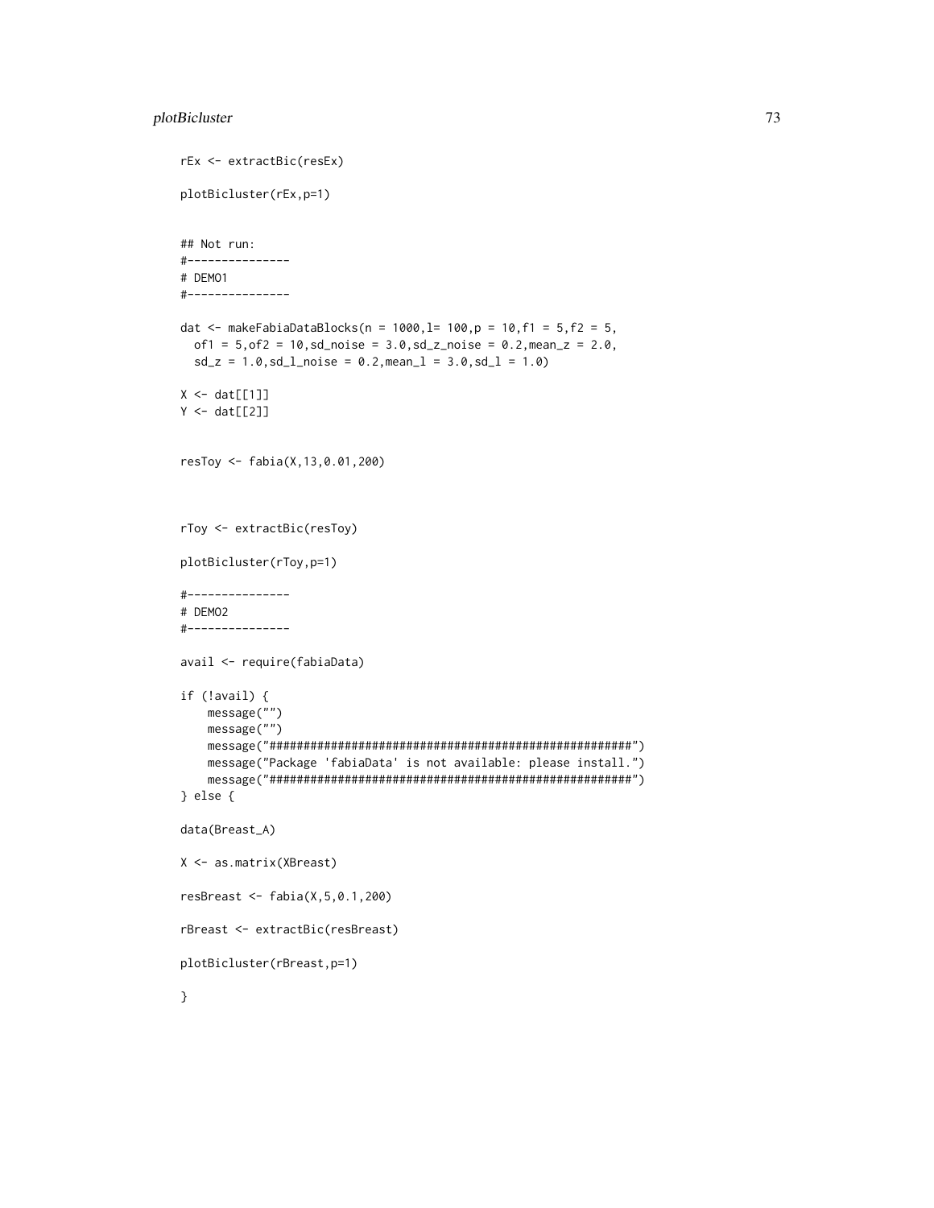```
rEx <- extractBic(resEx)

plotBicluster(rEx,p=1)


## Not run:
#---------------
# DEMO1
#---------------

dat <- makeFabiaDataBlocks(n = 1000,l= 100,p = 10,f1 = 5,f2 = 5,
  of1 = 5,of2 = 10,sd_noise = 3.0,sd_z_noise = 0.2,mean_z = 2.0,
  sd_z = 1.0,sd_l_noise = 0.2,mean_l = 3.0,sd_l = 1.0)

X <- dat[[1]]
Y <- dat[[2]]


resToy <- fabia(X,13,0.01,200)



rToy <- extractBic(resToy)

plotBicluster(rToy,p=1)

#---------------
# DEMO2
#---------------

avail <- require(fabiaData)

if (!avail) {
    message("")
    message("")
    message("#####################################################")
    message("Package 'fabiaData' is not available: please install.")
    message("#####################################################")
} else {

data(Breast_A)

X <- as.matrix(XBreast)

resBreast <- fabia(X,5,0.1,200)

rBreast <- extractBic(resBreast)

plotBicluster(rBreast,p=1)

}
```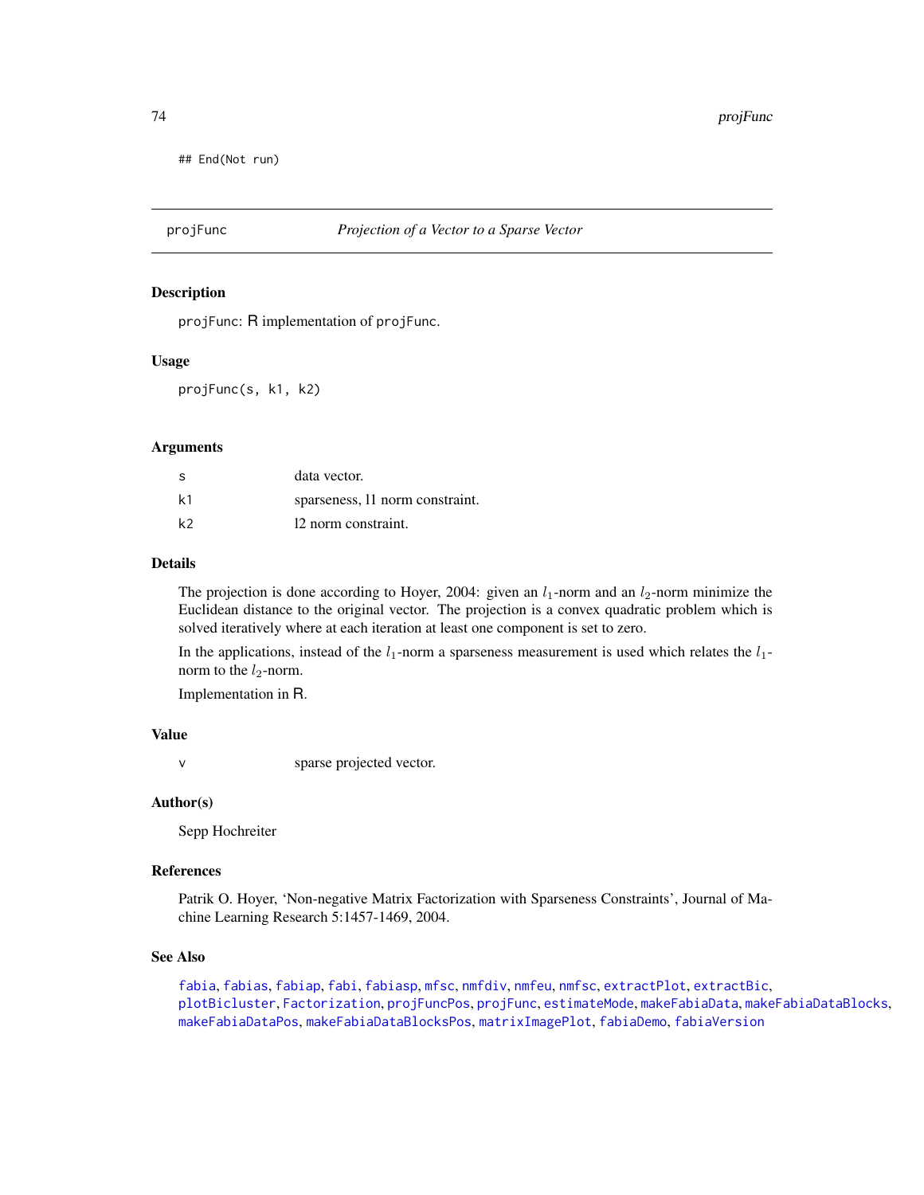```
## End(Not run)
```

## projFunc — *Projection of a Vector to a Sparse Vector*

### Description

projFunc: R implementation of projFunc.

### Usage

```
projFunc(s, k1, k2)
```

### Arguments

| | |
|---|---|
| s | data vector. |
| k1 | sparseness, l1 norm constraint. |
| k2 | l2 norm constraint. |

### Details

The projection is done according to Hoyer, 2004: given an $l_1$-norm and an $l_2$-norm minimize the Euclidean distance to the original vector. The projection is a convex quadratic problem which is solved iteratively where at each iteration at least one component is set to zero.

In the applications, instead of the $l_1$-norm a sparseness measurement is used which relates the $l_1$-norm to the $l_2$-norm.

Implementation in R.

### Value

| | |
|---|---|
| v | sparse projected vector. |

### Author(s)

Sepp Hochreiter

### References

Patrik O. Hoyer, 'Non-negative Matrix Factorization with Sparseness Constraints', Journal of Machine Learning Research 5:1457-1469, 2004.

### See Also

fabia, fabias, fabiap, fabi, fabiasp, mfsc, nmfdiv, nmfeu, nmfsc, extractPlot, extractBic, plotBicluster, Factorization, projFuncPos, projFunc, estimateMode, makeFabiaData, makeFabiaDataBlocks, makeFabiaDataPos, makeFabiaDataBlocksPos, matrixImagePlot, fabiaDemo, fabiaVersion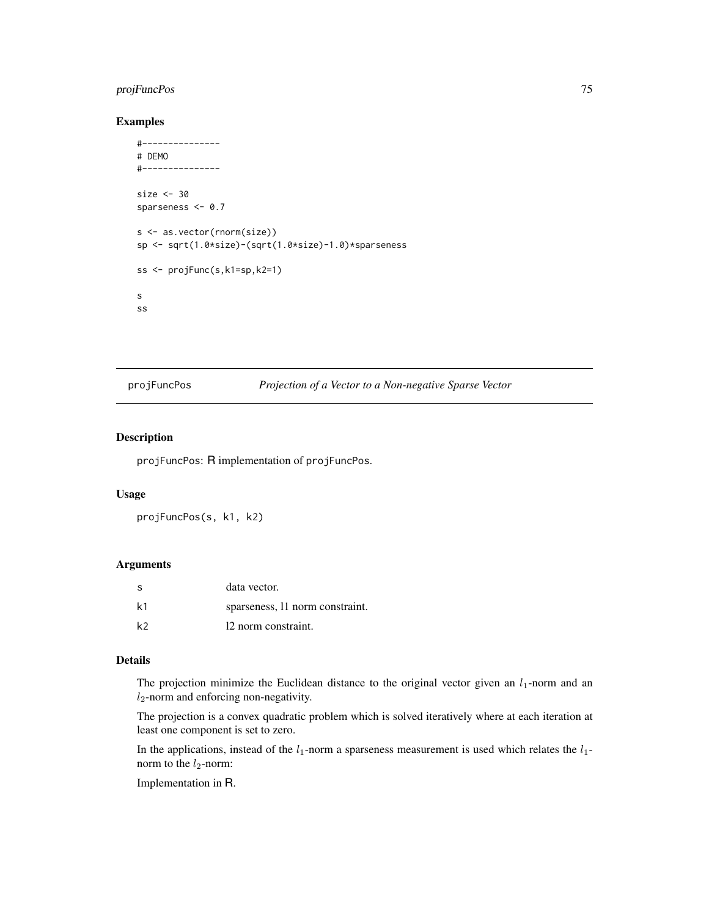## Examples

```
#---------------
# DEMO
#---------------

size <- 30
sparseness <- 0.7

s <- as.vector(rnorm(size))
sp <- sqrt(1.0*size)-(sqrt(1.0*size)-1.0)*sparseness

ss <- projFunc(s,k1=sp,k2=1)

s
ss
```

---

# projFuncPos *Projection of a Vector to a Non-negative Sparse Vector*

## Description

projFuncPos: R implementation of projFuncPos.

## Usage

```
projFuncPos(s, k1, k2)
```

## Arguments

| | |
|---|---|
| s | data vector. |
| k1 | sparseness, l1 norm constraint. |
| k2 | l2 norm constraint. |

## Details

The projection minimize the Euclidean distance to the original vector given an $l_1$-norm and an $l_2$-norm and enforcing non-negativity.

The projection is a convex quadratic problem which is solved iteratively where at each iteration at least one component is set to zero.

In the applications, instead of the $l_1$-norm a sparseness measurement is used which relates the $l_1$-norm to the $l_2$-norm:

Implementation in R.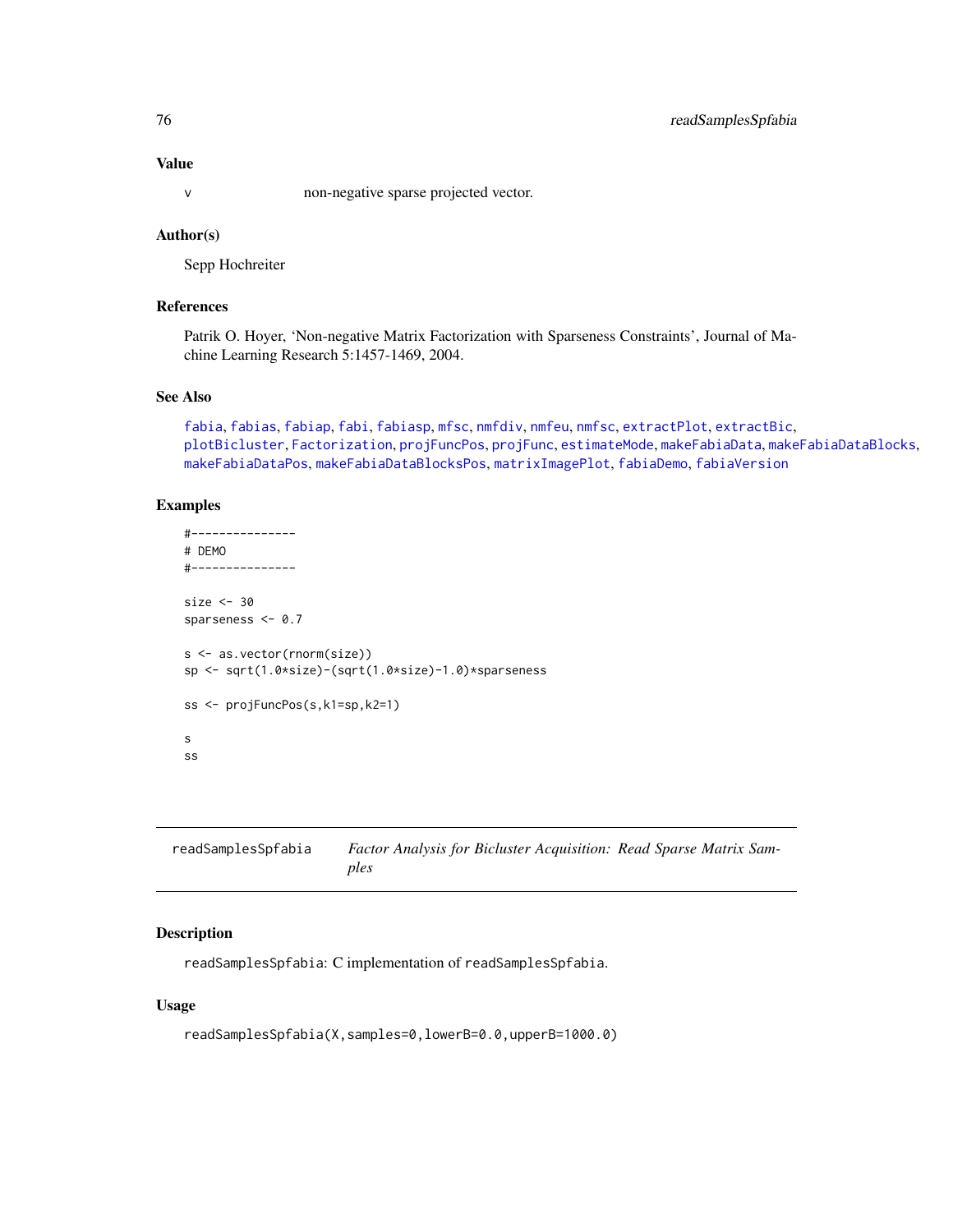## Value

| | |
|---|---|
| `v` | non-negative sparse projected vector. |

## Author(s)

Sepp Hochreiter

## References

Patrik O. Hoyer, 'Non-negative Matrix Factorization with Sparseness Constraints', Journal of Machine Learning Research 5:1457-1469, 2004.

## See Also

`fabia`, `fabias`, `fabiap`, `fabi`, `fabiasp`, `mfsc`, `nmfdiv`, `nmfeu`, `nmfsc`, `extractPlot`, `extractBic`, `plotBicluster`, `Factorization`, `projFuncPos`, `projFunc`, `estimateMode`, `makeFabiaData`, `makeFabiaDataBlocks`, `makeFabiaDataPos`, `makeFabiaDataBlocksPos`, `matrixImagePlot`, `fabiaDemo`, `fabiaVersion`

## Examples

```
#---------------
# DEMO
#---------------

size <- 30
sparseness <- 0.7

s <- as.vector(rnorm(size))
sp <- sqrt(1.0*size)-(sqrt(1.0*size)-1.0)*sparseness

ss <- projFuncPos(s,k1=sp,k2=1)

s
ss
```

---

# readSamplesSpfabia — *Factor Analysis for Biclusters Acquisition: Read Sparse Matrix Samples*

## Description

`readSamplesSpfabia`: C implementation of `readSamplesSpfabia`.

## Usage

```
readSamplesSpfabia(X,samples=0,lowerB=0.0,upperB=1000.0)
```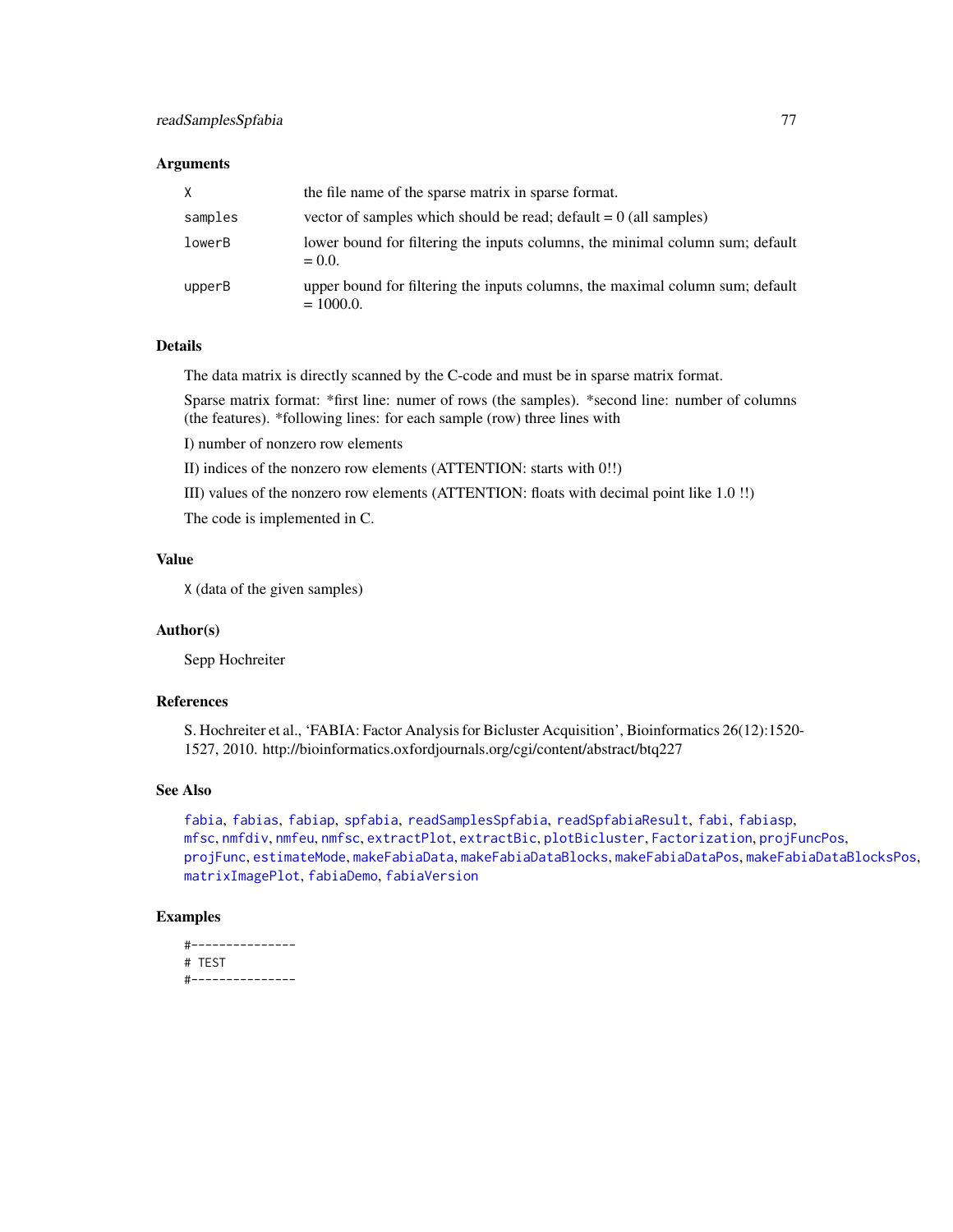## Arguments

| | |
|---|---|
| X | the file name of the sparse matrix in sparse format. |
| samples | vector of samples which should be read; default = 0 (all samples) |
| lowerB | lower bound for filtering the inputs columns, the minimal column sum; default = 0.0. |
| upperB | upper bound for filtering the inputs columns, the maximal column sum; default = 1000.0. |

## Details

The data matrix is directly scanned by the C-code and must be in sparse matrix format.

Sparse matrix format: *first line: numer of rows (the samples). *second line: number of columns (the features). *following lines: for each sample (row) three lines with

I) number of nonzero row elements

II) indices of the nonzero row elements (ATTENTION: starts with 0!!)

III) values of the nonzero row elements (ATTENTION: floats with decimal point like 1.0 !!)

The code is implemented in C.

## Value

`X` (data of the given samples)

## Author(s)

Sepp Hochreiter

## References

S. Hochreiter et al., 'FABIA: Factor Analysis for Bicluster Acquisition', Bioinformatics 26(12):1520-1527, 2010. http://bioinformatics.oxfordjournals.org/cgi/content/abstract/btq227

## See Also

fabia, fabias, fabiap, spfabia, readSamplesSpfabia, readSpfabiaResult, fabi, fabiasp, mfsc, nmfdiv, nmfeu, nmfsc, extractPlot, extractBic, plotBicluster, Factorization, projFuncPos, projFunc, estimateMode, makeFabiaData, makeFabiaDataBlocks, makeFabiaDataPos, makeFabiaDataBlocksPos, matrixImagePlot, fabiaDemo, fabiaVersion

## Examples

```
#---------------
# TEST
#---------------
```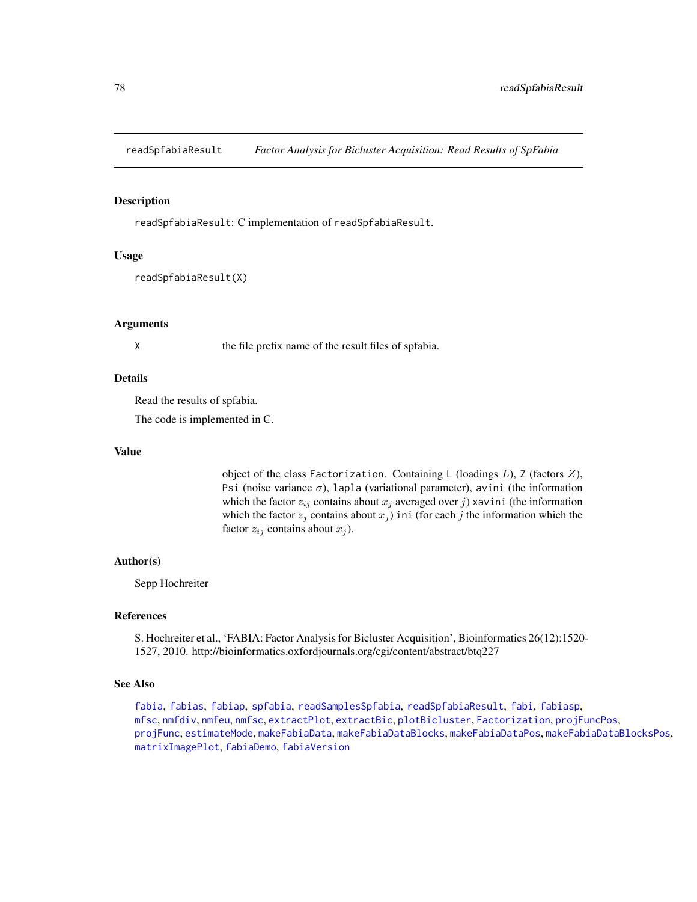readSpfabiaResult *Factor Analysis for Bicluster Acquisition: Read Results of SpFabia*

## Description

readSpfabiaResult: C implementation of readSpfabiaResult.

## Usage

```
readSpfabiaResult(X)
```

## Arguments

X the file prefix name of the result files of spfabia.

## Details

Read the results of spfabia.

The code is implemented in C.

## Value

object of the class Factorization. Containing L (loadings $L$), Z (factors $Z$), Psi (noise variance $\sigma$), lapla (variational parameter), avini (the information which the factor $z_{ij}$ contains about $x_j$ averaged over $j$) xavini (the information which the factor $z_j$ contains about $x_j$) ini (for each $j$ the information which the factor $z_{ij}$ contains about $x_j$).

## Author(s)

Sepp Hochreiter

## References

S. Hochreiter et al., 'FABIA: Factor Analysis for Bicluster Acquisition', Bioinformatics 26(12):1520-1527, 2010. http://bioinformatics.oxfordjournals.org/cgi/content/abstract/btq227

## See Also

fabia, fabias, fabiap, spfabia, readSamplesSpfabia, readSpfabiaResult, fabi, fabiasp, mfsc, nmfdiv, nmfeu, nmfsc, extractPlot, extractBic, plotBicluster, Factorization, projFuncPos, projFunc, estimateMode, makeFabiaData, makeFabiaDataBlocks, makeFabiaDataPos, makeFabiaDataBlocksPos, matrixImagePlot, fabiaDemo, fabiaVersion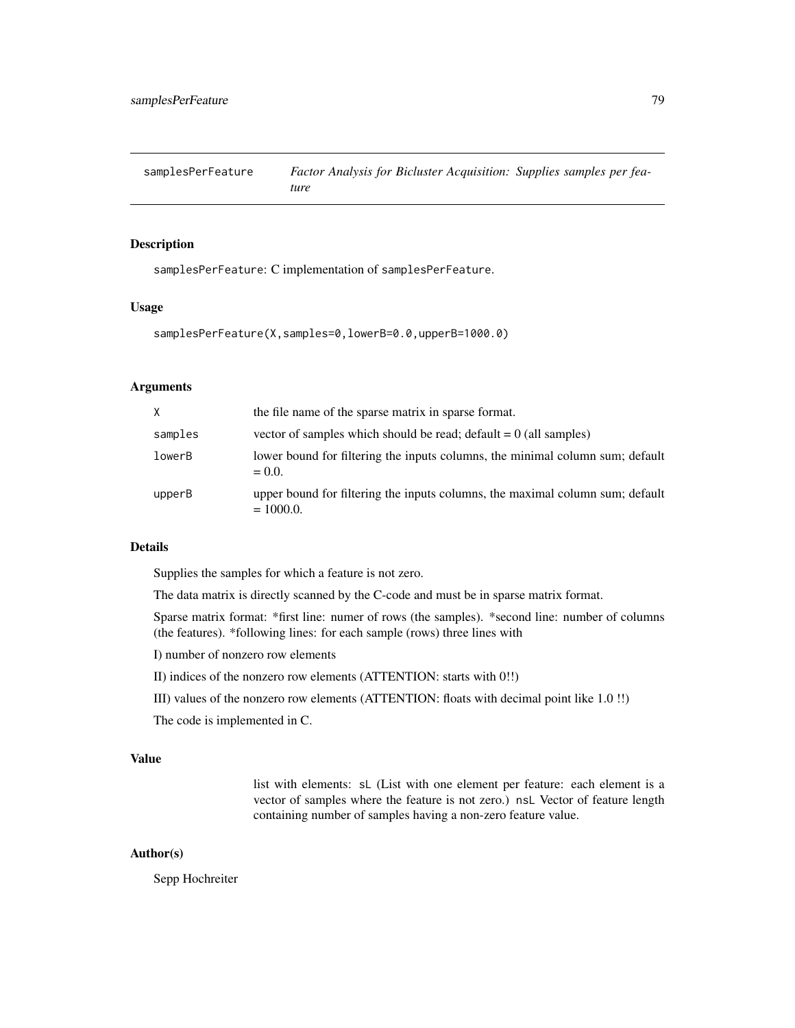## samplesPerFeature — *Factor Analysis for Bicluster Acquisition: Supplies samples per feature*

### Description

samplesPerFeature: C implementation of samplesPerFeature.

### Usage

```
samplesPerFeature(X,samples=0,lowerB=0.0,upperB=1000.0)
```

### Arguments

| | |
|---|---|
| X | the file name of the sparse matrix in sparse format. |
| samples | vector of samples which should be read; default = 0 (all samples) |
| lowerB | lower bound for filtering the inputs columns, the minimal column sum; default = 0.0. |
| upperB | upper bound for filtering the inputs columns, the maximal column sum; default = 1000.0. |

### Details

Supplies the samples for which a feature is not zero.

The data matrix is directly scanned by the C-code and must be in sparse matrix format.

Sparse matrix format: *first line: numer of rows (the samples). *second line: number of columns (the features). *following lines: for each sample (rows) three lines with

I) number of nonzero row elements

II) indices of the nonzero row elements (ATTENTION: starts with 0!!)

III) values of the nonzero row elements (ATTENTION: floats with decimal point like 1.0 !!)

The code is implemented in C.

### Value

list with elements: sL (List with one element per feature: each element is a vector of samples where the feature is not zero.) nsL Vector of feature length containing number of samples having a non-zero feature value.

### Author(s)

Sepp Hochreiter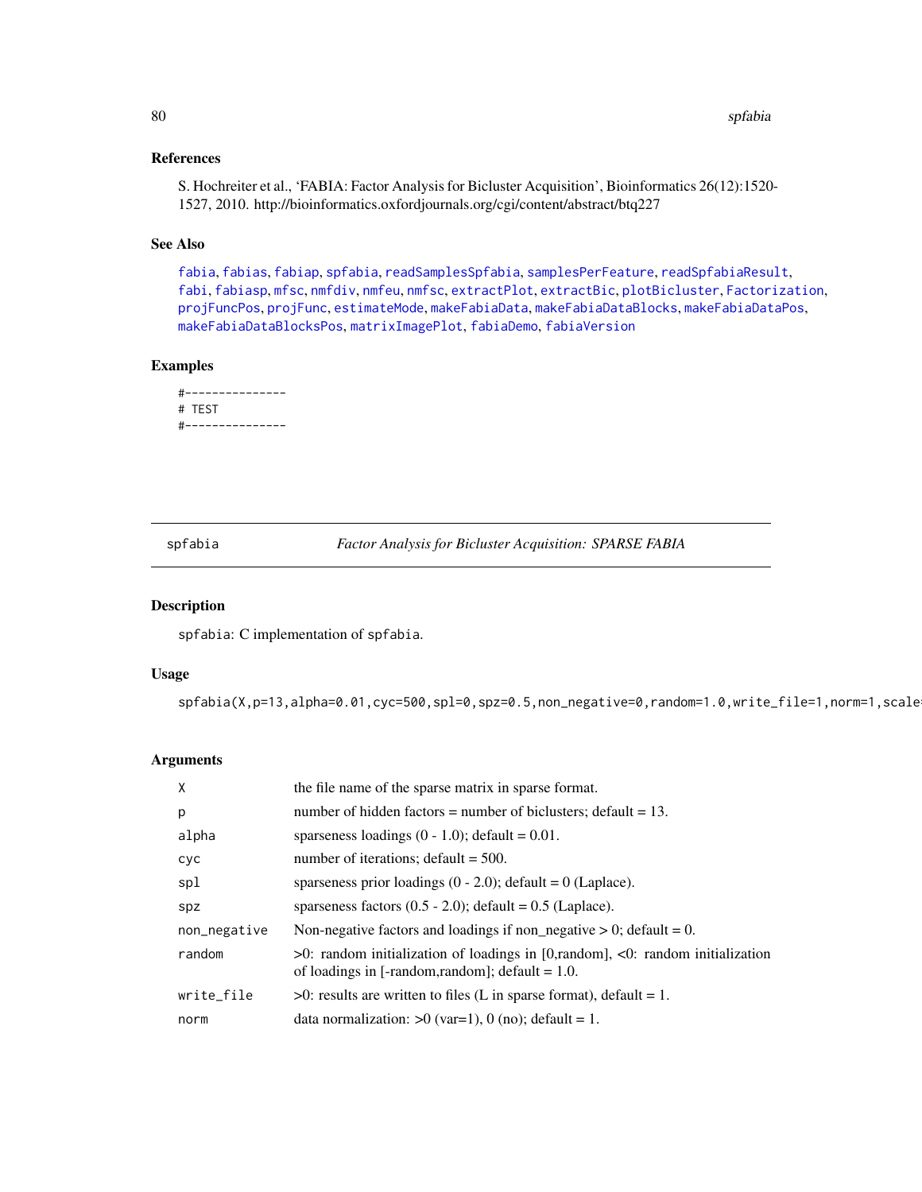## References

S. Hochreiter et al., 'FABIA: Factor Analysis for Bicluster Acquisition', Bioinformatics 26(12):1520-1527, 2010. http://bioinformatics.oxfordjournals.org/cgi/content/abstract/btq227

## See Also

fabia, fabias, fabiap, spfabia, readSamplesSpfabia, samplesPerFeature, readSpfabiaResult, fabi, fabiasp, mfsc, nmfdiv, nmfeu, nmfsc, extractPlot, extractBic, plotBicluster, Factorization, projFuncPos, projFunc, estimateMode, makeFabiaData, makeFabiaDataBlocks, makeFabiaDataPos, makeFabiaDataBlocksPos, matrixImagePlot, fabiaDemo, fabiaVersion

## Examples

```
#---------------
# TEST
#---------------
```

---

# spfabia — *Factor Analysis for Bicluster Acquisition: SPARSE FABIA*

## Description

spfabia: C implementation of spfabia.

## Usage

```
spfabia(X,p=13,alpha=0.01,cyc=500,spl=0,spz=0.5,non_negative=0,random=1.0,write_file=1,norm=1,scale
```

## Arguments

| | |
|---|---|
| X | the file name of the sparse matrix in sparse format. |
| p | number of hidden factors = number of biclusters; default = 13. |
| alpha | sparseness loadings (0 - 1.0); default = 0.01. |
| cyc | number of iterations; default = 500. |
| spl | sparseness prior loadings (0 - 2.0); default = 0 (Laplace). |
| spz | sparseness factors (0.5 - 2.0); default = 0.5 (Laplace). |
| non_negative | Non-negative factors and loadings if non_negative > 0; default = 0. |
| random | >0: random initialization of loadings in [0,random], <0: random initialization of loadings in [-random,random]; default = 1.0. |
| write_file | >0: results are written to files (L in sparse format), default = 1. |
| norm | data normalization: >0 (var=1), 0 (no); default = 1. |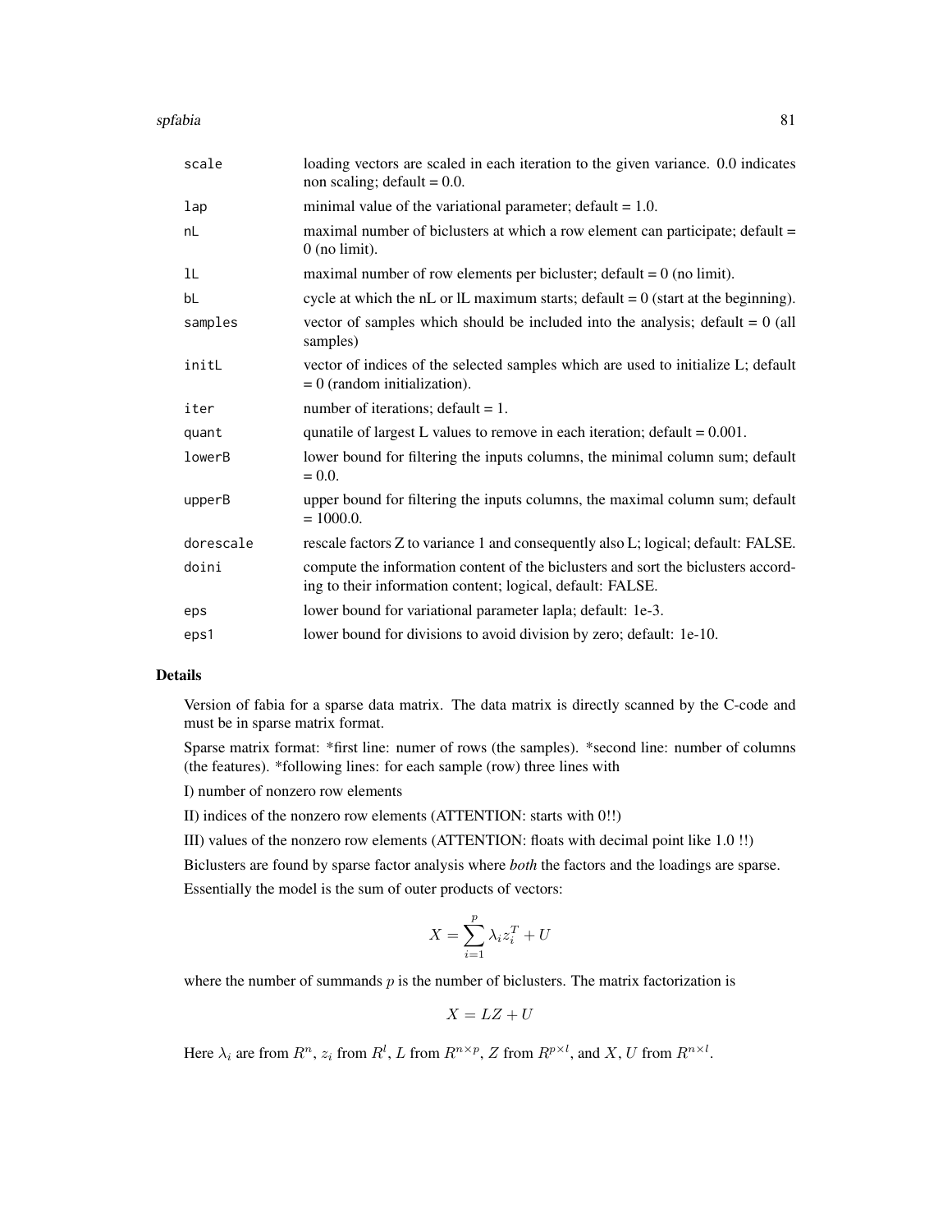| | |
|---|---|
| `scale` | loading vectors are scaled in each iteration to the given variance. 0.0 indicates non scaling; default = 0.0. |
| `lap` | minimal value of the variational parameter; default = 1.0. |
| `nL` | maximal number of biclusters at which a row element can participate; default = 0 (no limit). |
| `lL` | maximal number of row elements per bicluster; default = 0 (no limit). |
| `bL` | cycle at which the nL or lL maximum starts; default = 0 (start at the beginning). |
| `samples` | vector of samples which should be included into the analysis; default = 0 (all samples) |
| `initL` | vector of indices of the selected samples which are used to initialize L; default = 0 (random initialization). |
| `iter` | number of iterations; default = 1. |
| `quant` | qunatile of largest L values to remove in each iteration; default = 0.001. |
| `lowerB` | lower bound for filtering the inputs columns, the minimal column sum; default = 0.0. |
| `upperB` | upper bound for filtering the inputs columns, the maximal column sum; default = 1000.0. |
| `dorescale` | rescale factors Z to variance 1 and consequently also L; logical; default: FALSE. |
| `doini` | compute the information content of the biclusters and sort the biclusters according to their information content; logical, default: FALSE. |
| `eps` | lower bound for variational parameter lapla; default: 1e-3. |
| `eps1` | lower bound for divisions to avoid division by zero; default: 1e-10. |

## Details

Version of fabia for a sparse data matrix. The data matrix is directly scanned by the C-code and must be in sparse matrix format.

Sparse matrix format: *first line: numer of rows (the samples). *second line: number of columns (the features). *following lines: for each sample (row) three lines with

I) number of nonzero row elements

II) indices of the nonzero row elements (ATTENTION: starts with 0!!)

III) values of the nonzero row elements (ATTENTION: floats with decimal point like 1.0 !!)

Biclusters are found by sparse factor analysis where *both* the factors and the loadings are sparse.

Essentially the model is the sum of outer products of vectors:

$$X = \sum_{i=1}^{p} \lambda_i z_i^T + U$$

where the number of summands $p$ is the number of biclusters. The matrix factorization is

$$X = LZ + U$$

Here $\lambda_i$ are from $R^n$, $z_i$ from $R^l$, $L$ from $R^{n \times p}$, $Z$ from $R^{p \times l}$, and $X, U$ from $R^{n \times l}$.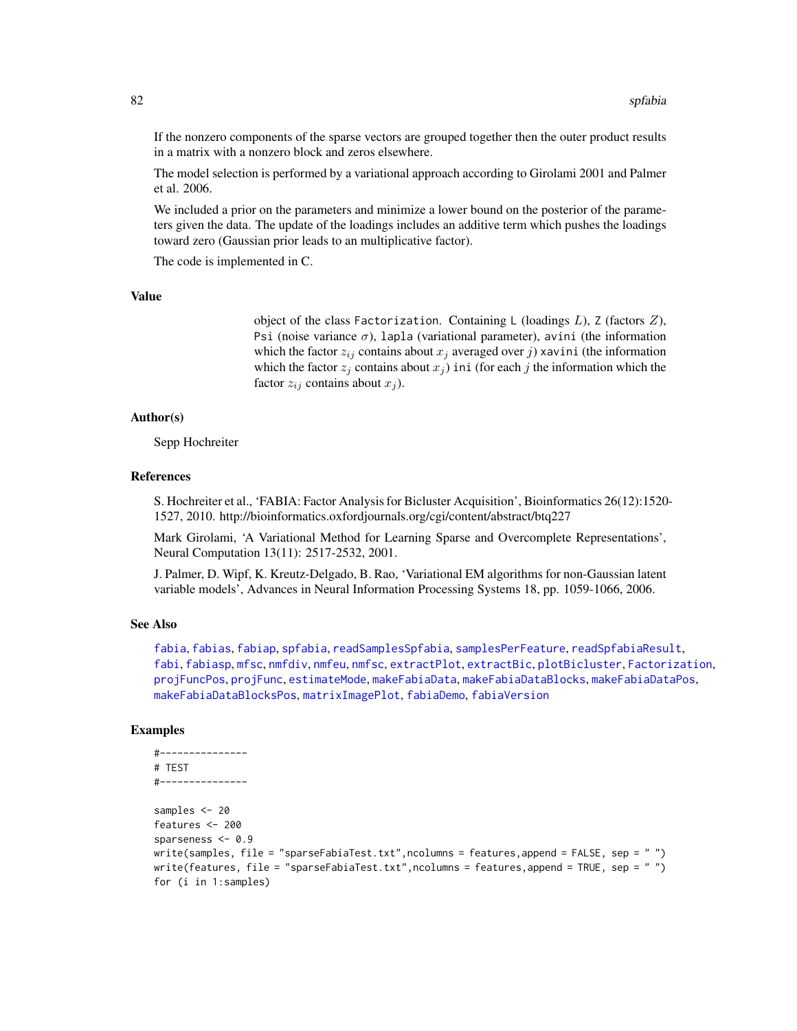If the nonzero components of the sparse vectors are grouped together then the outer product results in a matrix with a nonzero block and zeros elsewhere.

The model selection is performed by a variational approach according to Girolami 2001 and Palmer et al. 2006.

We included a prior on the parameters and minimize a lower bound on the posterior of the parameters given the data. The update of the loadings includes an additive term which pushes the loadings toward zero (Gaussian prior leads to an multiplicative factor).

The code is implemented in C.

### Value

object of the class `Factorization`. Containing `L` (loadings $L$), `Z` (factors $Z$), `Psi` (noise variance $\sigma$), `lapla` (variational parameter), `avini` (the information which the factor $z_{ij}$ contains about $x_j$ averaged over $j$) `xavini` (the information which the factor $z_j$ contains about $x_j$) `ini` (for each $j$ the information which the factor $z_{ij}$ contains about $x_j$).

### Author(s)

Sepp Hochreiter

### References

S. Hochreiter et al., 'FABIA: Factor Analysis for Bicluster Acquisition', Bioinformatics 26(12):1520-1527, 2010. http://bioinformatics.oxfordjournals.org/cgi/content/abstract/btq227

Mark Girolami, 'A Variational Method for Learning Sparse and Overcomplete Representations', Neural Computation 13(11): 2517-2532, 2001.

J. Palmer, D. Wipf, K. Kreutz-Delgado, B. Rao, 'Variational EM algorithms for non-Gaussian latent variable models', Advances in Neural Information Processing Systems 18, pp. 1059-1066, 2006.

### See Also

fabia, fabias, fabiap, spfabia, readSamplesSpfabia, samplesPerFeature, readSpfabiaResult, fabi, fabiasp, mfsc, nmfdiv, nmfeu, nmfsc, extractPlot, extractBic, plotBicluster, Factorization, projFuncPos, projFunc, estimateMode, makeFabiaData, makeFabiaDataBlocks, makeFabiaDataPos, makeFabiaDataBlocksPos, matrixImagePlot, fabiaDemo, fabiaVersion

### Examples

```
#---------------
# TEST
#---------------

samples <- 20
features <- 200
sparseness <- 0.9
write(samples, file = "sparseFabiaTest.txt",ncolumns = features,append = FALSE, sep = " ")
write(features, file = "sparseFabiaTest.txt",ncolumns = features,append = TRUE, sep = " ")
for (i in 1:samples)
```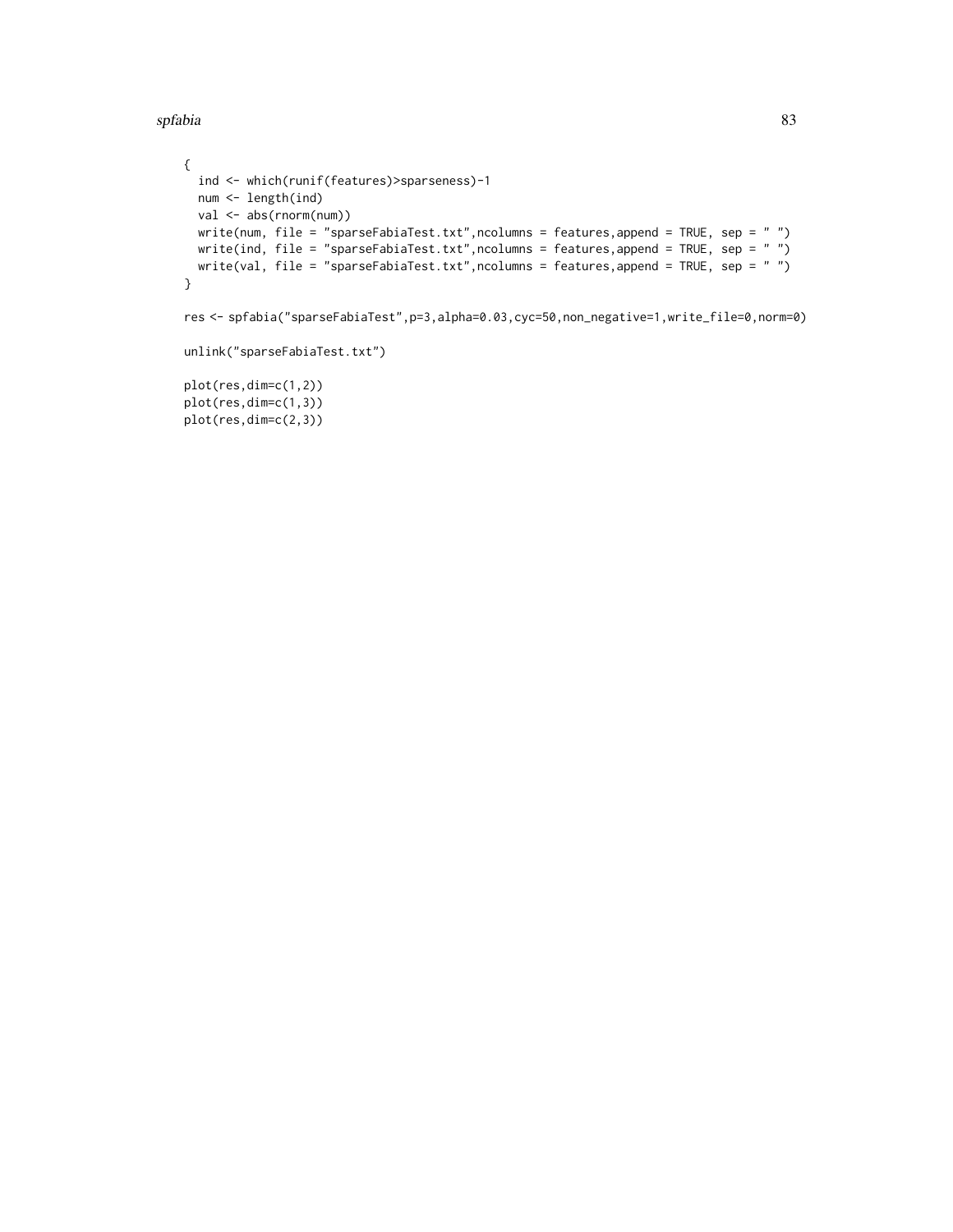```
{
  ind <- which(runif(features)>sparseness)-1
  num <- length(ind)
  val <- abs(rnorm(num))
  write(num, file = "sparseFabiaTest.txt",ncolumns = features,append = TRUE, sep = " ")
  write(ind, file = "sparseFabiaTest.txt",ncolumns = features,append = TRUE, sep = " ")
  write(val, file = "sparseFabiaTest.txt",ncolumns = features,append = TRUE, sep = " ")
}

res <- spfabia("sparseFabiaTest",p=3,alpha=0.03,cyc=50,non_negative=1,write_file=0,norm=0)

unlink("sparseFabiaTest.txt")

plot(res,dim=c(1,2))
plot(res,dim=c(1,3))
plot(res,dim=c(2,3))
```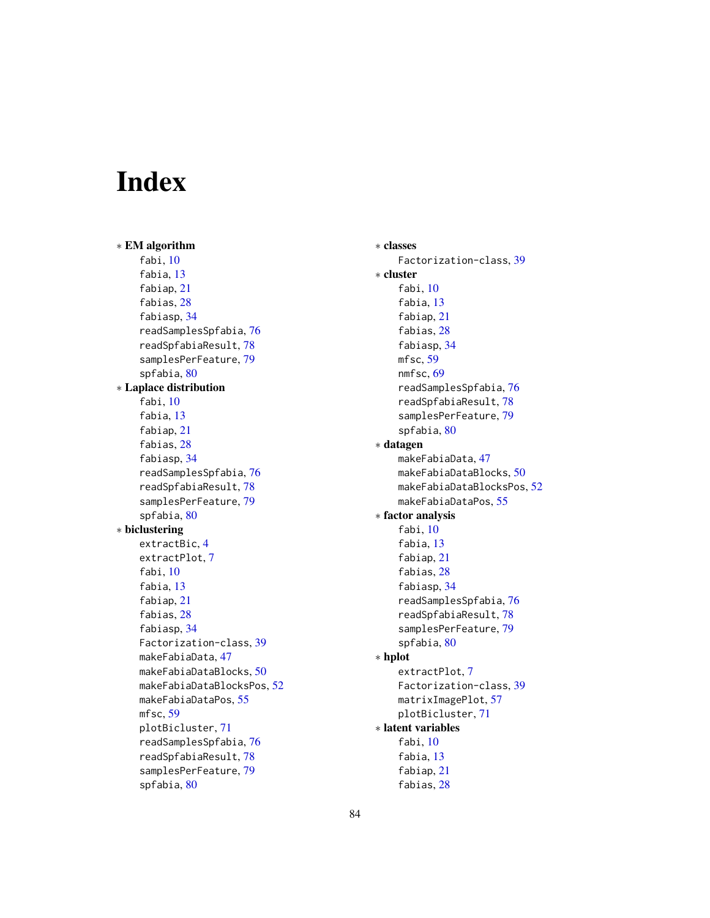# Index

∗ **EM algorithm**
- fabi, 10
- fabia, 13
- fabiap, 21
- fabias, 28
- fabiasp, 34
- readSamplesSpfabia, 76
- readSpfabiaResult, 78
- samplesPerFeature, 79
- spfabia, 80

∗ **Laplace distribution**
- fabi, 10
- fabia, 13
- fabiap, 21
- fabias, 28
- fabiasp, 34
- readSamplesSpfabia, 76
- readSpfabiaResult, 78
- samplesPerFeature, 79
- spfabia, 80

∗ **biclustering**
- extractBic, 4
- extractPlot, 7
- fabi, 10
- fabia, 13
- fabiap, 21
- fabias, 28
- fabiasp, 34
- Factorization-class, 39
- makeFabiaData, 47
- makeFabiaDataBlocks, 50
- makeFabiaDataBlocksPos, 52
- makeFabiaDataPos, 55
- mfsc, 59
- plotBicluster, 71
- readSamplesSpfabia, 76
- readSpfabiaResult, 78
- samplesPerFeature, 79
- spfabia, 80

∗ **classes**
- Factorization-class, 39

∗ **cluster**
- fabi, 10
- fabia, 13
- fabiap, 21
- fabias, 28
- fabiasp, 34
- mfsc, 59
- nmfsc, 69
- readSamplesSpfabia, 76
- readSpfabiaResult, 78
- samplesPerFeature, 79
- spfabia, 80

∗ **datagen**
- makeFabiaData, 47
- makeFabiaDataBlocks, 50
- makeFabiaDataBlocksPos, 52
- makeFabiaDataPos, 55

∗ **factor analysis**
- fabi, 10
- fabia, 13
- fabiap, 21
- fabias, 28
- fabiasp, 34
- readSamplesSpfabia, 76
- readSpfabiaResult, 78
- samplesPerFeature, 79
- spfabia, 80

∗ **hplot**
- extractPlot, 7
- Factorization-class, 39
- matrixImagePlot, 57
- plotBicluster, 71

∗ **latent variables**
- fabi, 10
- fabia, 13
- fabiap, 21
- fabias, 28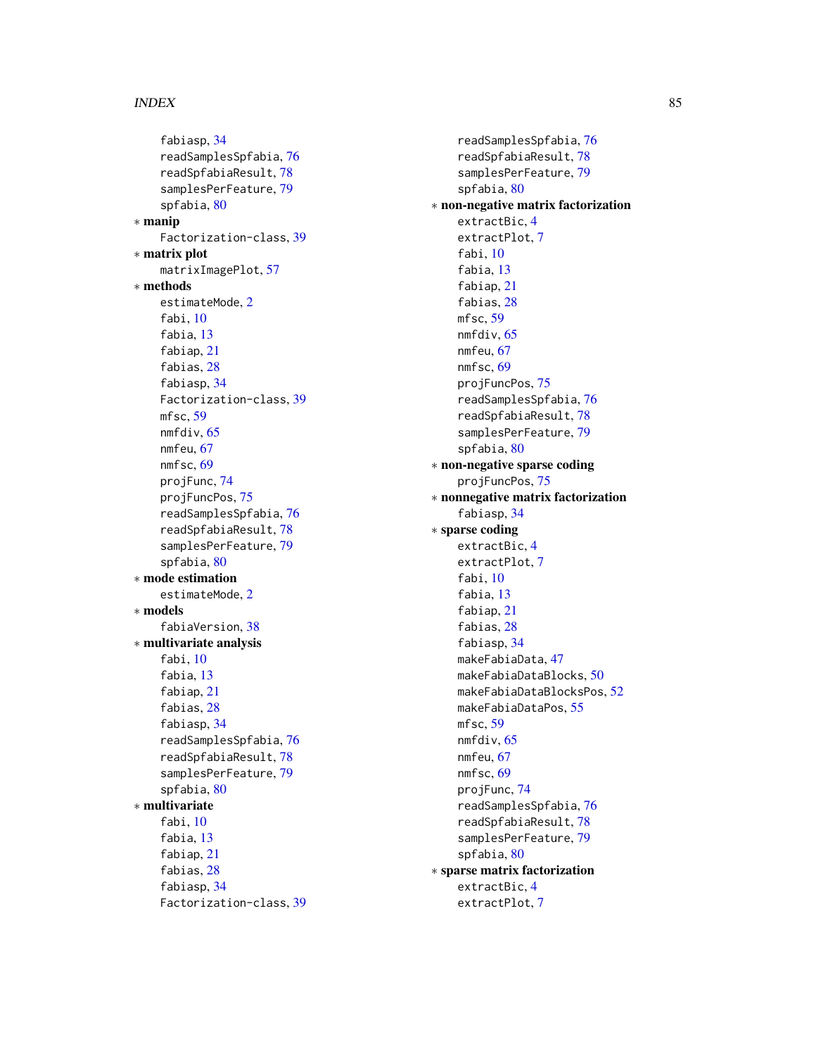fabiasp, 34
readSamplesSpfabia, 76
readSpfabiaResult, 78
samplesPerFeature, 79
spfabia, 80

* **manip**
  Factorization-class, 39
* **matrix plot**
  matrixImagePlot, 57
* **methods**
  estimateMode, 2
  fabi, 10
  fabia, 13
  fabiap, 21
  fabias, 28
  fabiasp, 34
  Factorization-class, 39
  mfsc, 59
  nmfdiv, 65
  nmfeu, 67
  nmfsc, 69
  projFunc, 74
  projFuncPos, 75
  readSamplesSpfabia, 76
  readSpfabiaResult, 78
  samplesPerFeature, 79
  spfabia, 80
* **mode estimation**
  estimateMode, 2
* **models**
  fabiaVersion, 38
* **multivariate analysis**
  fabi, 10
  fabia, 13
  fabiap, 21
  fabias, 28
  fabiasp, 34
  readSamplesSpfabia, 76
  readSpfabiaResult, 78
  samplesPerFeature, 79
  spfabia, 80
* **multivariate**
  fabi, 10
  fabia, 13
  fabiap, 21
  fabias, 28
  fabiasp, 34
  Factorization-class, 39

readSamplesSpfabia, 76
readSpfabiaResult, 78
samplesPerFeature, 79
spfabia, 80

* **non-negative matrix factorization**
  extractBic, 4
  extractPlot, 7
  fabi, 10
  fabia, 13
  fabiap, 21
  fabias, 28
  mfsc, 59
  nmfdiv, 65
  nmfeu, 67
  nmfsc, 69
  projFuncPos, 75
  readSamplesSpfabia, 76
  readSpfabiaResult, 78
  samplesPerFeature, 79
  spfabia, 80
* **non-negative sparse coding**
  projFuncPos, 75
* **nonnegative matrix factorization**
  fabiasp, 34
* **sparse coding**
  extractBic, 4
  extractPlot, 7
  fabi, 10
  fabia, 13
  fabiap, 21
  fabias, 28
  fabiasp, 34
  makeFabiaData, 47
  makeFabiaDataBlocks, 50
  makeFabiaDataBlocksPos, 52
  makeFabiaDataPos, 55
  mfsc, 59
  nmfdiv, 65
  nmfeu, 67
  nmfsc, 69
  projFunc, 74
  readSamplesSpfabia, 76
  readSpfabiaResult, 78
  samplesPerFeature, 79
  spfabia, 80
* **sparse matrix factorization**
  extractBic, 4
  extractPlot, 7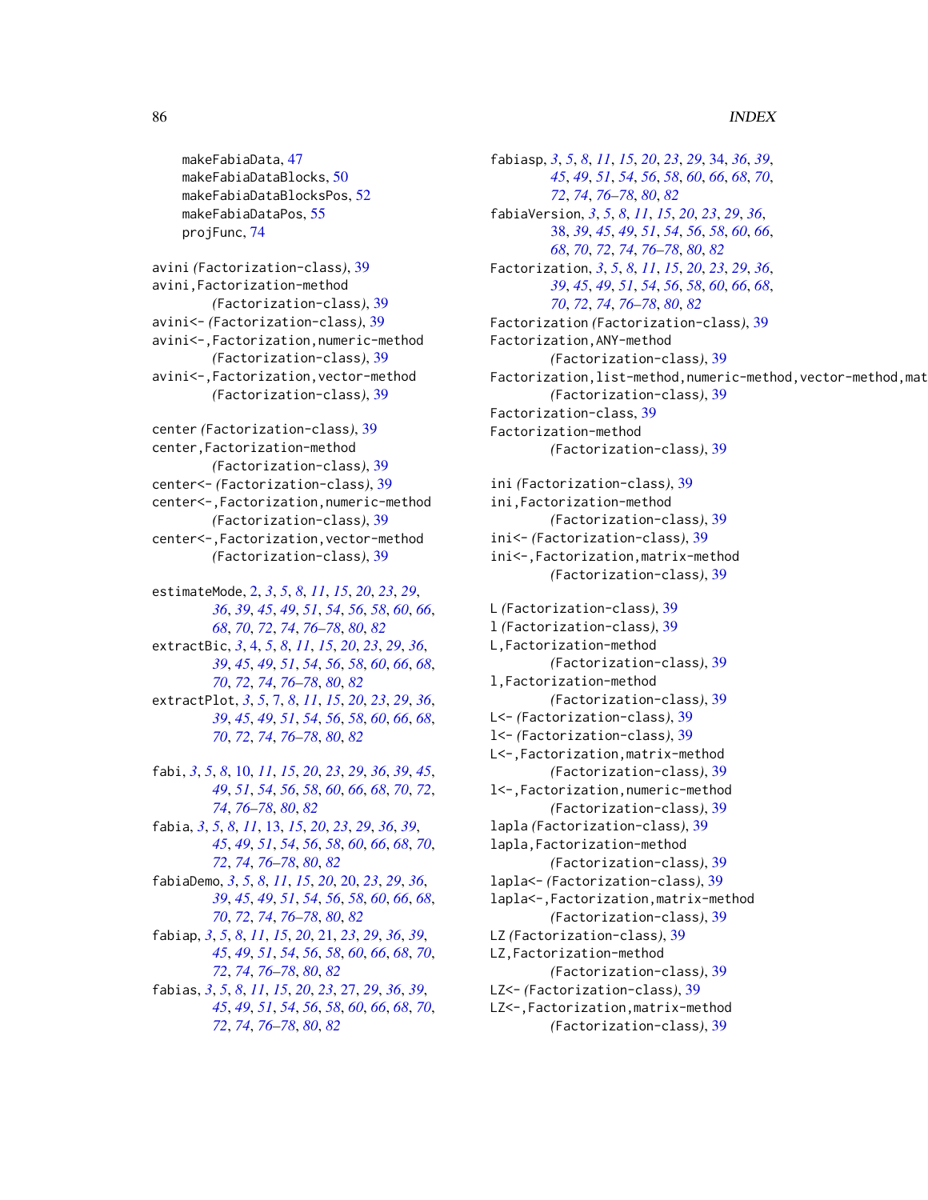makeFabiaData, 47
makeFabiaDataBlocks, 50
makeFabiaDataBlocksPos, 52
makeFabiaDataPos, 55
projFunc, 74

avini *(Factorization-class)*, 39
avini,Factorization-method *(Factorization-class)*, 39
avini<- *(Factorization-class)*, 39
avini<-,Factorization,numeric-method *(Factorization-class)*, 39
avini<-,Factorization,vector-method *(Factorization-class)*, 39

center *(Factorization-class)*, 39
center,Factorization-method *(Factorization-class)*, 39
center<- *(Factorization-class)*, 39
center<-,Factorization,numeric-method *(Factorization-class)*, 39
center<-,Factorization,vector-method *(Factorization-class)*, 39

estimateMode, 2, *3*, *5*, *8*, *11*, *15*, *20*, *23*, *29*, *36*, *39*, *45*, *49*, *51*, *54*, *56*, *58*, *60*, *66*, *68*, *70*, *72*, *74*, *76–78*, *80*, *82*
extractBic, *3*, 4, *5*, *8*, *11*, *15*, *20*, *23*, *29*, *36*, *39*, *45*, *49*, *51*, *54*, *56*, *58*, *60*, *66*, *68*, *70*, *72*, *74*, *76–78*, *80*, *82*
extractPlot, *3*, *5*, 7, *8*, *11*, *15*, *20*, *23*, *29*, *36*, *39*, *45*, *49*, *51*, *54*, *56*, *58*, *60*, *66*, *68*, *70*, *72*, *74*, *76–78*, *80*, *82*

fabi, *3*, *5*, *8*, 10, *11*, *15*, *20*, *23*, *29*, *36*, *39*, *45*, *49*, *51*, *54*, *56*, *58*, *60*, *66*, *68*, *70*, *72*, *74*, *76–78*, *80*, *82*
fabia, *3*, *5*, *8*, *11*, 13, *15*, *20*, *23*, *29*, *36*, *39*, *45*, *49*, *51*, *54*, *56*, *58*, *60*, *66*, *68*, *70*, *72*, *74*, *76–78*, *80*, *82*
fabiaDemo, *3*, *5*, *8*, *11*, *15*, *20*, 20, *23*, *29*, *36*, *39*, *45*, *49*, *51*, *54*, *56*, *58*, *60*, *66*, *68*, *70*, *72*, *74*, *76–78*, *80*, *82*
fabiap, *3*, *5*, *8*, *11*, *15*, *20*, 21, *23*, *29*, *36*, *39*, *45*, *49*, *51*, *54*, *56*, *58*, *60*, *66*, *68*, *70*, *72*, *74*, *76–78*, *80*, *82*
fabias, *3*, *5*, *8*, *11*, *15*, *20*, *23*, 27, *29*, *36*, *39*, *45*, *49*, *51*, *54*, *56*, *58*, *60*, *66*, *68*, *70*, *72*, *74*, *76–78*, *80*, *82*
fabiasp, *3*, *5*, *8*, *11*, *15*, *20*, *23*, *29*, 34, *36*, *39*, *45*, *49*, *51*, *54*, *56*, *58*, *60*, *66*, *68*, *70*, *72*, *74*, *76–78*, *80*, *82*
fabiaVersion, *3*, *5*, *8*, *11*, *15*, *20*, *23*, *29*, *36*, 38, *39*, *45*, *49*, *51*, *54*, *56*, *58*, *60*, *66*, *68*, *70*, *72*, *74*, *76–78*, *80*, *82*
Factorization, *3*, *5*, *8*, *11*, *15*, *20*, *23*, *29*, *36*, *39*, *45*, *49*, *51*, *54*, *56*, *58*, *60*, *66*, *68*, *70*, *72*, *74*, *76–78*, *80*, *82*
Factorization *(Factorization-class)*, 39
Factorization,ANY-method *(Factorization-class)*, 39
Factorization,list-method,numeric-method,vector-method,mat *(Factorization-class)*, 39
Factorization-class, 39
Factorization-method *(Factorization-class)*, 39

ini *(Factorization-class)*, 39
ini,Factorization-method *(Factorization-class)*, 39
ini<- *(Factorization-class)*, 39
ini<-,Factorization,matrix-method *(Factorization-class)*, 39

L *(Factorization-class)*, 39
l *(Factorization-class)*, 39
L,Factorization-method *(Factorization-class)*, 39
l,Factorization-method *(Factorization-class)*, 39
L<- *(Factorization-class)*, 39
l<- *(Factorization-class)*, 39
L<-,Factorization,matrix-method *(Factorization-class)*, 39
l<-,Factorization,numeric-method *(Factorization-class)*, 39
lapla *(Factorization-class)*, 39
lapla,Factorization-method *(Factorization-class)*, 39
lapla<- *(Factorization-class)*, 39
lapla<-,Factorization,matrix-method *(Factorization-class)*, 39
LZ *(Factorization-class)*, 39
LZ,Factorization-method *(Factorization-class)*, 39
LZ<- *(Factorization-class)*, 39
LZ<-,Factorization,matrix-method *(Factorization-class)*, 39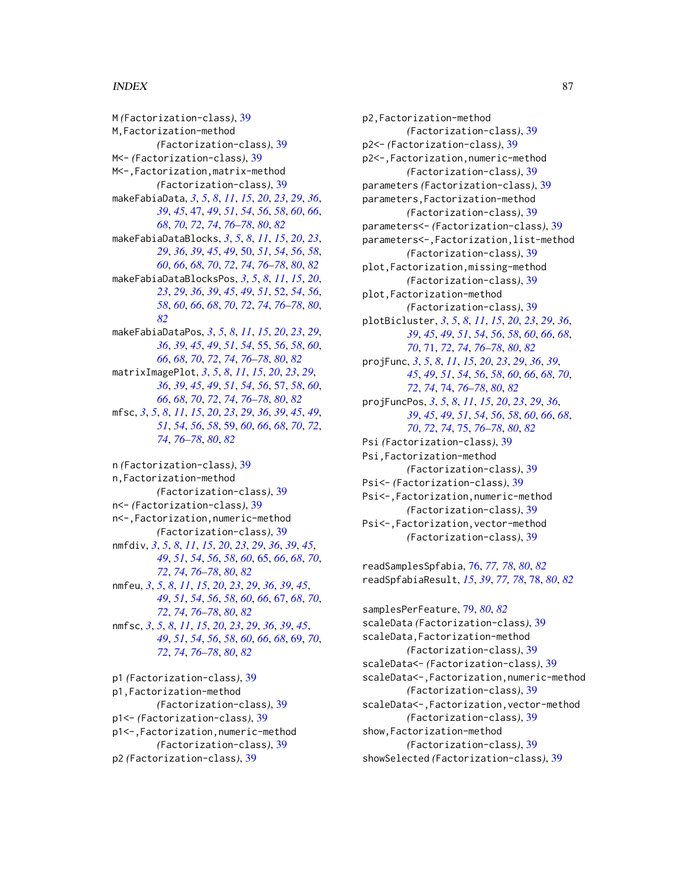M *(Factorization-class)*, 39
M,Factorization-method
  *(Factorization-class)*, 39
M<- *(Factorization-class)*, 39
M<-,Factorization,matrix-method
  *(Factorization-class)*, 39
makeFabiaData, *3*, *5*, *8*, *11*, *15*, *20*, *23*, *29*, *36*, *39*, *45*, 47, *49*, *51*, *54*, *56*, *58*, *60*, *66*, *68*, *70*, *72*, *74*, *76–78*, *80*, *82*
makeFabiaDataBlocks, *3*, *5*, *8*, *11*, *15*, *20*, *23*, *29*, *36*, *39*, *45*, *49*, 50, *51*, *54*, *56*, *58*, *60*, *66*, *68*, *70*, *72*, *74*, *76–78*, *80*, *82*
makeFabiaDataBlocksPos, *3*, *5*, *8*, *11*, *15*, *20*, *23*, *29*, *36*, *39*, *45*, *49*, *51*, 52, *54*, *56*, *58*, *60*, *66*, *68*, *70*, *72*, *74*, *76–78*, *80*, *82*
makeFabiaDataPos, *3*, *5*, *8*, *11*, *15*, *20*, *23*, *29*, *36*, *39*, *45*, *49*, *51*, *54*, 55, *56*, *58*, *60*, *66*, *68*, *70*, *72*, *74*, *76–78*, *80*, *82*
matrixImagePlot, *3*, *5*, *8*, *11*, *15*, *20*, *23*, *29*, *36*, *39*, *45*, *49*, *51*, *54*, *56*, 57, *58*, *60*, *66*, *68*, *70*, *72*, *74*, *76–78*, *80*, *82*
mfsc, *3*, *5*, *8*, *11*, *15*, *20*, *23*, *29*, *36*, *39*, *45*, *49*, *51*, *54*, *56*, *58*, 59, *60*, *66*, *68*, *70*, *72*, *74*, *76–78*, *80*, *82*

n *(Factorization-class)*, 39
n,Factorization-method
  *(Factorization-class)*, 39
n<- *(Factorization-class)*, 39
n<-,Factorization,numeric-method
  *(Factorization-class)*, 39
nmfdiv, *3*, *5*, *8*, *11*, *15*, *20*, *23*, *29*, *36*, *39*, *45*, *49*, *51*, *54*, *56*, *58*, *60*, 65, *66*, *68*, *70*, *72*, *74*, *76–78*, *80*, *82*
nmfeu, *3*, *5*, *8*, *11*, *15*, *20*, *23*, *29*, *36*, *39*, *45*, *49*, *51*, *54*, *56*, *58*, *60*, *66*, 67, *68*, *70*, *72*, *74*, *76–78*, *80*, *82*
nmfsc, *3*, *5*, *8*, *11*, *15*, *20*, *23*, *29*, *36*, *39*, *45*, *49*, *51*, *54*, *56*, *58*, *60*, *66*, *68*, 69, *70*, *72*, *74*, *76–78*, *80*, *82*

p1 *(Factorization-class)*, 39
p1,Factorization-method
  *(Factorization-class)*, 39
p1<- *(Factorization-class)*, 39
p1<-,Factorization,numeric-method
  *(Factorization-class)*, 39
p2 *(Factorization-class)*, 39
p2,Factorization-method
  *(Factorization-class)*, 39
p2<- *(Factorization-class)*, 39
p2<-,Factorization,numeric-method
  *(Factorization-class)*, 39
parameters *(Factorization-class)*, 39
parameters,Factorization-method
  *(Factorization-class)*, 39
parameters<- *(Factorization-class)*, 39
parameters<-,Factorization,list-method
  *(Factorization-class)*, 39
plot,Factorization,missing-method
  *(Factorization-class)*, 39
plot,Factorization-method
  *(Factorization-class)*, 39
plotBicluster, *3*, *5*, *8*, *11*, *15*, *20*, *23*, *29*, *36*, *39*, *45*, *49*, *51*, *54*, *56*, *58*, *60*, *66*, *68*, *70*, 71, *72*, *74*, *76–78*, *80*, *82*
projFunc, *3*, *5*, *8*, *11*, *15*, *20*, *23*, *29*, *36*, *39*, *45*, *49*, *51*, *54*, *56*, *58*, *60*, *66*, *68*, *70*, *72*, *74*, 74, *76–78*, *80*, *82*
projFuncPos, *3*, *5*, *8*, *11*, *15*, *20*, *23*, *29*, *36*, *39*, *45*, *49*, *51*, *54*, *56*, *58*, *60*, *66*, *68*, *70*, *72*, *74*, 75, *76–78*, *80*, *82*
Psi *(Factorization-class)*, 39
Psi,Factorization-method
  *(Factorization-class)*, 39
Psi<- *(Factorization-class)*, 39
Psi<-,Factorization,numeric-method
  *(Factorization-class)*, 39
Psi<-,Factorization,vector-method
  *(Factorization-class)*, 39

readSamplesSpfabia, 76, *77, 78*, *80*, *82*
readSpfabiaResult, *15*, *39*, *77, 78*, 78, *80*, *82*

samplesPerFeature, 79, *80*, *82*
scaleData *(Factorization-class)*, 39
scaleData,Factorization-method
  *(Factorization-class)*, 39
scaleData<- *(Factorization-class)*, 39
scaleData<-,Factorization,numeric-method
  *(Factorization-class)*, 39
scaleData<-,Factorization,vector-method
  *(Factorization-class)*, 39
show,Factorization-method
  *(Factorization-class)*, 39
showSelected *(Factorization-class)*, 39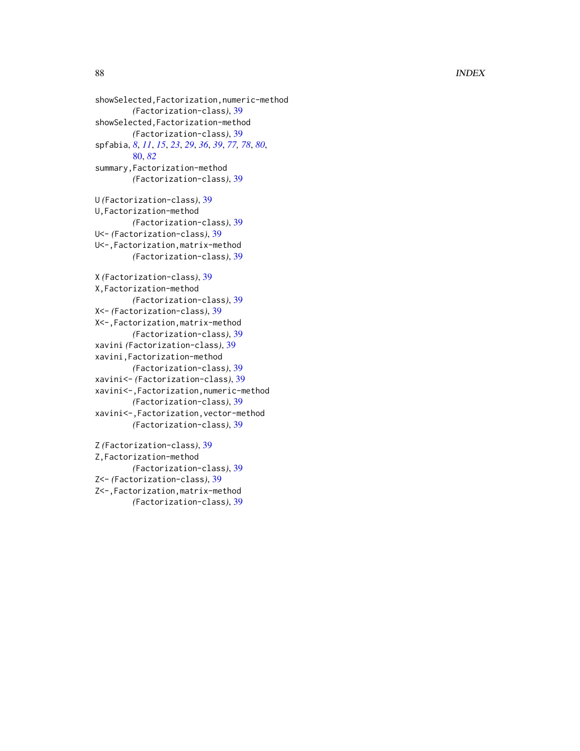showSelected,Factorization,numeric-method
 (Factorization-class), 39
showSelected,Factorization-method
 (Factorization-class), 39
spfabia, *8*, *11*, *15*, *23*, *29*, *36*, *39*, *77, 78*, *80*,
 80, *82*
summary,Factorization-method
 (Factorization-class), 39

U (Factorization-class), 39
U,Factorization-method
 (Factorization-class), 39
U<- (Factorization-class), 39
U<-,Factorization,matrix-method
 (Factorization-class), 39

X (Factorization-class), 39
X,Factorization-method
 (Factorization-class), 39
X<- (Factorization-class), 39
X<-,Factorization,matrix-method
 (Factorization-class), 39
xavini (Factorization-class), 39
xavini,Factorization-method
 (Factorization-class), 39
xavini<- (Factorization-class), 39
xavini<-,Factorization,numeric-method
 (Factorization-class), 39
xavini<-,Factorization,vector-method
 (Factorization-class), 39

Z (Factorization-class), 39
Z,Factorization-method
 (Factorization-class), 39
Z<- (Factorization-class), 39
Z<-,Factorization,matrix-method
 (Factorization-class), 39